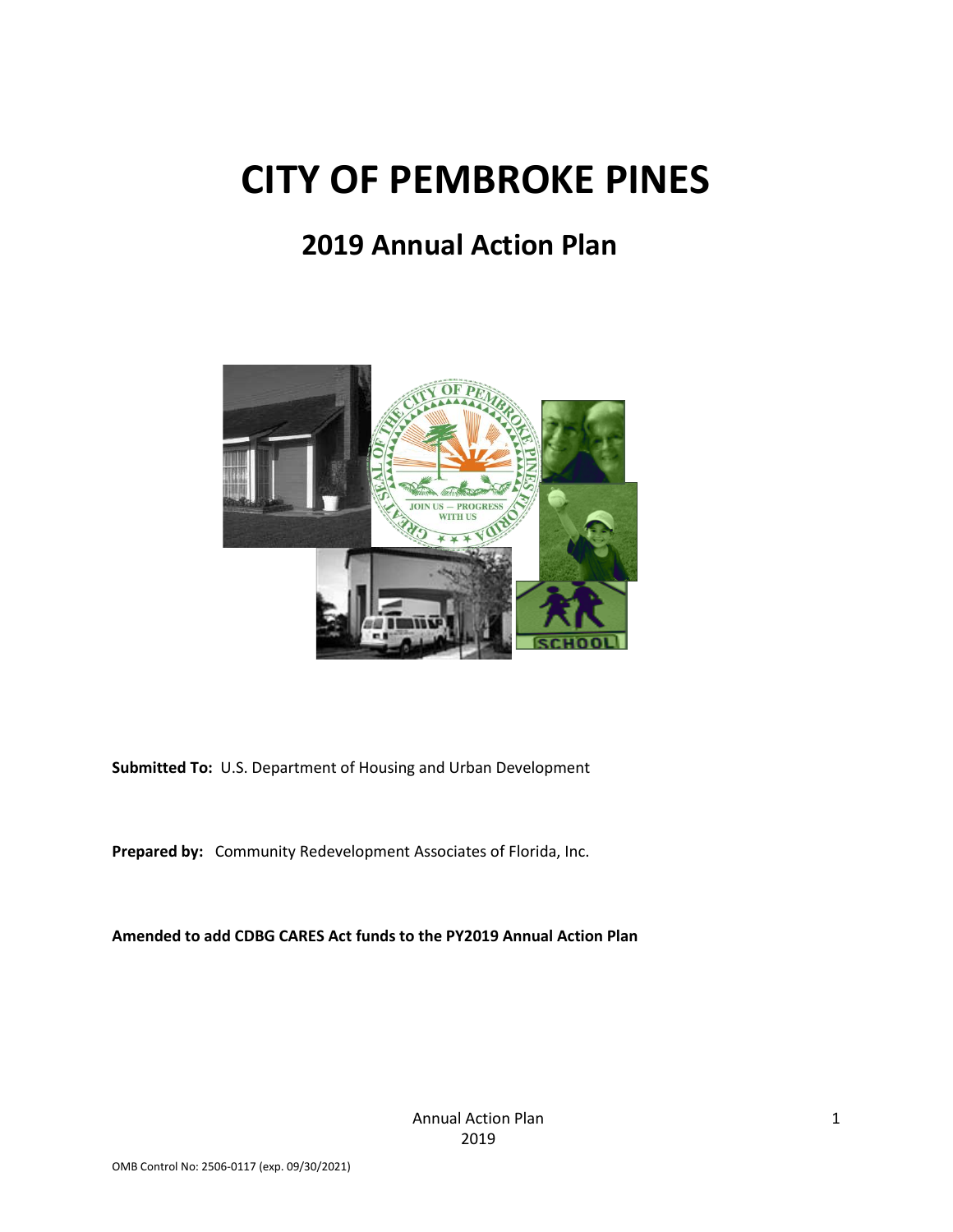# CITY OF PEMBROKE PINES

## 2019 Annual Action Plan

**Submitted To:** U.S. Department of Housing and Urban Development

**Prepared by:** Community Redevelopment Associates of Florida, Inc.

**Amended to add CDBG CARES Act funds to the PY2019 Annual Action Plan**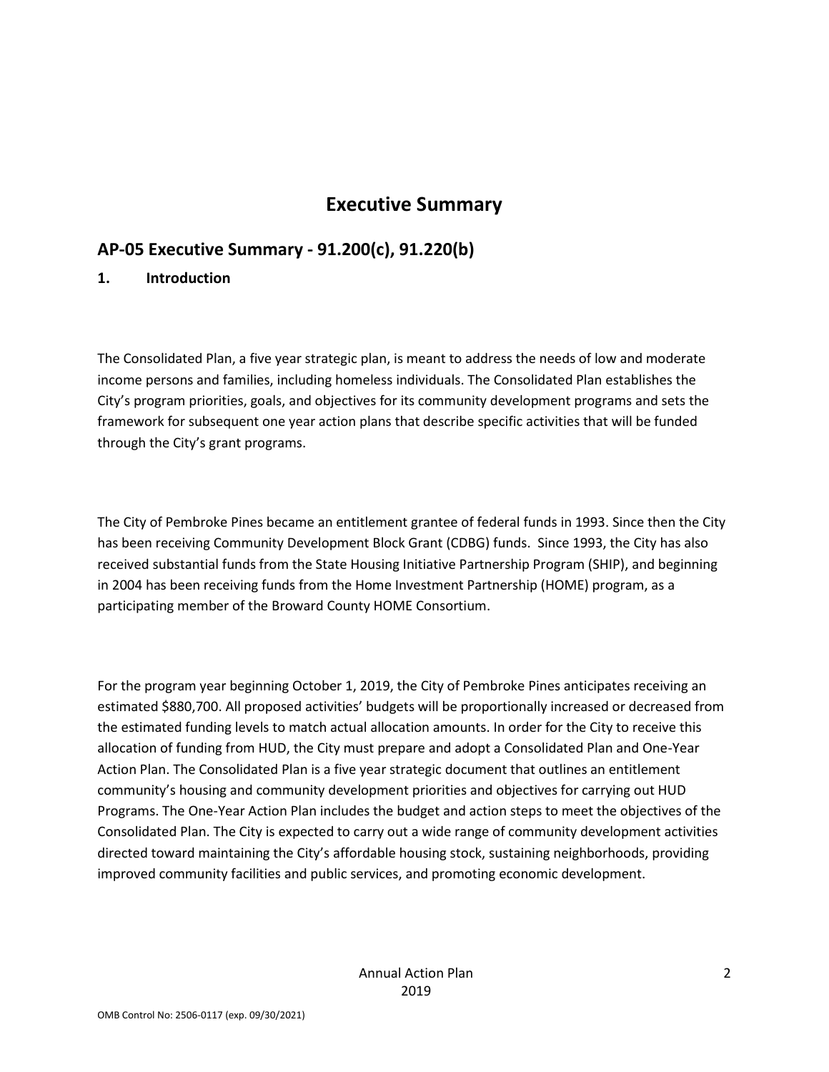# Executive Summary

## AP-05 Executive Summary - 91.200(c), 91.220(b)

### 1. Introduction

The Consolidated Plan, a five year strategic plan, is meant to address the needs of low and moderate income persons and families, including homeless individuals. The Consolidated Plan establishes the City's program priorities, goals, and objectives for its community development programs and sets the framework for subsequent one year action plans that describe specific activities that will be funded through the City's grant programs.

The City of Pembroke Pines became an entitlement grantee of federal funds in 1993. Since then the City has been receiving Community Development Block Grant (CDBG) funds. Since 1993, the City has also received substantial funds from the State Housing Initiative Partnership Program (SHIP), and beginning in 2004 has been receiving funds from the Home Investment Partnership (HOME) program, as a participating member of the Broward County HOME Consortium.

For the program year beginning October 1, 2019, the City of Pembroke Pines anticipates receiving an estimated $880,700. All proposed activities' budgets will be proportionally increased or decreased from the estimated funding levels to match actual allocation amounts. In order for the City to receive this allocation of funding from HUD, the City must prepare and adopt a Consolidated Plan and One-Year Action Plan. The Consolidated Plan is a five year strategic document that outlines an entitlement community's housing and community development priorities and objectives for carrying out HUD Programs. The One-Year Action Plan includes the budget and action steps to meet the objectives of the Consolidated Plan. The City is expected to carry out a wide range of community development activities directed toward maintaining the City's affordable housing stock, sustaining neighborhoods, providing improved community facilities and public services, and promoting economic development.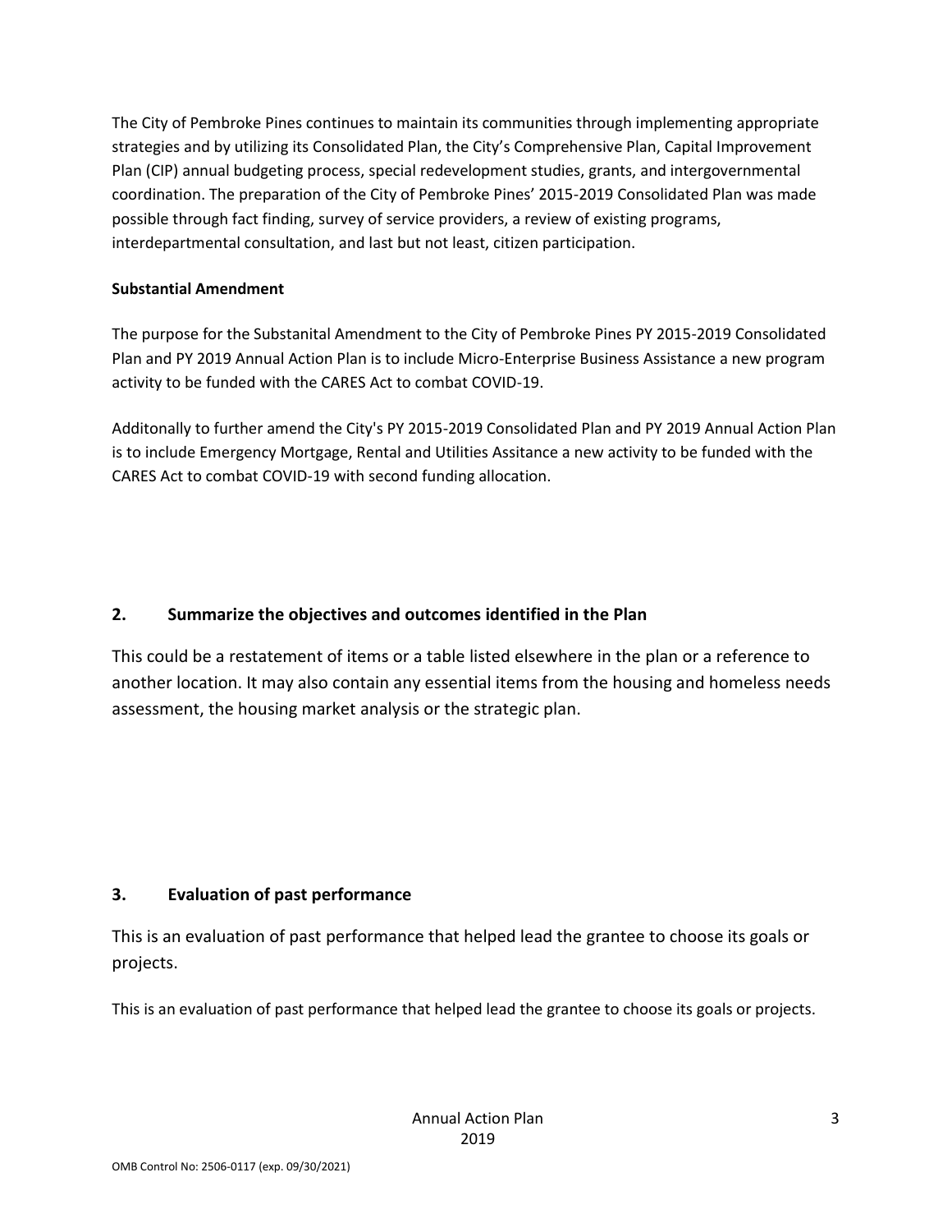The City of Pembroke Pines continues to maintain its communities through implementing appropriate strategies and by utilizing its Consolidated Plan, the City's Comprehensive Plan, Capital Improvement Plan (CIP) annual budgeting process, special redevelopment studies, grants, and intergovernmental coordination. The preparation of the City of Pembroke Pines' 2015-2019 Consolidated Plan was made possible through fact finding, survey of service providers, a review of existing programs, interdepartmental consultation, and last but not least, citizen participation.

**Substantial Amendment**

The purpose for the Substanital Amendment to the City of Pembroke Pines PY 2015-2019 Consolidated Plan and PY 2019 Annual Action Plan is to include Micro-Enterprise Business Assistance a new program activity to be funded with the CARES Act to combat COVID-19.

Additonally to further amend the City's PY 2015-2019 Consolidated Plan and PY 2019 Annual Action Plan is to include Emergency Mortgage, Rental and Utilities Assitance a new activity to be funded with the CARES Act to combat COVID-19 with second funding allocation.

## 2. Summarize the objectives and outcomes identified in the Plan

This could be a restatement of items or a table listed elsewhere in the plan or a reference to another location. It may also contain any essential items from the housing and homeless needs assessment, the housing market analysis or the strategic plan.

## 3. Evaluation of past performance

This is an evaluation of past performance that helped lead the grantee to choose its goals or projects.

This is an evaluation of past performance that helped lead the grantee to choose its goals or projects.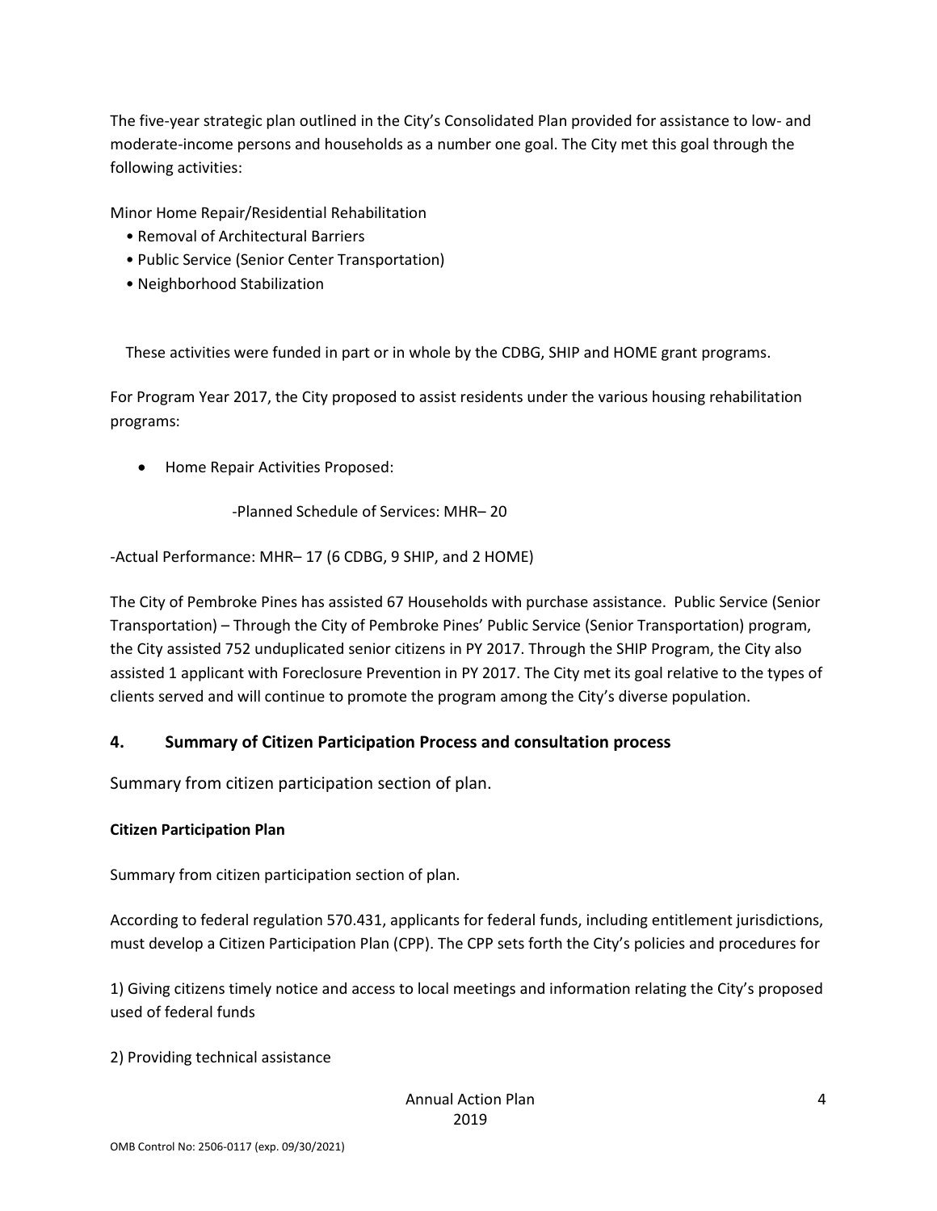The five-year strategic plan outlined in the City's Consolidated Plan provided for assistance to low- and moderate-income persons and households as a number one goal. The City met this goal through the following activities:

Minor Home Repair/Residential Rehabilitation

- Removal of Architectural Barriers
- Public Service (Senior Center Transportation)
- Neighborhood Stabilization

These activities were funded in part or in whole by the CDBG, SHIP and HOME grant programs.

For Program Year 2017, the City proposed to assist residents under the various housing rehabilitation programs:

- Home Repair Activities Proposed:

  -Planned Schedule of Services: MHR– 20

-Actual Performance: MHR– 17 (6 CDBG, 9 SHIP, and 2 HOME)

The City of Pembroke Pines has assisted 67 Households with purchase assistance. Public Service (Senior Transportation) – Through the City of Pembroke Pines' Public Service (Senior Transportation) program, the City assisted 752 unduplicated senior citizens in PY 2017. Through the SHIP Program, the City also assisted 1 applicant with Foreclosure Prevention in PY 2017. The City met its goal relative to the types of clients served and will continue to promote the program among the City's diverse population.

## 4. Summary of Citizen Participation Process and consultation process

Summary from citizen participation section of plan.

**Citizen Participation Plan**

Summary from citizen participation section of plan.

According to federal regulation 570.431, applicants for federal funds, including entitlement jurisdictions, must develop a Citizen Participation Plan (CPP). The CPP sets forth the City's policies and procedures for

1) Giving citizens timely notice and access to local meetings and information relating the City's proposed used of federal funds

2) Providing technical assistance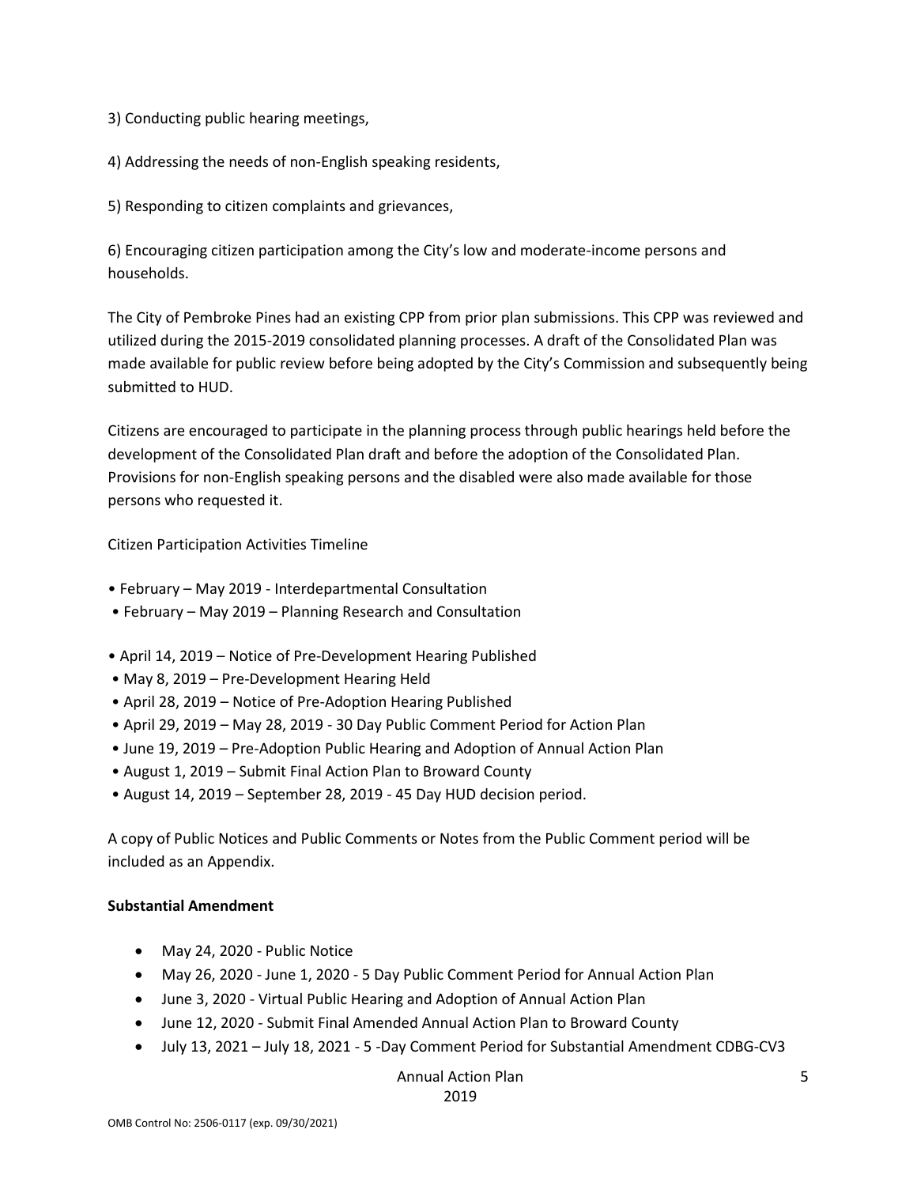3) Conducting public hearing meetings,

4) Addressing the needs of non-English speaking residents,

5) Responding to citizen complaints and grievances,

6) Encouraging citizen participation among the City's low and moderate-income persons and households.

The City of Pembroke Pines had an existing CPP from prior plan submissions. This CPP was reviewed and utilized during the 2015-2019 consolidated planning processes. A draft of the Consolidated Plan was made available for public review before being adopted by the City's Commission and subsequently being submitted to HUD.

Citizens are encouraged to participate in the planning process through public hearings held before the development of the Consolidated Plan draft and before the adoption of the Consolidated Plan. Provisions for non-English speaking persons and the disabled were also made available for those persons who requested it.

Citizen Participation Activities Timeline

- February – May 2019 - Interdepartmental Consultation
- February – May 2019 – Planning Research and Consultation

- April 14, 2019 – Notice of Pre-Development Hearing Published
- May 8, 2019 – Pre-Development Hearing Held
- April 28, 2019 – Notice of Pre-Adoption Hearing Published
- April 29, 2019 – May 28, 2019 - 30 Day Public Comment Period for Action Plan
- June 19, 2019 – Pre-Adoption Public Hearing and Adoption of Annual Action Plan
- August 1, 2019 – Submit Final Action Plan to Broward County
- August 14, 2019 – September 28, 2019 - 45 Day HUD decision period.

A copy of Public Notices and Public Comments or Notes from the Public Comment period will be included as an Appendix.

**Substantial Amendment**

- May 24, 2020 - Public Notice
- May 26, 2020 - June 1, 2020 - 5 Day Public Comment Period for Annual Action Plan
- June 3, 2020 - Virtual Public Hearing and Adoption of Annual Action Plan
- June 12, 2020 - Submit Final Amended Annual Action Plan to Broward County
- July 13, 2021 – July 18, 2021 - 5 -Day Comment Period for Substantial Amendment CDBG-CV3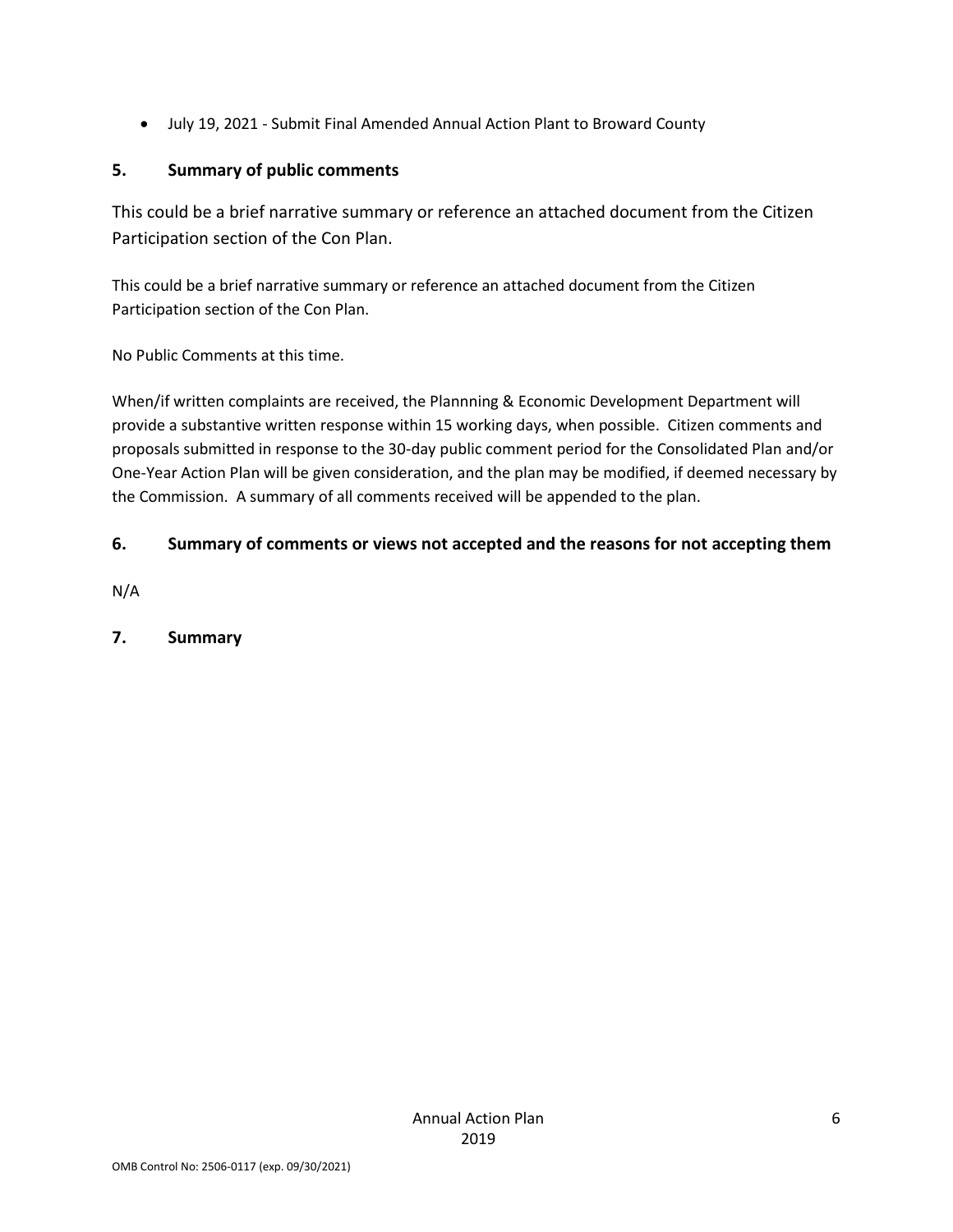- July 19, 2021 - Submit Final Amended Annual Action Plant to Broward County

## 5. Summary of public comments

This could be a brief narrative summary or reference an attached document from the Citizen Participation section of the Con Plan.

This could be a brief narrative summary or reference an attached document from the Citizen Participation section of the Con Plan.

No Public Comments at this time.

When/if written complaints are received, the Plannning & Economic Development Department will provide a substantive written response within 15 working days, when possible. Citizen comments and proposals submitted in response to the 30-day public comment period for the Consolidated Plan and/or One-Year Action Plan will be given consideration, and the plan may be modified, if deemed necessary by the Commission. A summary of all comments received will be appended to the plan.

## 6. Summary of comments or views not accepted and the reasons for not accepting them

N/A

## 7. Summary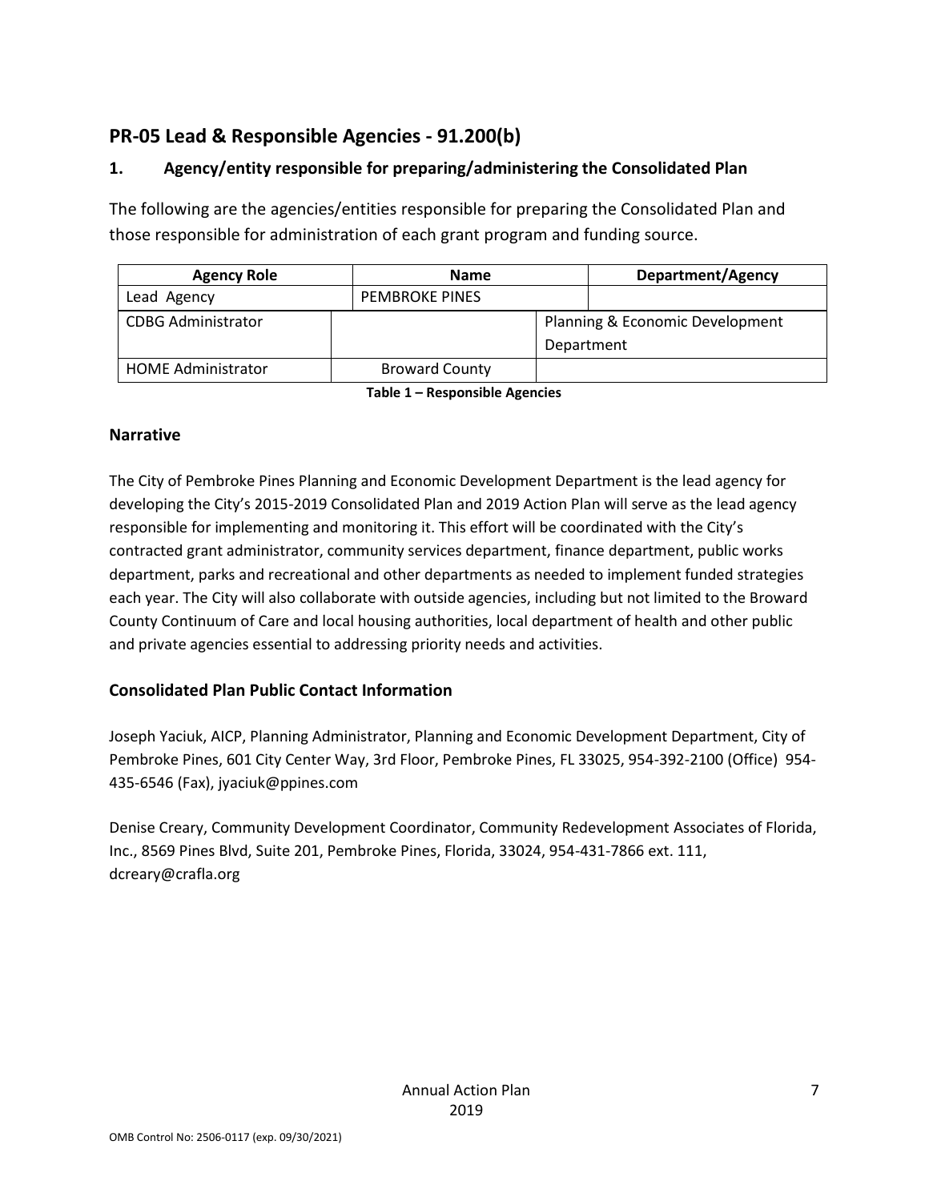## PR-05 Lead & Responsible Agencies - 91.200(b)

### 1. Agency/entity responsible for preparing/administering the Consolidated Plan

The following are the agencies/entities responsible for preparing the Consolidated Plan and those responsible for administration of each grant program and funding source.

| Agency Role | Name | Department/Agency |
| --- | --- | --- |
| Lead Agency | PEMBROKE PINES | |
| CDBG Administrator | | Planning & Economic Development Department |
| HOME Administrator | Broward County | |

**Table 1 – Responsible Agencies**

### Narrative

The City of Pembroke Pines Planning and Economic Development Department is the lead agency for developing the City's 2015-2019 Consolidated Plan and 2019 Action Plan will serve as the lead agency responsible for implementing and monitoring it. This effort will be coordinated with the City's contracted grant administrator, community services department, finance department, public works department, parks and recreational and other departments as needed to implement funded strategies each year. The City will also collaborate with outside agencies, including but not limited to the Broward County Continuum of Care and local housing authorities, local department of health and other public and private agencies essential to addressing priority needs and activities.

### Consolidated Plan Public Contact Information

Joseph Yaciuk, AICP, Planning Administrator, Planning and Economic Development Department, City of Pembroke Pines, 601 City Center Way, 3rd Floor, Pembroke Pines, FL 33025, 954-392-2100 (Office) 954-435-6546 (Fax), jyaciuk@ppines.com

Denise Creary, Community Development Coordinator, Community Redevelopment Associates of Florida, Inc., 8569 Pines Blvd, Suite 201, Pembroke Pines, Florida, 33024, 954-431-7866 ext. 111, dcreary@crafla.org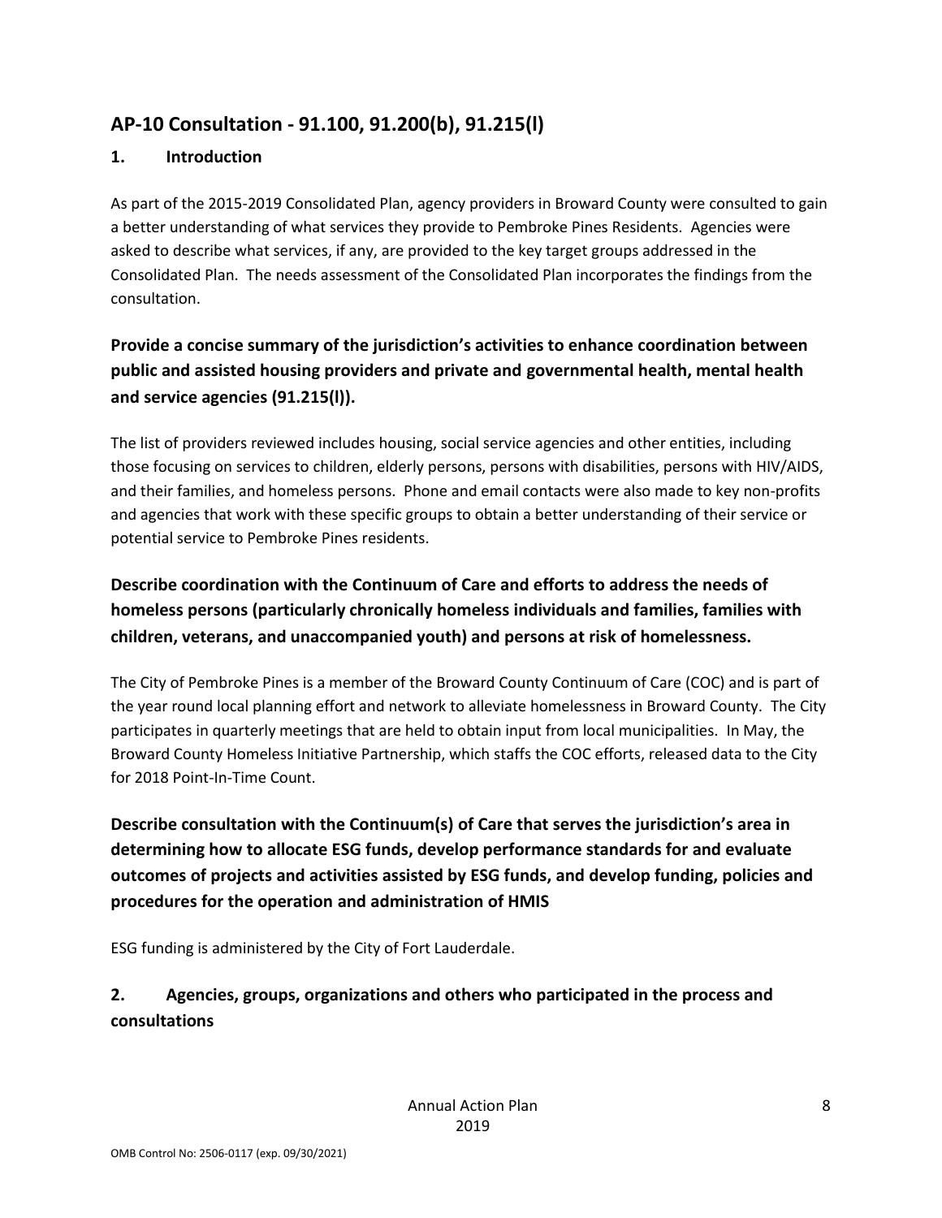## AP-10 Consultation - 91.100, 91.200(b), 91.215(l)

### 1. Introduction

As part of the 2015-2019 Consolidated Plan, agency providers in Broward County were consulted to gain a better understanding of what services they provide to Pembroke Pines Residents. Agencies were asked to describe what services, if any, are provided to the key target groups addressed in the Consolidated Plan. The needs assessment of the Consolidated Plan incorporates the findings from the consultation.

### Provide a concise summary of the jurisdiction's activities to enhance coordination between public and assisted housing providers and private and governmental health, mental health and service agencies (91.215(l)).

The list of providers reviewed includes housing, social service agencies and other entities, including those focusing on services to children, elderly persons, persons with disabilities, persons with HIV/AIDS, and their families, and homeless persons. Phone and email contacts were also made to key non-profits and agencies that work with these specific groups to obtain a better understanding of their service or potential service to Pembroke Pines residents.

### Describe coordination with the Continuum of Care and efforts to address the needs of homeless persons (particularly chronically homeless individuals and families, families with children, veterans, and unaccompanied youth) and persons at risk of homelessness.

The City of Pembroke Pines is a member of the Broward County Continuum of Care (COC) and is part of the year round local planning effort and network to alleviate homelessness in Broward County. The City participates in quarterly meetings that are held to obtain input from local municipalities. In May, the Broward County Homeless Initiative Partnership, which staffs the COC efforts, released data to the City for 2018 Point-In-Time Count.

### Describe consultation with the Continuum(s) of Care that serves the jurisdiction's area in determining how to allocate ESG funds, develop performance standards for and evaluate outcomes of projects and activities assisted by ESG funds, and develop funding, policies and procedures for the operation and administration of HMIS

ESG funding is administered by the City of Fort Lauderdale.

### 2. Agencies, groups, organizations and others who participated in the process and consultations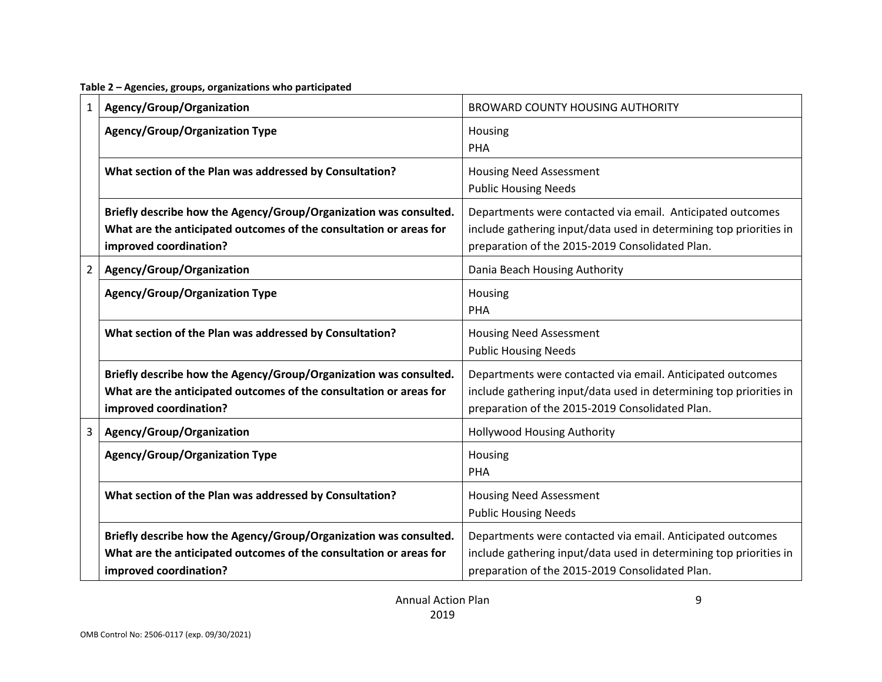**Table 2 – Agencies, groups, organizations who participated**

| | | |
|---|---|---|
| 1 | **Agency/Group/Organization** | BROWARD COUNTY HOUSING AUTHORITY |
| | **Agency/Group/Organization Type** | Housing<br>PHA |
| | **What section of the Plan was addressed by Consultation?** | Housing Need Assessment<br>Public Housing Needs |
| | **Briefly describe how the Agency/Group/Organization was consulted. What are the anticipated outcomes of the consultation or areas for improved coordination?** | Departments were contacted via email. Anticipated outcomes include gathering input/data used in determining top priorities in preparation of the 2015-2019 Consolidated Plan. |
| 2 | **Agency/Group/Organization** | Dania Beach Housing Authority |
| | **Agency/Group/Organization Type** | Housing<br>PHA |
| | **What section of the Plan was addressed by Consultation?** | Housing Need Assessment<br>Public Housing Needs |
| | **Briefly describe how the Agency/Group/Organization was consulted. What are the anticipated outcomes of the consultation or areas for improved coordination?** | Departments were contacted via email. Anticipated outcomes include gathering input/data used in determining top priorities in preparation of the 2015-2019 Consolidated Plan. |
| 3 | **Agency/Group/Organization** | Hollywood Housing Authority |
| | **Agency/Group/Organization Type** | Housing<br>PHA |
| | **What section of the Plan was addressed by Consultation?** | Housing Need Assessment<br>Public Housing Needs |
| | **Briefly describe how the Agency/Group/Organization was consulted. What are the anticipated outcomes of the consultation or areas for improved coordination?** | Departments were contacted via email. Anticipated outcomes include gathering input/data used in determining top priorities in preparation of the 2015-2019 Consolidated Plan. |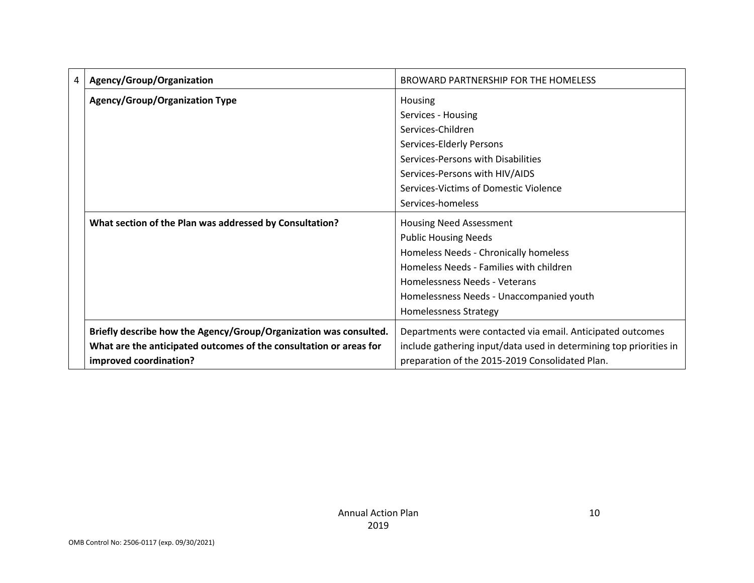| 4 | Agency/Group/Organization | BROWARD PARTNERSHIP FOR THE HOMELESS |
|---|---|---|
| | **Agency/Group/Organization Type** | Housing<br>Services - Housing<br>Services-Children<br>Services-Elderly Persons<br>Services-Persons with Disabilities<br>Services-Persons with HIV/AIDS<br>Services-Victims of Domestic Violence<br>Services-homeless |
| | **What section of the Plan was addressed by Consultation?** | Housing Need Assessment<br>Public Housing Needs<br>Homeless Needs - Chronically homeless<br>Homeless Needs - Families with children<br>Homelessness Needs - Veterans<br>Homelessness Needs - Unaccompanied youth<br>Homelessness Strategy |
| | **Briefly describe how the Agency/Group/Organization was consulted. What are the anticipated outcomes of the consultation or areas for improved coordination?** | Departments were contacted via email. Anticipated outcomes include gathering input/data used in determining top priorities in preparation of the 2015-2019 Consolidated Plan. |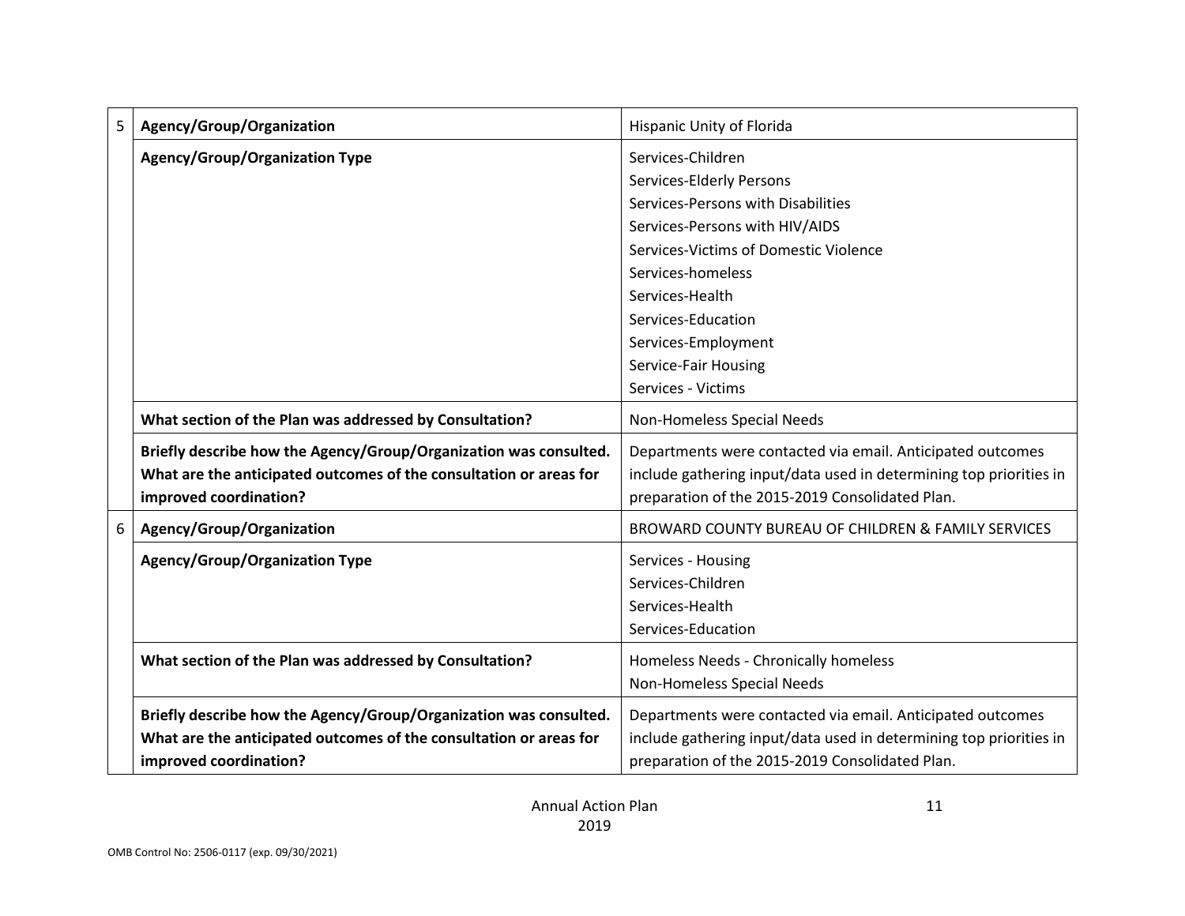| | | |
|---|---|---|
| 5 | **Agency/Group/Organization** | Hispanic Unity of Florida |
| | **Agency/Group/Organization Type** | Services-Children<br>Services-Elderly Persons<br>Services-Persons with Disabilities<br>Services-Persons with HIV/AIDS<br>Services-Victims of Domestic Violence<br>Services-homeless<br>Services-Health<br>Services-Education<br>Services-Employment<br>Service-Fair Housing<br>Services - Victims |
| | **What section of the Plan was addressed by Consultation?** | Non-Homeless Special Needs |
| | **Briefly describe how the Agency/Group/Organization was consulted. What are the anticipated outcomes of the consultation or areas for improved coordination?** | Departments were contacted via email. Anticipated outcomes include gathering input/data used in determining top priorities in preparation of the 2015-2019 Consolidated Plan. |
| 6 | **Agency/Group/Organization** | BROWARD COUNTY BUREAU OF CHILDREN & FAMILY SERVICES |
| | **Agency/Group/Organization Type** | Services - Housing<br>Services-Children<br>Services-Health<br>Services-Education |
| | **What section of the Plan was addressed by Consultation?** | Homeless Needs - Chronically homeless<br>Non-Homeless Special Needs |
| | **Briefly describe how the Agency/Group/Organization was consulted. What are the anticipated outcomes of the consultation or areas for improved coordination?** | Departments were contacted via email. Anticipated outcomes include gathering input/data used in determining top priorities in preparation of the 2015-2019 Consolidated Plan. |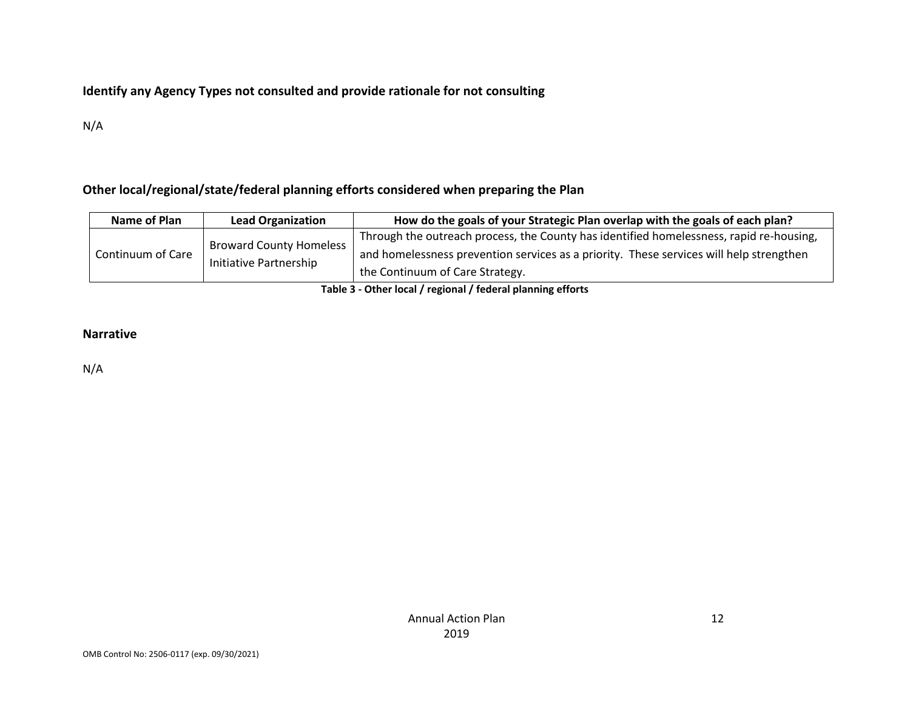**Identify any Agency Types not consulted and provide rationale for not consulting**

N/A

**Other local/regional/state/federal planning efforts considered when preparing the Plan**

| Name of Plan | Lead Organization | How do the goals of your Strategic Plan overlap with the goals of each plan? |
|---|---|---|
| Continuum of Care | Broward County Homeless Initiative Partnership | Through the outreach process, the County has identified homelessness, rapid re-housing, and homelessness prevention services as a priority. These services will help strengthen the Continuum of Care Strategy. |

**Table 3 - Other local / regional / federal planning efforts**

## Narrative

N/A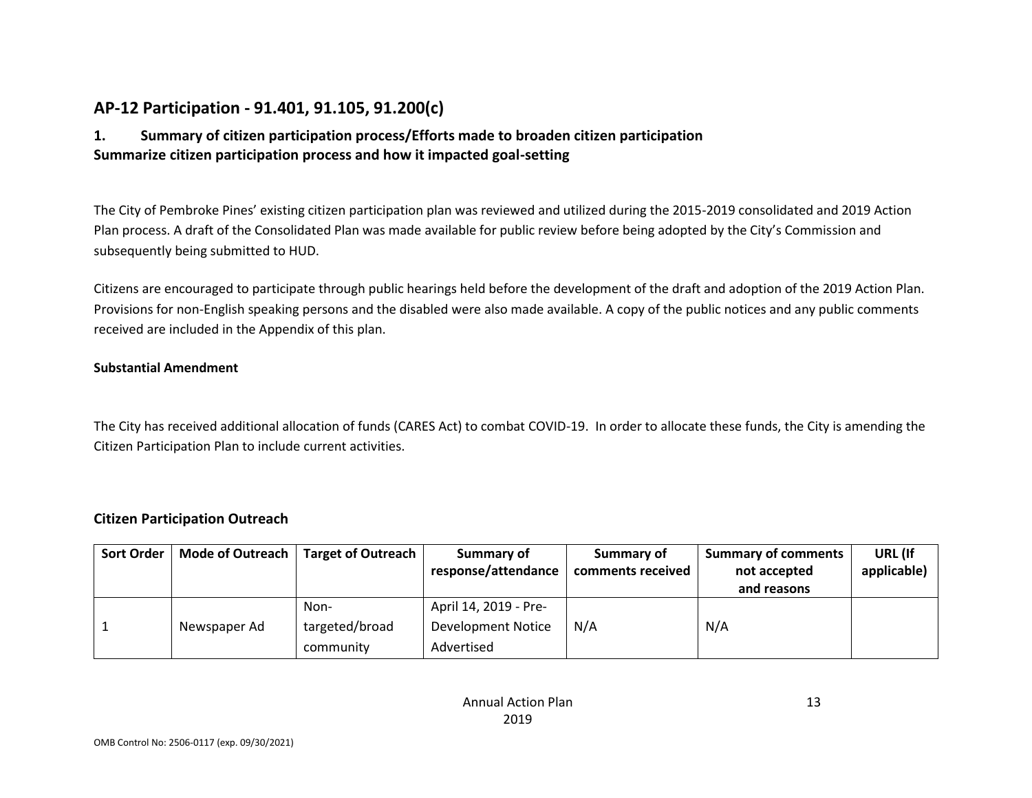## AP-12 Participation - 91.401, 91.105, 91.200(c)

### 1. Summary of citizen participation process/Efforts made to broaden citizen participation

**Summarize citizen participation process and how it impacted goal-setting**

The City of Pembroke Pines' existing citizen participation plan was reviewed and utilized during the 2015-2019 consolidated and 2019 Action Plan process. A draft of the Consolidated Plan was made available for public review before being adopted by the City's Commission and subsequently being submitted to HUD.

Citizens are encouraged to participate through public hearings held before the development of the draft and adoption of the 2019 Action Plan. Provisions for non-English speaking persons and the disabled were also made available. A copy of the public notices and any public comments received are included in the Appendix of this plan.

**Substantial Amendment**

The City has received additional allocation of funds (CARES Act) to combat COVID-19. In order to allocate these funds, the City is amending the Citizen Participation Plan to include current activities.

### Citizen Participation Outreach

| Sort Order | Mode of Outreach | Target of Outreach | Summary of response/attendance | Summary of comments received | Summary of comments not accepted and reasons | URL (If applicable) |
|---|---|---|---|---|---|---|
| 1 | Newspaper Ad | Non-targeted/broad community | April 14, 2019 - Pre-Development Notice Advertised | N/A | N/A | |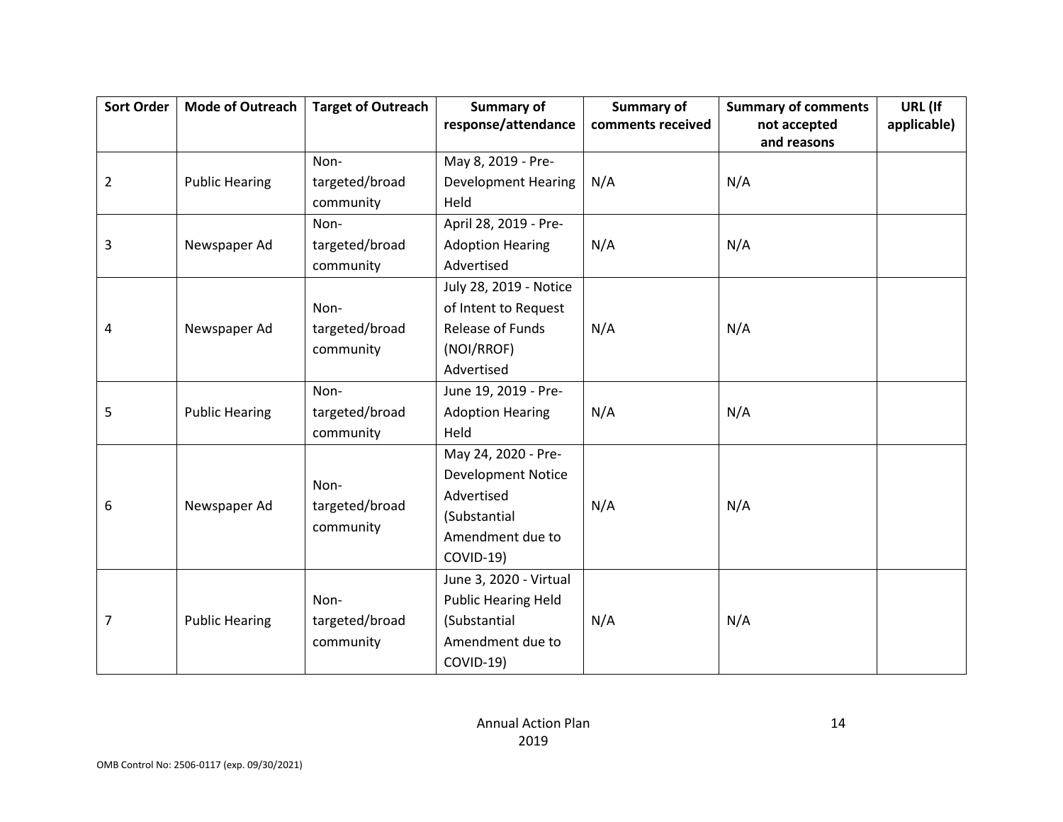| Sort Order | Mode of Outreach | Target of Outreach | Summary of response/attendance | Summary of comments received | Summary of comments not accepted and reasons | URL (If applicable) |
|---|---|---|---|---|---|---|
| 2 | Public Hearing | Non-targeted/broad community | May 8, 2019 - Pre-Development Hearing Held | N/A | N/A | |
| 3 | Newspaper Ad | Non-targeted/broad community | April 28, 2019 - Pre-Adoption Hearing Advertised | N/A | N/A | |
| 4 | Newspaper Ad | Non-targeted/broad community | July 28, 2019 - Notice of Intent to Request Release of Funds (NOI/RROF) Advertised | N/A | N/A | |
| 5 | Public Hearing | Non-targeted/broad community | June 19, 2019 - Pre-Adoption Hearing Held | N/A | N/A | |
| 6 | Newspaper Ad | Non-targeted/broad community | May 24, 2020 - Pre-Development Notice Advertised (Substantial Amendment due to COVID-19) | N/A | N/A | |
| 7 | Public Hearing | Non-targeted/broad community | June 3, 2020 - Virtual Public Hearing Held (Substantial Amendment due to COVID-19) | N/A | N/A | |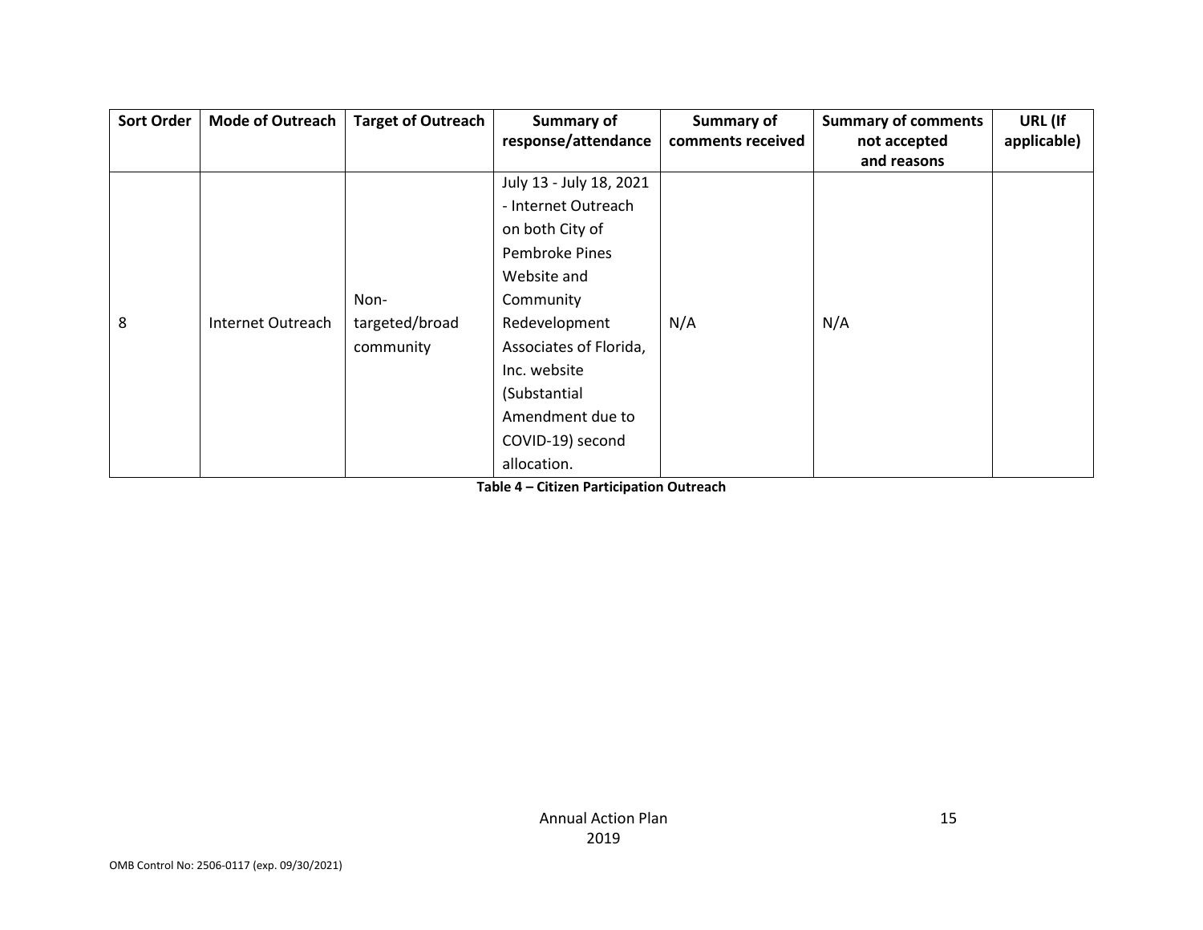| Sort Order | Mode of Outreach | Target of Outreach | Summary of response/attendance | Summary of comments received | Summary of comments not accepted and reasons | URL (If applicable) |
|---|---|---|---|---|---|---|
| 8 | Internet Outreach | Non-targeted/broad community | July 13 - July 18, 2021 - Internet Outreach on both City of Pembroke Pines Website and Community Redevelopment Associates of Florida, Inc. website (Substantial Amendment due to COVID-19) second allocation. | N/A | N/A | |

**Table 4 – Citizen Participation Outreach**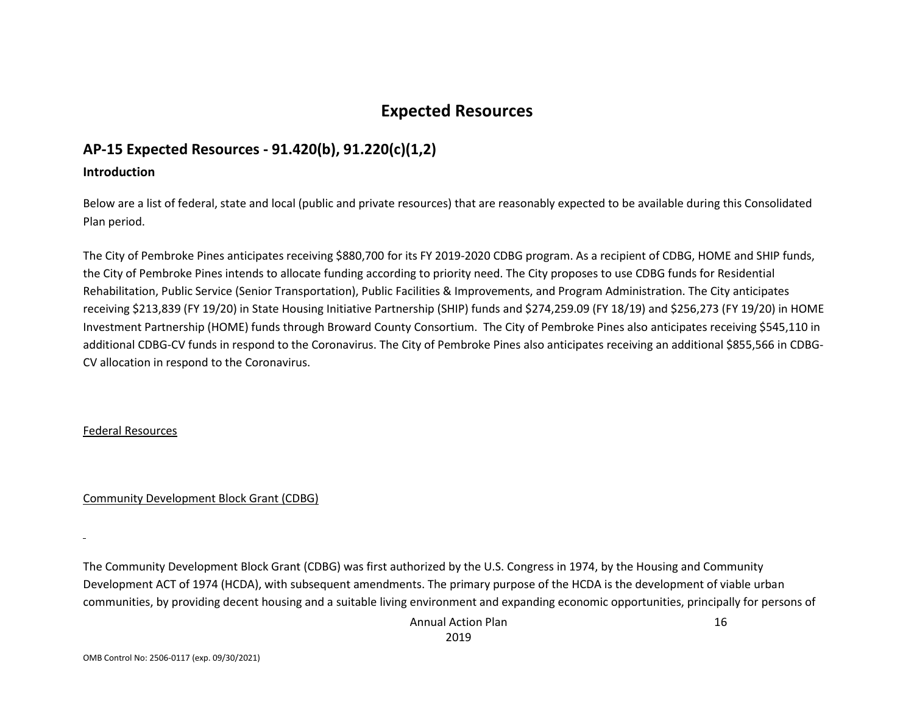# Expected Resources

## AP-15 Expected Resources - 91.420(b), 91.220(c)(1,2)

### Introduction

Below are a list of federal, state and local (public and private resources) that are reasonably expected to be available during this Consolidated Plan period.

The City of Pembroke Pines anticipates receiving $880,700 for its FY 2019-2020 CDBG program. As a recipient of CDBG, HOME and SHIP funds, the City of Pembroke Pines intends to allocate funding according to priority need. The City proposes to use CDBG funds for Residential Rehabilitation, Public Service (Senior Transportation), Public Facilities & Improvements, and Program Administration. The City anticipates receiving $213,839 (FY 19/20) in State Housing Initiative Partnership (SHIP) funds and $274,259.09 (FY 18/19) and $256,273 (FY 19/20) in HOME Investment Partnership (HOME) funds through Broward County Consortium. The City of Pembroke Pines also anticipates receiving $545,110 in additional CDBG-CV funds in respond to the Coronavirus. The City of Pembroke Pines also anticipates receiving an additional $855,566 in CDBG-CV allocation in respond to the Coronavirus.

Federal Resources

Community Development Block Grant (CDBG)

The Community Development Block Grant (CDBG) was first authorized by the U.S. Congress in 1974, by the Housing and Community Development ACT of 1974 (HCDA), with subsequent amendments. The primary purpose of the HCDA is the development of viable urban communities, by providing decent housing and a suitable living environment and expanding economic opportunities, principally for persons of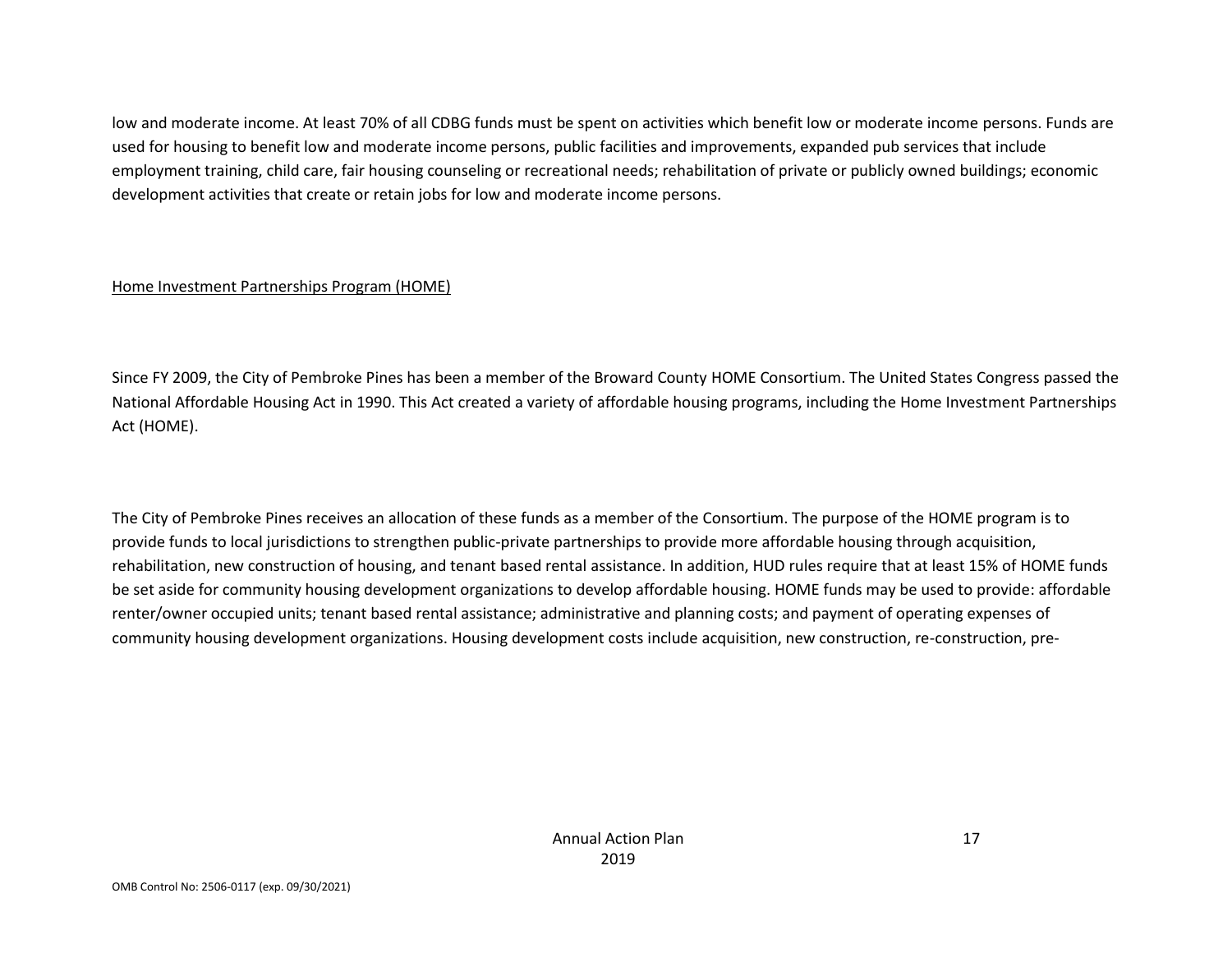low and moderate income. At least 70% of all CDBG funds must be spent on activities which benefit low or moderate income persons. Funds are used for housing to benefit low and moderate income persons, public facilities and improvements, expanded pub services that include employment training, child care, fair housing counseling or recreational needs; rehabilitation of private or publicly owned buildings; economic development activities that create or retain jobs for low and moderate income persons.

Home Investment Partnerships Program (HOME)

Since FY 2009, the City of Pembroke Pines has been a member of the Broward County HOME Consortium. The United States Congress passed the National Affordable Housing Act in 1990. This Act created a variety of affordable housing programs, including the Home Investment Partnerships Act (HOME).

The City of Pembroke Pines receives an allocation of these funds as a member of the Consortium. The purpose of the HOME program is to provide funds to local jurisdictions to strengthen public-private partnerships to provide more affordable housing through acquisition, rehabilitation, new construction of housing, and tenant based rental assistance. In addition, HUD rules require that at least 15% of HOME funds be set aside for community housing development organizations to develop affordable housing. HOME funds may be used to provide: affordable renter/owner occupied units; tenant based rental assistance; administrative and planning costs; and payment of operating expenses of community housing development organizations. Housing development costs include acquisition, new construction, re-construction, pre-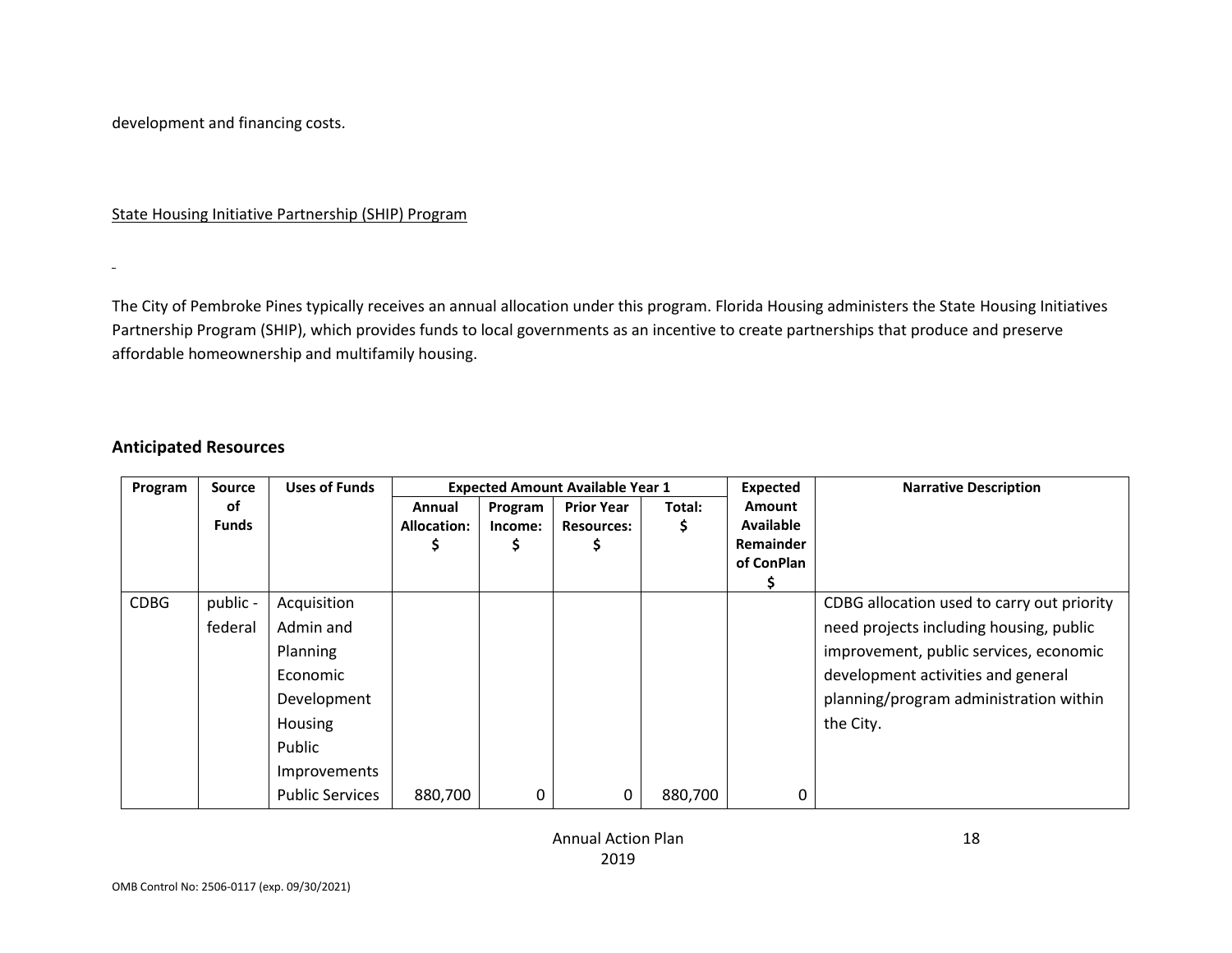development and financing costs.

State Housing Initiative Partnership (SHIP) Program

The City of Pembroke Pines typically receives an annual allocation under this program. Florida Housing administers the State Housing Initiatives Partnership Program (SHIP), which provides funds to local governments as an incentive to create partnerships that produce and preserve affordable homeownership and multifamily housing.

## Anticipated Resources

| Program | Source of Funds | Uses of Funds | Expected Amount Available Year 1 | | | | Expected Amount Available Remainder of ConPlan $ | Narrative Description |
|---|---|---|---|---|---|---|---|---|
| | | | Annual Allocation: $ | Program Income: $ | Prior Year Resources: $ | Total: $ | | |
| CDBG | public - federal | Acquisition<br>Admin and Planning<br>Economic Development<br>Housing<br>Public Improvements<br>Public Services | 880,700 | 0 | 0 | 880,700 | 0 | CDBG allocation used to carry out priority need projects including housing, public improvement, public services, economic development activities and general planning/program administration within the City. |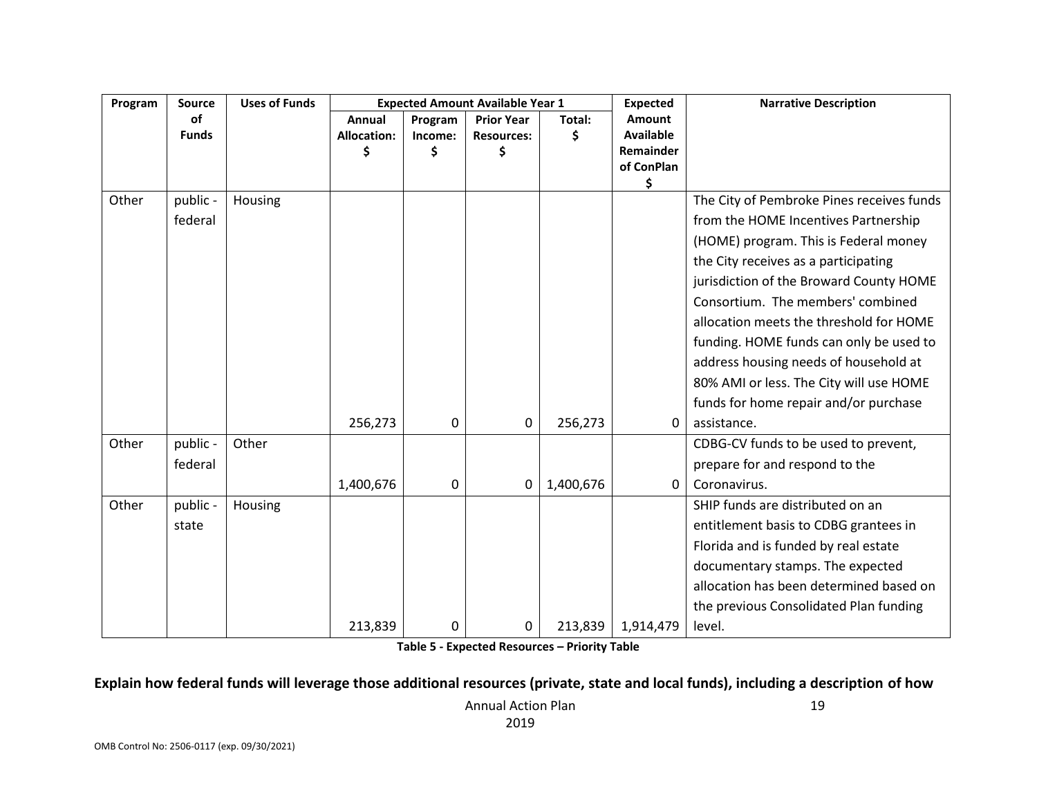| Program | Source of Funds | Uses of Funds | Expected Amount Available Year 1 | | | | Expected Amount Available Remainder of ConPlan $ | Narrative Description |
|---|---|---|---|---|---|---|---|---|
| | | | Annual Allocation: $ | Program Income: $ | Prior Year Resources: $ | Total: $ | | |
| Other | public - federal | Housing | 256,273 | 0 | 0 | 256,273 | 0 | The City of Pembroke Pines receives funds from the HOME Incentives Partnership (HOME) program. This is Federal money the City receives as a participating jurisdiction of the Broward County HOME Consortium. The members' combined allocation meets the threshold for HOME funding. HOME funds can only be used to address housing needs of household at 80% AMI or less. The City will use HOME funds for home repair and/or purchase assistance. |
| Other | public - federal | Other | 1,400,676 | 0 | 0 | 1,400,676 | 0 | CDBG-CV funds to be used to prevent, prepare for and respond to the Coronavirus. |
| Other | public - state | Housing | 213,839 | 0 | 0 | 213,839 | 1,914,479 | SHIP funds are distributed on an entitlement basis to CDBG grantees in Florida and is funded by real estate documentary stamps. The expected allocation has been determined based on the previous Consolidated Plan funding level. |

**Table 5 - Expected Resources – Priority Table**

**Explain how federal funds will leverage those additional resources (private, state and local funds), including a description of how**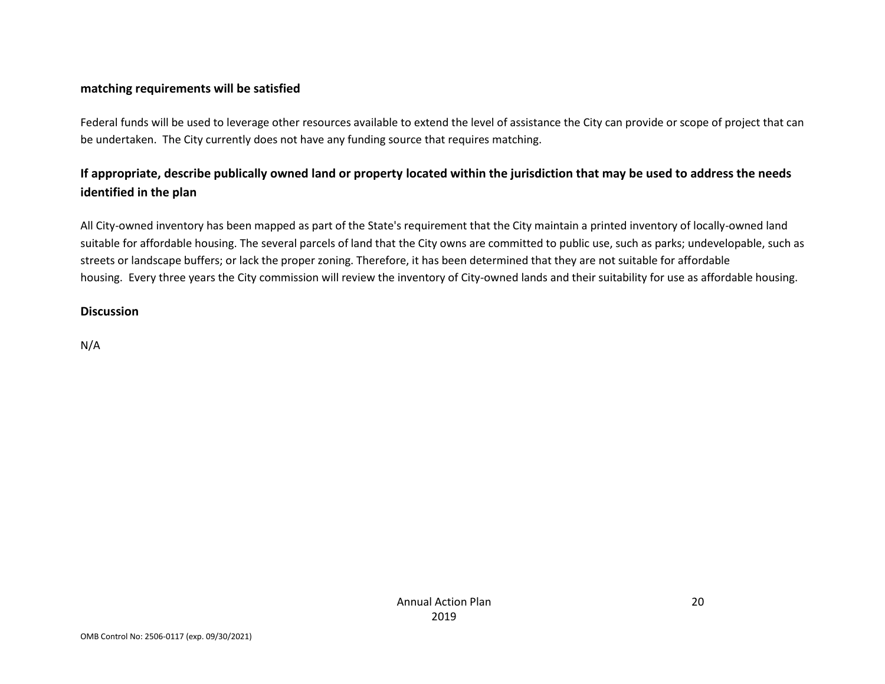**matching requirements will be satisfied**

Federal funds will be used to leverage other resources available to extend the level of assistance the City can provide or scope of project that can be undertaken. The City currently does not have any funding source that requires matching.

## If appropriate, describe publically owned land or property located within the jurisdiction that may be used to address the needs identified in the plan

All City-owned inventory has been mapped as part of the State's requirement that the City maintain a printed inventory of locally-owned land suitable for affordable housing. The several parcels of land that the City owns are committed to public use, such as parks; undevelopable, such as streets or landscape buffers; or lack the proper zoning. Therefore, it has been determined that they are not suitable for affordable housing. Every three years the City commission will review the inventory of City-owned lands and their suitability for use as affordable housing.

## Discussion

N/A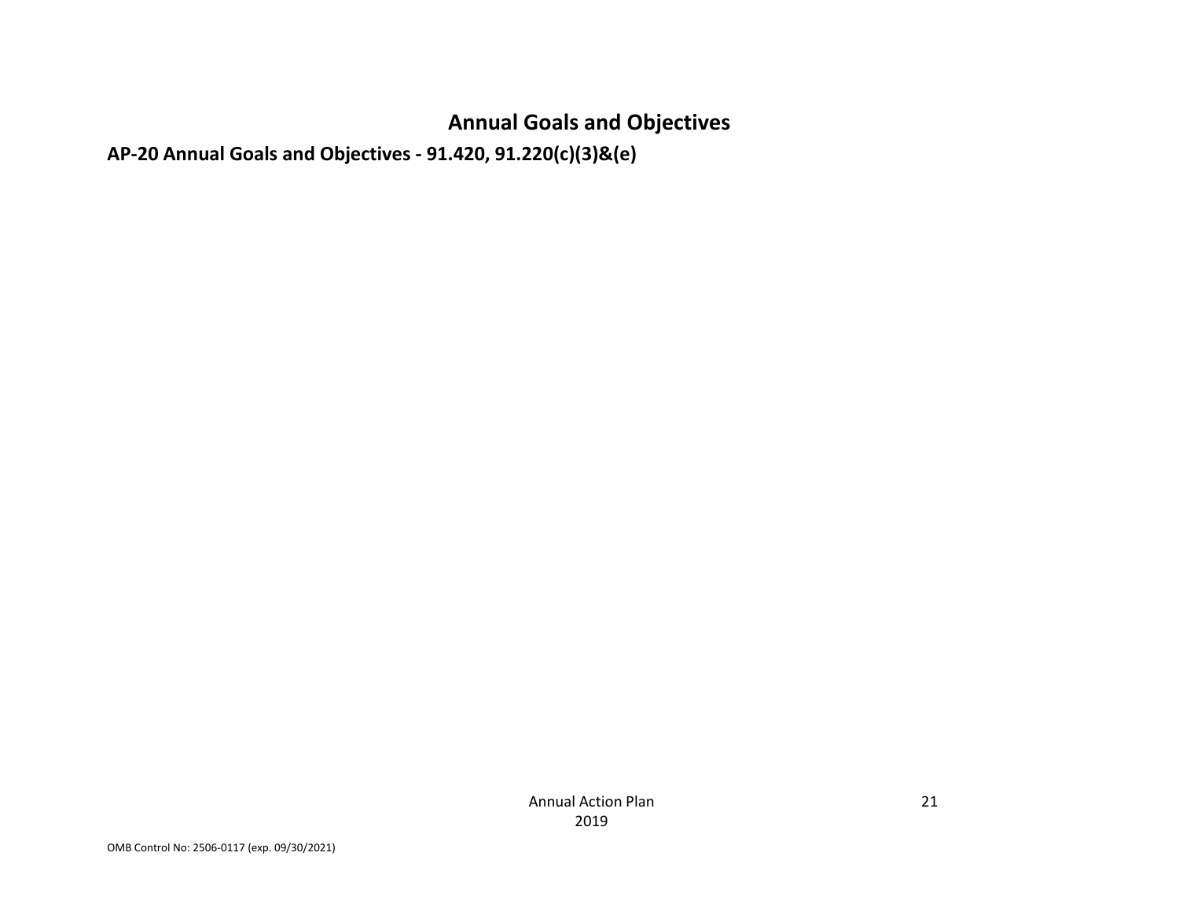# Annual Goals and Objectives

## AP-20 Annual Goals and Objectives - 91.420, 91.220(c)(3)&(e)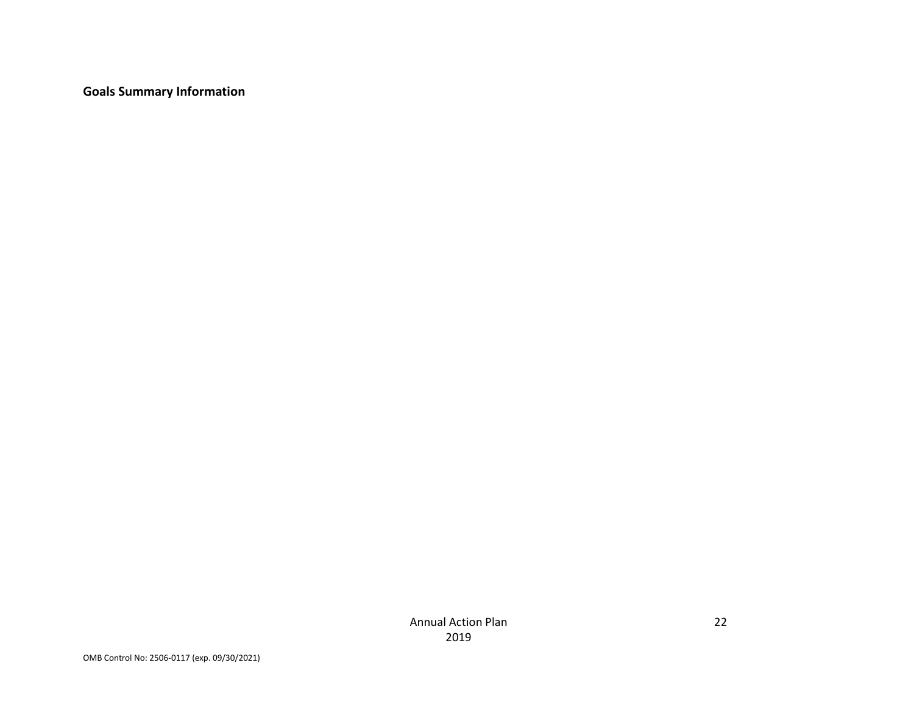**Goals Summary Information**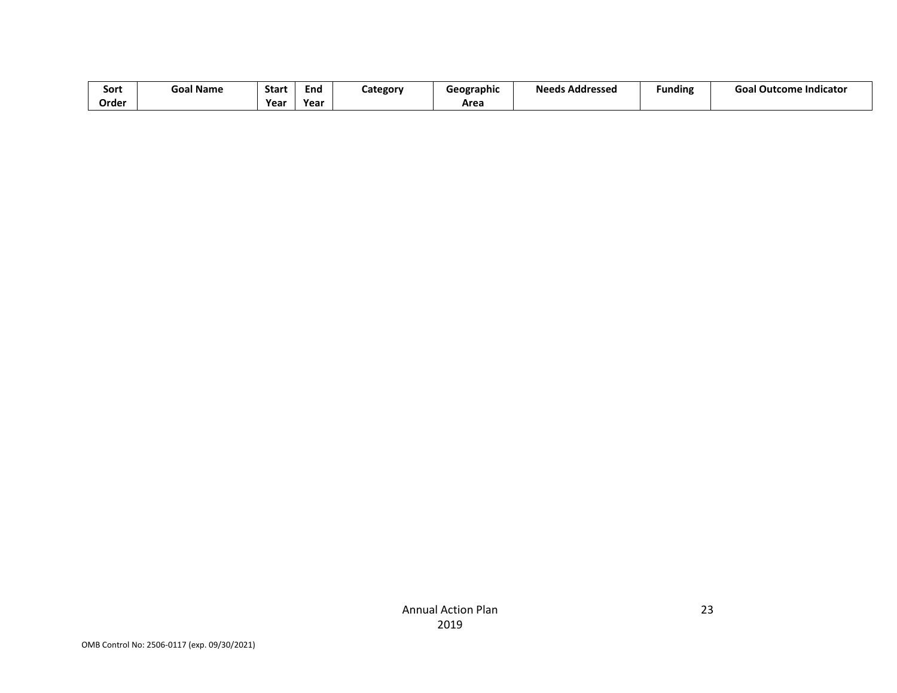| Sort Order | Goal Name | Start Year | End Year | Category | Geographic Area | Needs Addressed | Funding | Goal Outcome Indicator |
|---|---|---|---|---|---|---|---|---|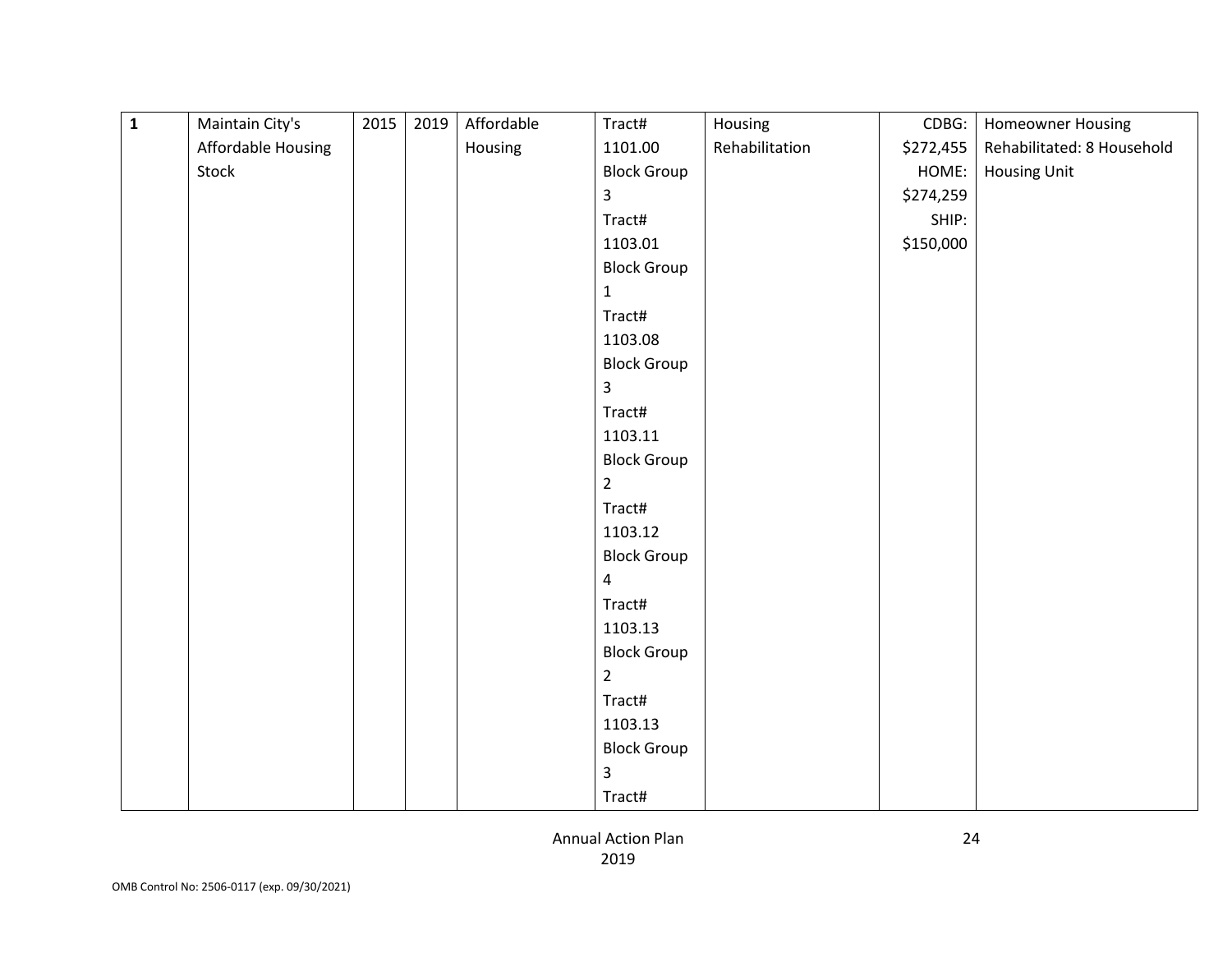| 1 | Maintain City's Affordable Housing Stock | 2015 | 2019 | Affordable Housing | Tract# 1101.00 Block Group 3 Tract# 1103.01 Block Group 1 Tract# 1103.08 Block Group 3 Tract# 1103.11 Block Group 2 Tract# 1103.12 Block Group 4 Tract# 1103.13 Block Group 2 Tract# 1103.13 Block Group 3 Tract# | Housing Rehabilitation | CDBG: $272,455 HOME: $274,259 SHIP: $150,000 | Homeowner Housing Rehabilitated: 8 Household Housing Unit |
|---|---|---|---|---|---|---|---|---|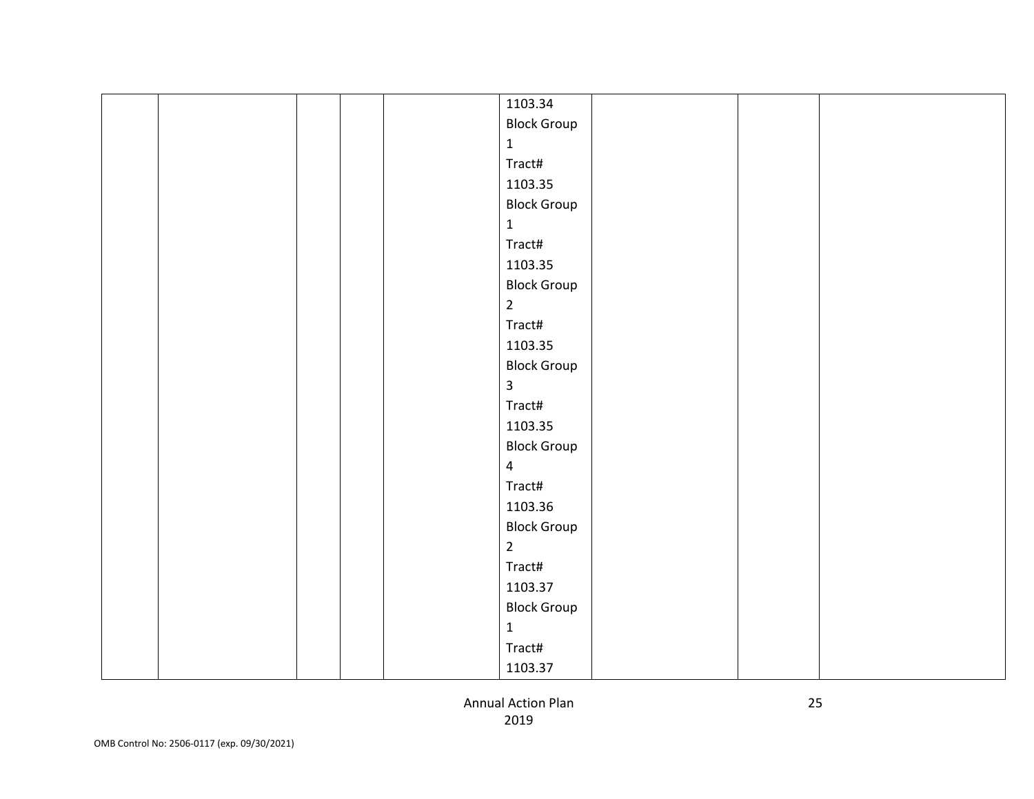| | | | | | | | | |
|---|---|---|---|---|---|---|---|---|
| | | | | | 1103.34 Block Group 1 Tract# 1103.35 Block Group 1 Tract# 1103.35 Block Group 2 Tract# 1103.35 Block Group 3 Tract# 1103.35 Block Group 4 Tract# 1103.36 Block Group 2 Tract# 1103.37 Block Group 1 Tract# 1103.37 | | | |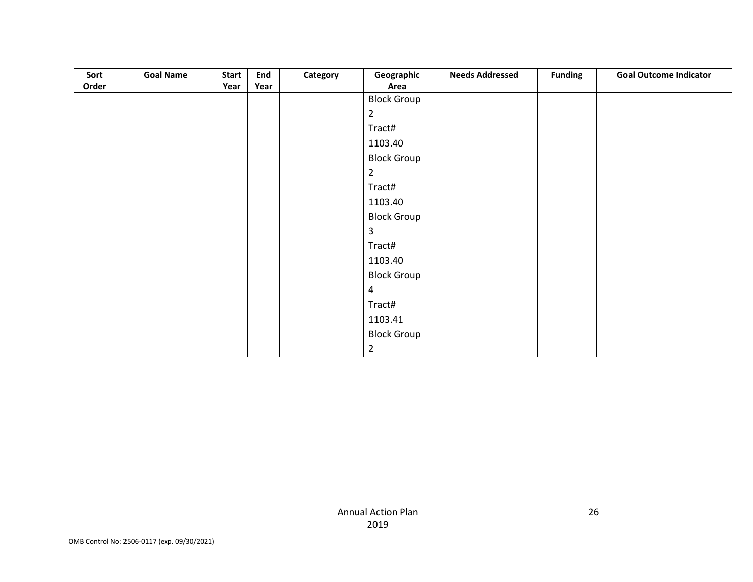| Sort Order | Goal Name | Start Year | End Year | Category | Geographic Area | Needs Addressed | Funding | Goal Outcome Indicator |
|---|---|---|---|---|---|---|---|---|
| | | | | | Block Group 2 Tract# 1103.40 Block Group 2 Tract# 1103.40 Block Group 3 Tract# 1103.40 Block Group 4 Tract# 1103.41 Block Group 2 | | | |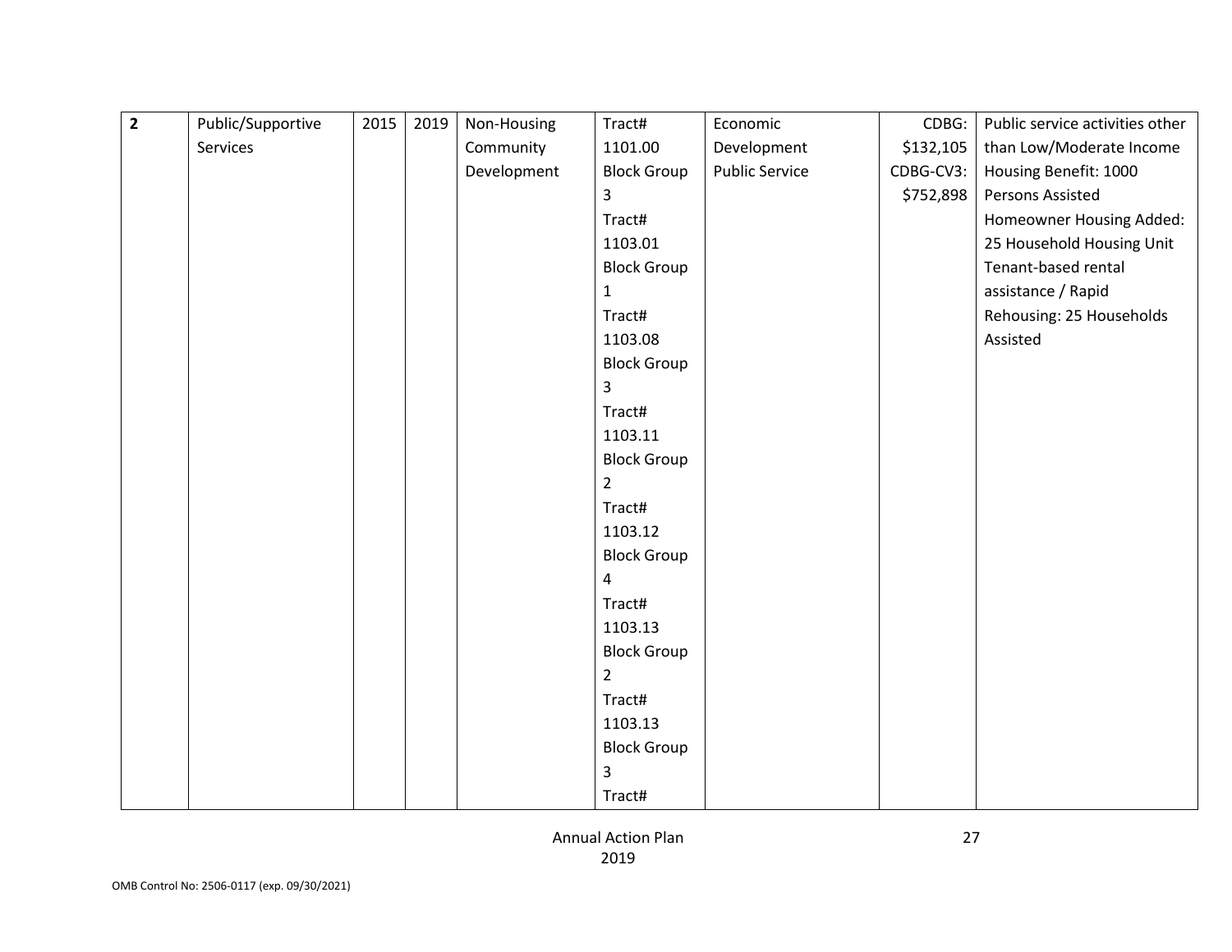| 2 | Public/Supportive Services | 2015 | 2019 | Non-Housing Community Development | Tract# 1101.00 Block Group 3 Tract# 1103.01 Block Group 1 Tract# 1103.08 Block Group 3 Tract# 1103.11 Block Group 2 Tract# 1103.12 Block Group 4 Tract# 1103.13 Block Group 2 Tract# 1103.13 Block Group 3 Tract# | Economic Development Public Service | CDBG: $132,105 CDBG-CV3: $752,898 | Public service activities other than Low/Moderate Income Housing Benefit: 1000 Persons Assisted Homeowner Housing Added: 25 Household Housing Unit Tenant-based rental assistance / Rapid Rehousing: 25 Households Assisted |
|---|---|---|---|---|---|---|---|---|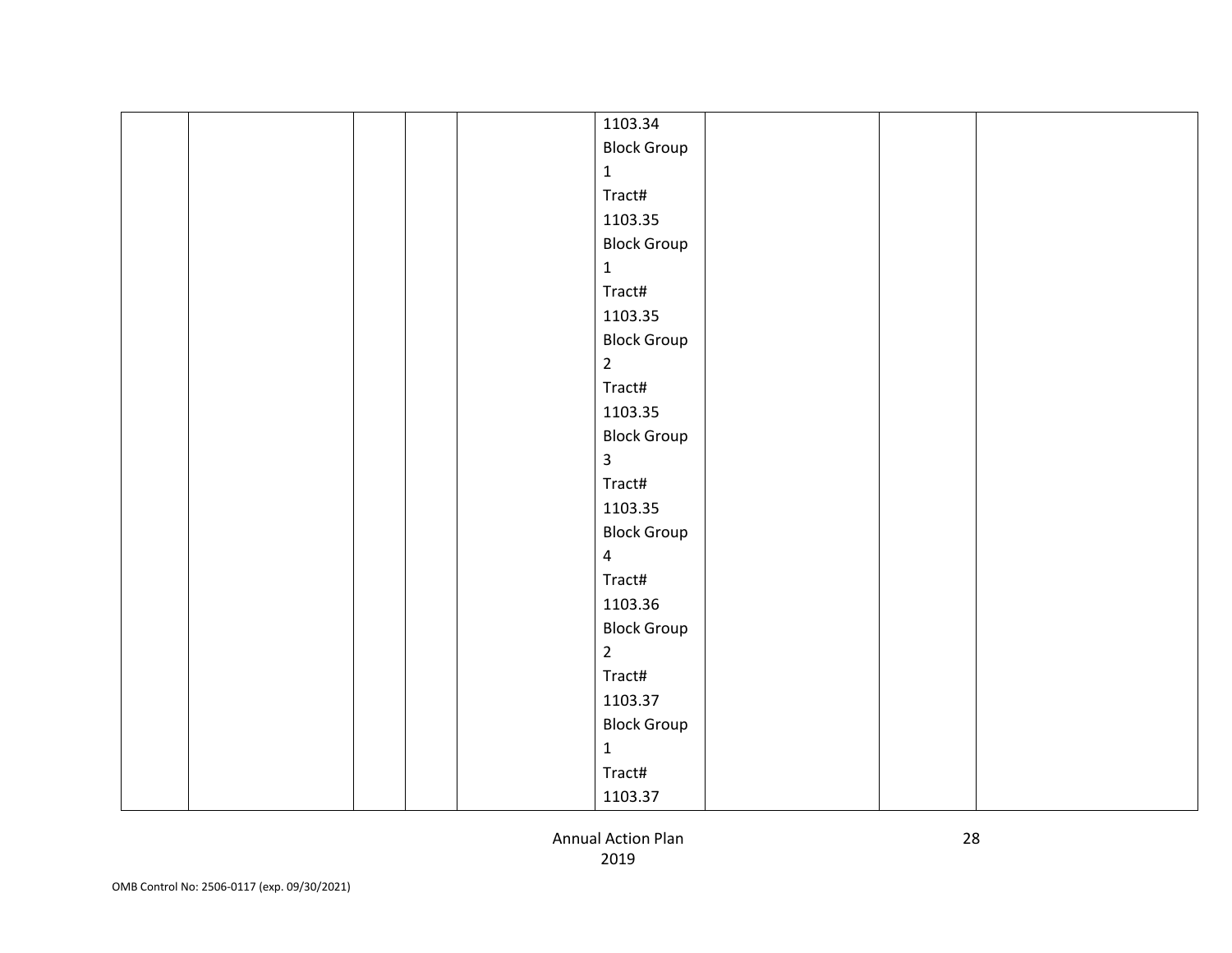|  |  |  |  |  |  |  |  |  |
|---|---|---|---|---|---|---|---|---|
|  |  |  |  |  | 1103.34 Block Group 1 Tract# 1103.35 Block Group 1 Tract# 1103.35 Block Group 2 Tract# 1103.35 Block Group 3 Tract# 1103.35 Block Group 4 Tract# 1103.36 Block Group 2 Tract# 1103.37 Block Group 1 Tract# 1103.37 |  |  |  |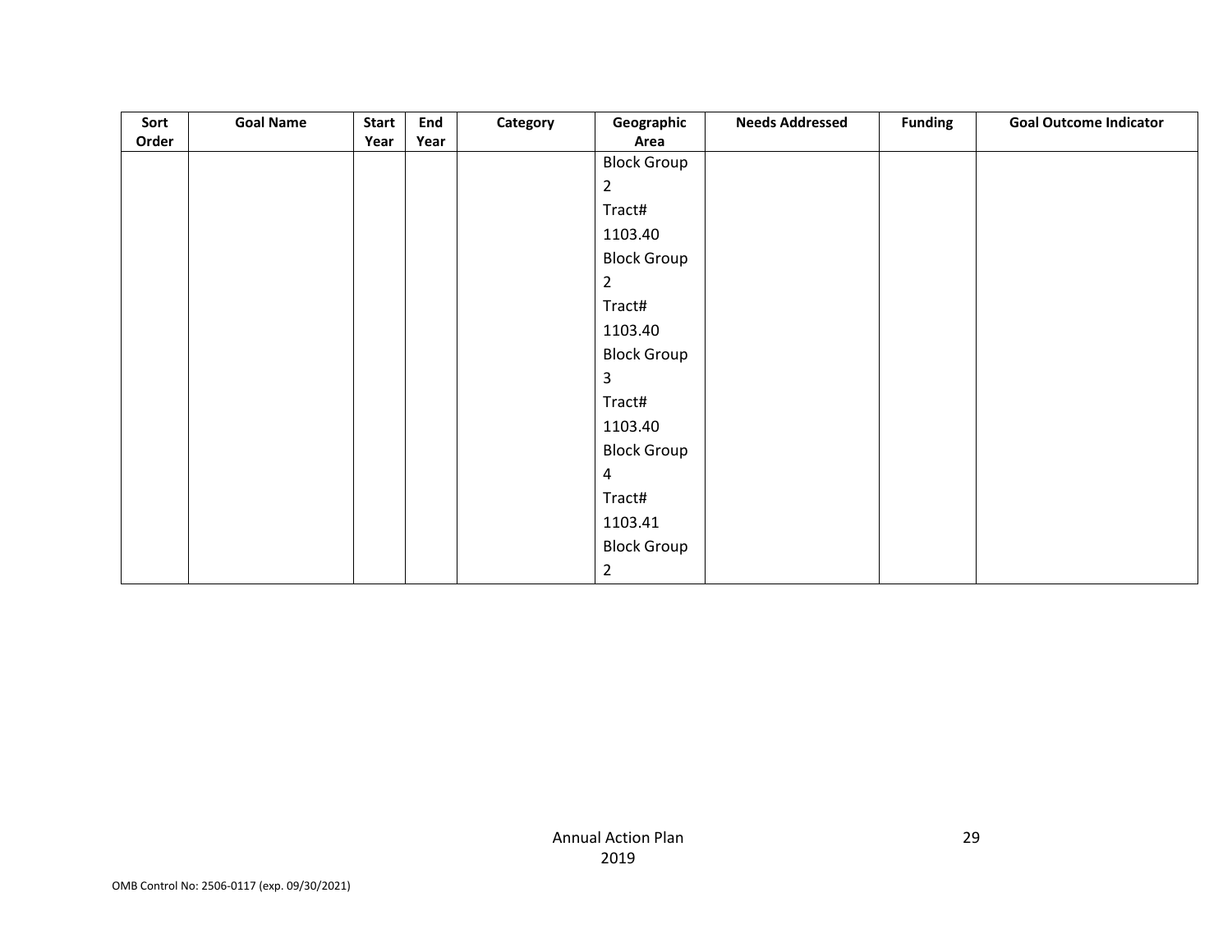| Sort Order | Goal Name | Start Year | End Year | Category | Geographic Area | Needs Addressed | Funding | Goal Outcome Indicator |
|---|---|---|---|---|---|---|---|---|
| | | | | | Block Group 2 Tract# 1103.40 Block Group 2 Tract# 1103.40 Block Group 3 Tract# 1103.40 Block Group 4 Tract# 1103.41 Block Group 2 | | | |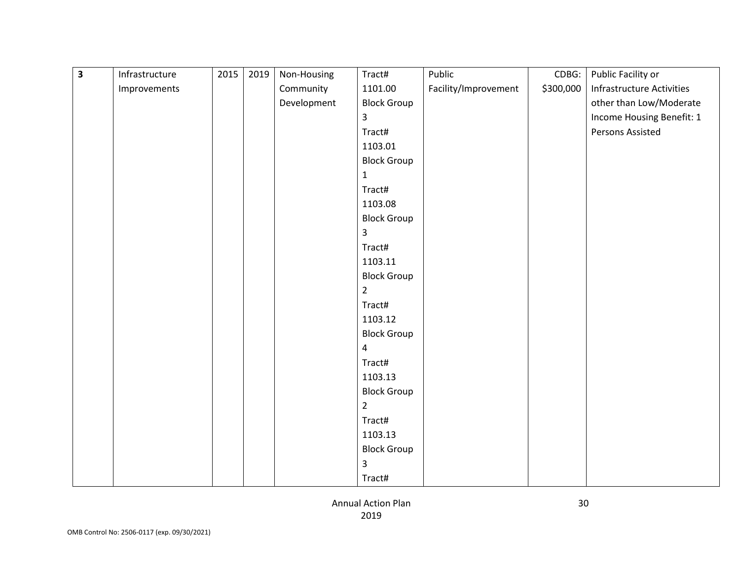| 3 | Infrastructure Improvements | 2015 | 2019 | Non-Housing Community Development | Tract# 1101.00 Block Group 3 Tract# 1103.01 Block Group 1 Tract# 1103.08 Block Group 3 Tract# 1103.11 Block Group 2 Tract# 1103.12 Block Group 4 Tract# 1103.13 Block Group 2 Tract# 1103.13 Block Group 3 Tract# | Public Facility/Improvement | CDBG: $300,000 | Public Facility or Infrastructure Activities other than Low/Moderate Income Housing Benefit: 1 Persons Assisted |
|---|---|---|---|---|---|---|---|---|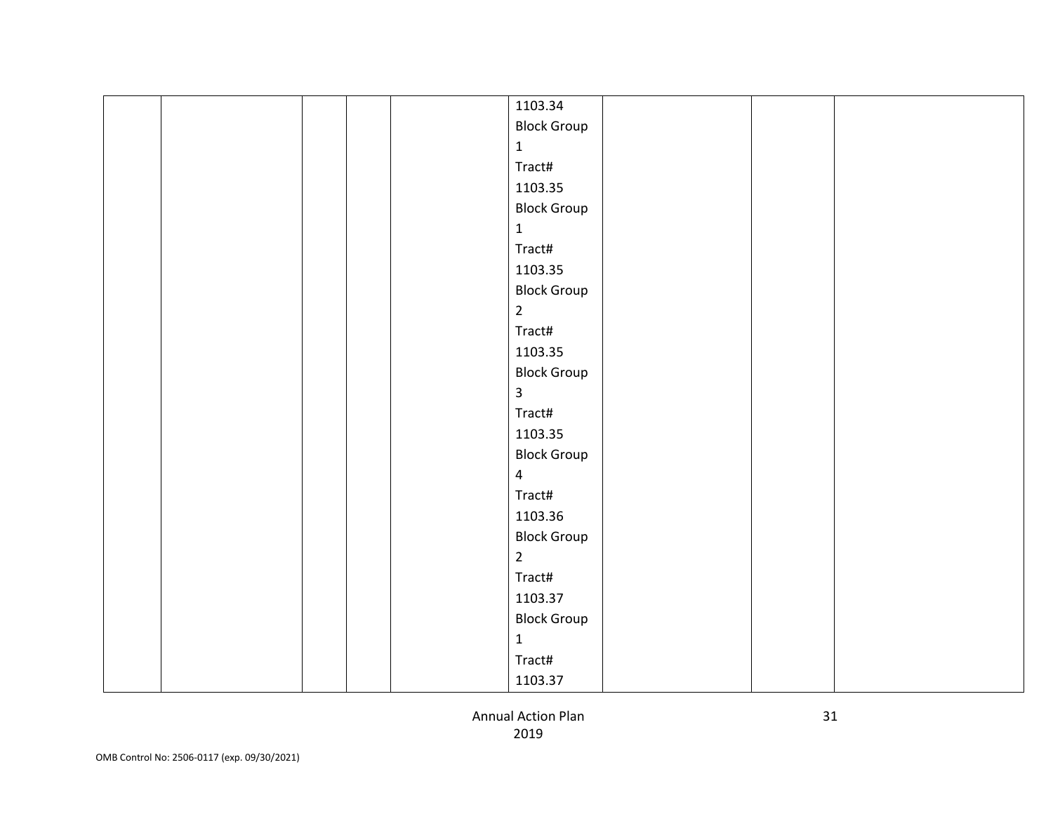| | | | | | | | | |
|---|---|---|---|---|---|---|---|---|
| | | | | | 1103.34 Block Group 1 Tract# 1103.35 Block Group 1 Tract# 1103.35 Block Group 2 Tract# 1103.35 Block Group 3 Tract# 1103.35 Block Group 4 Tract# 1103.36 Block Group 2 Tract# 1103.37 Block Group 1 Tract# 1103.37 | | | |

Annual Action Plan
2019

OMB Control No: 2506-0117 (exp. 09/30/2021)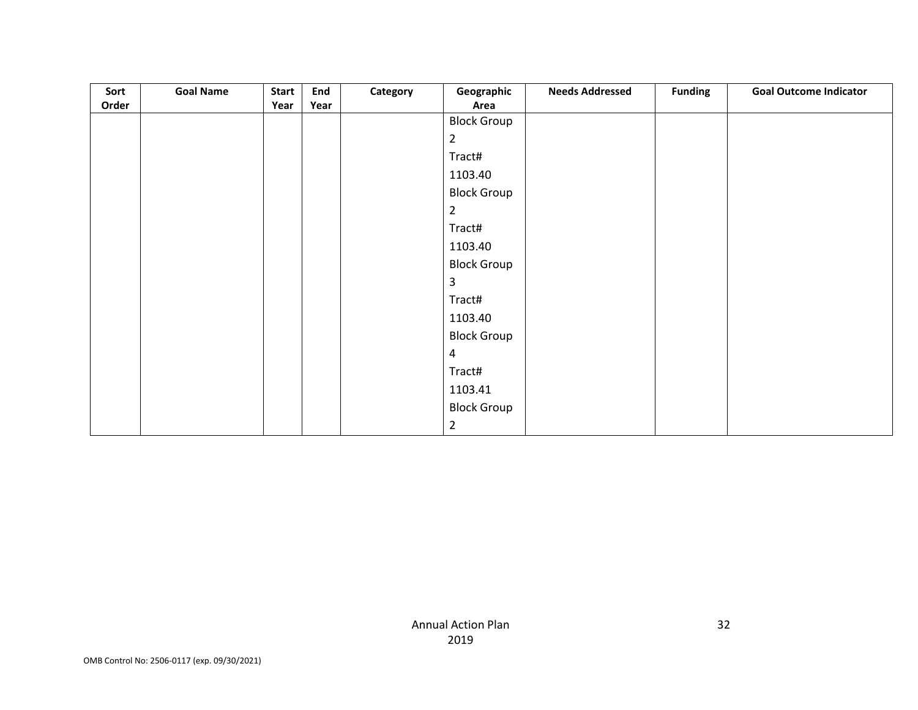| Sort Order | Goal Name | Start Year | End Year | Category | Geographic Area | Needs Addressed | Funding | Goal Outcome Indicator |
|---|---|---|---|---|---|---|---|---|
| | | | | | Block Group 2 Tract# 1103.40 Block Group 2 Tract# 1103.40 Block Group 3 Tract# 1103.40 Block Group 4 Tract# 1103.41 Block Group 2 | | | |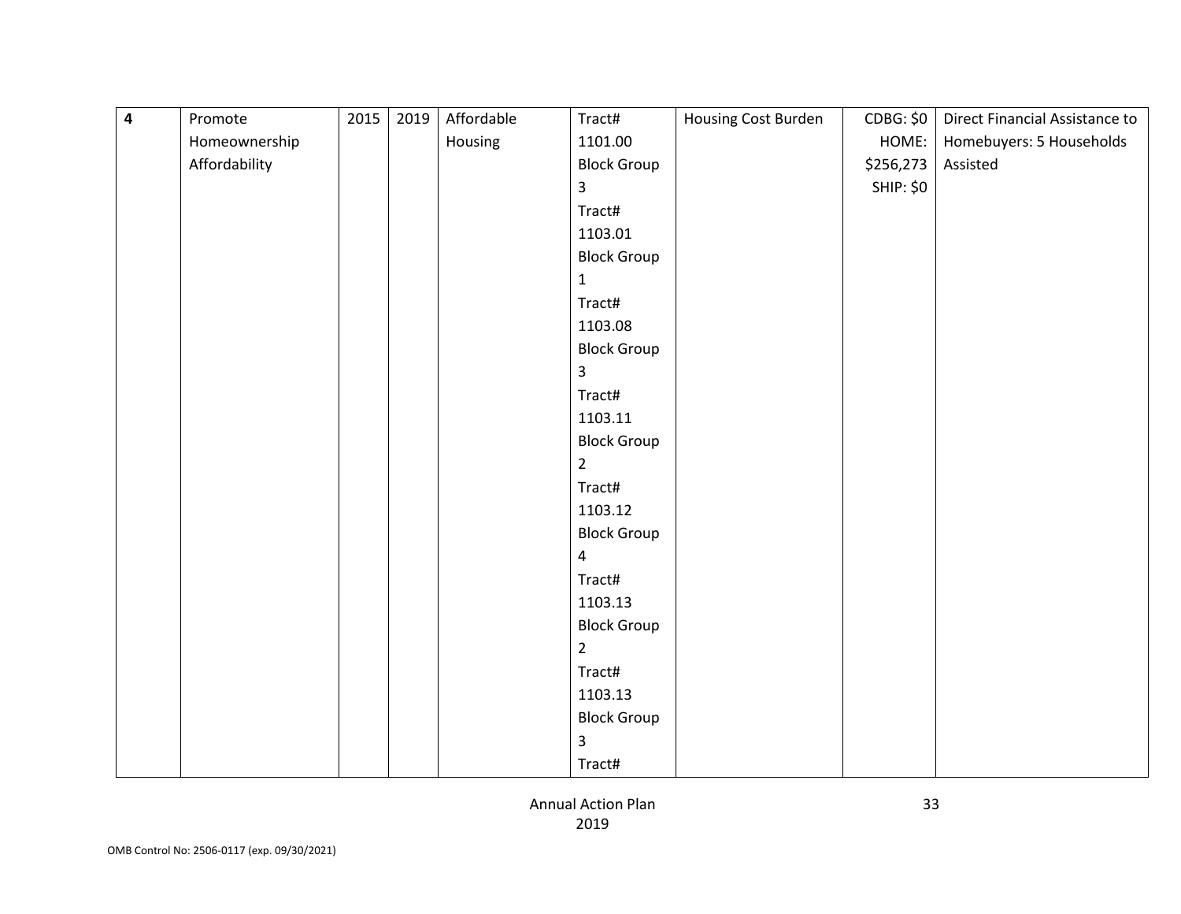| 4 | Promote Homeownership Affordability | 2015 | 2019 | Affordable Housing | Tract# 1101.00 Block Group 3 Tract# 1103.01 Block Group 1 Tract# 1103.08 Block Group 3 Tract# 1103.11 Block Group 2 Tract# 1103.12 Block Group 4 Tract# 1103.13 Block Group 2 Tract# 1103.13 Block Group 3 Tract# | Housing Cost Burden | CDBG: $0 HOME: $256,273 SHIP: $0 | Direct Financial Assistance to Homebuyers: 5 Households Assisted |
|---|---|---|---|---|---|---|---|---|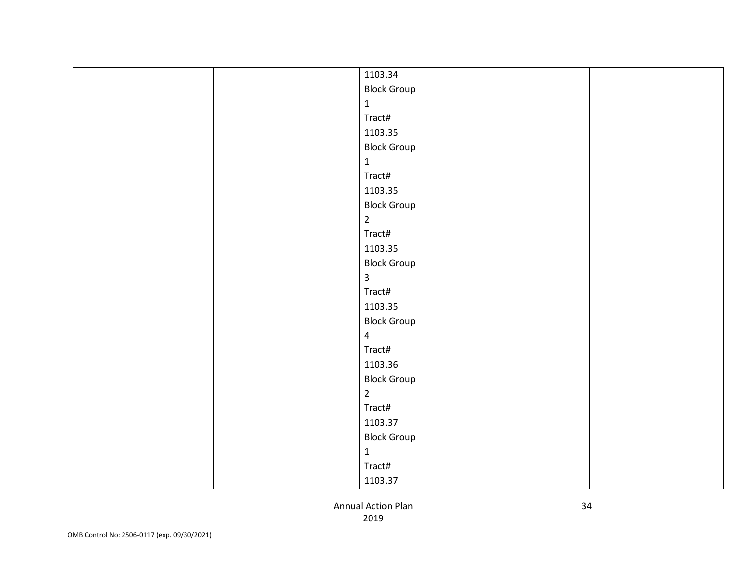|  |  |  |  |  |  |  |  |  |
|---|---|---|---|---|---|---|---|---|
|  |  |  |  |  | 1103.34 Block Group 1 Tract# 1103.35 Block Group 1 Tract# 1103.35 Block Group 2 Tract# 1103.35 Block Group 3 Tract# 1103.35 Block Group 4 Tract# 1103.36 Block Group 2 Tract# 1103.37 Block Group 1 Tract# 1103.37 |  |  |  |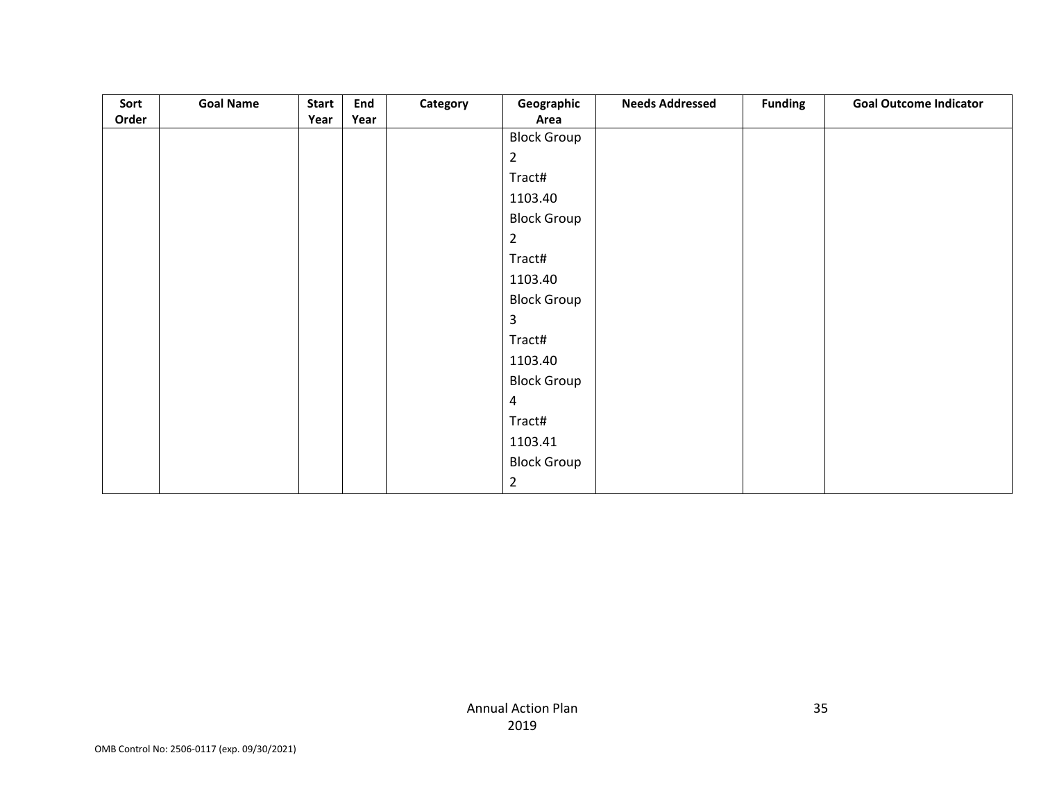| Sort Order | Goal Name | Start Year | End Year | Category | Geographic Area | Needs Addressed | Funding | Goal Outcome Indicator |
|---|---|---|---|---|---|---|---|---|
| | | | | | Block Group 2 Tract# 1103.40 Block Group 2 Tract# 1103.40 Block Group 3 Tract# 1103.40 Block Group 4 Tract# 1103.41 Block Group 2 | | | |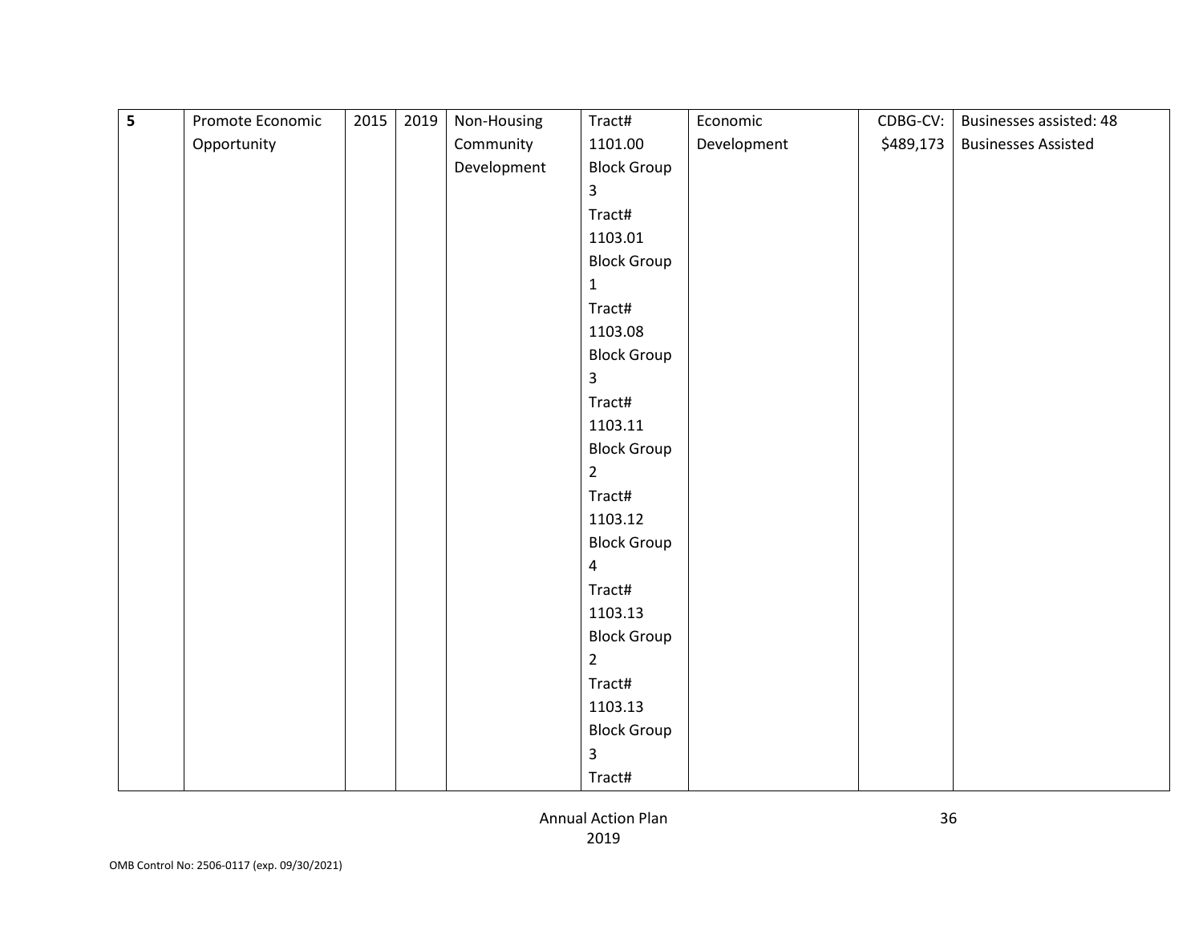| 5 | Promote Economic Opportunity | 2015 | 2019 | Non-Housing Community Development | Tract# 1101.00 Block Group 3 Tract# 1103.01 Block Group 1 Tract# 1103.08 Block Group 3 Tract# 1103.11 Block Group 2 Tract# 1103.12 Block Group 4 Tract# 1103.13 Block Group 2 Tract# 1103.13 Block Group 3 Tract# | Economic Development | CDBG-CV: $489,173 | Businesses assisted: 48 Businesses Assisted |
|---|---|---|---|---|---|---|---|---|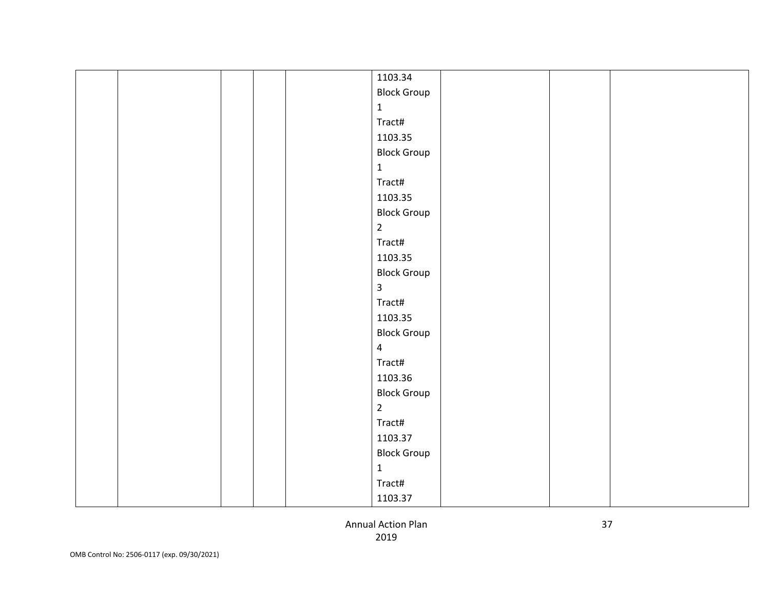|  |  |  |  |  |  |  |  |  |
|---|---|---|---|---|---|---|---|---|
|  |  |  |  |  | 1103.34 Block Group 1 Tract# 1103.35 Block Group 1 Tract# 1103.35 Block Group 2 Tract# 1103.35 Block Group 3 Tract# 1103.35 Block Group 4 Tract# 1103.36 Block Group 2 Tract# 1103.37 Block Group 1 Tract# 1103.37 |  |  |  |

Annual Action Plan 2019

OMB Control No: 2506-0117 (exp. 09/30/2021)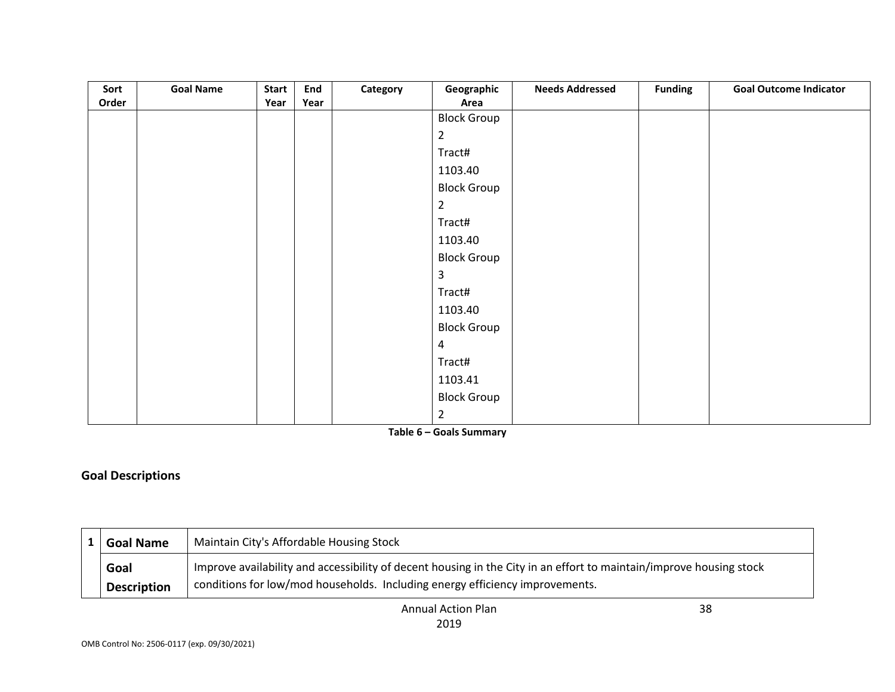| Sort Order | Goal Name | Start Year | End Year | Category | Geographic Area | Needs Addressed | Funding | Goal Outcome Indicator |
|---|---|---|---|---|---|---|---|---|
| | | | | | Block Group 2 Tract# 1103.40 Block Group 2 Tract# 1103.40 Block Group 3 Tract# 1103.40 Block Group 4 Tract# 1103.41 Block Group 2 | | | |

**Table 6 – Goals Summary**

## Goal Descriptions

| 1 | | |
|---|---|---|
| | **Goal Name** | Maintain City's Affordable Housing Stock |
| | **Goal Description** | Improve availability and accessibility of decent housing in the City in an effort to maintain/improve housing stock conditions for low/mod households. Including energy efficiency improvements. |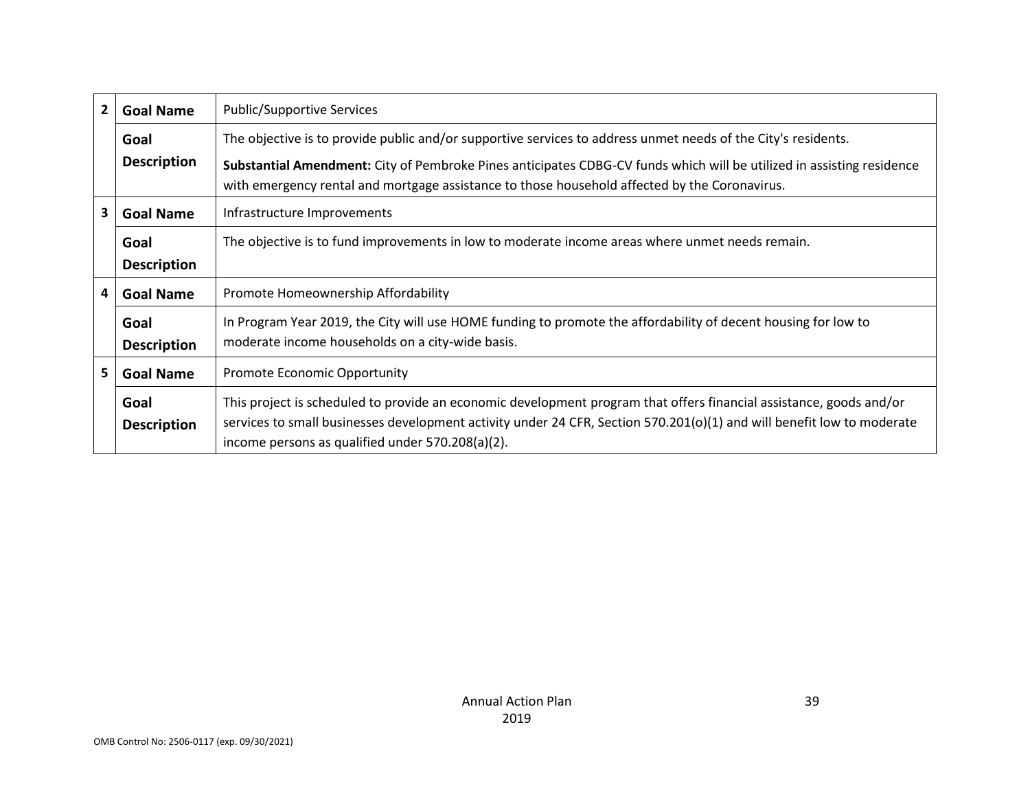| | | |
|---|---|---|
| 2 | **Goal Name** | Public/Supportive Services |
| | **Goal Description** | The objective is to provide public and/or supportive services to address unmet needs of the City's residents.<br><br>**Substantial Amendment:** City of Pembroke Pines anticipates CDBG-CV funds which will be utilized in assisting residence with emergency rental and mortgage assistance to those household affected by the Coronavirus. |
| 3 | **Goal Name** | Infrastructure Improvements |
| | **Goal Description** | The objective is to fund improvements in low to moderate income areas where unmet needs remain. |
| 4 | **Goal Name** | Promote Homeownership Affordability |
| | **Goal Description** | In Program Year 2019, the City will use HOME funding to promote the affordability of decent housing for low to moderate income households on a city-wide basis. |
| 5 | **Goal Name** | Promote Economic Opportunity |
| | **Goal Description** | This project is scheduled to provide an economic development program that offers financial assistance, goods and/or services to small businesses development activity under 24 CFR, Section 570.201(o)(1) and will benefit low to moderate income persons as qualified under 570.208(a)(2). |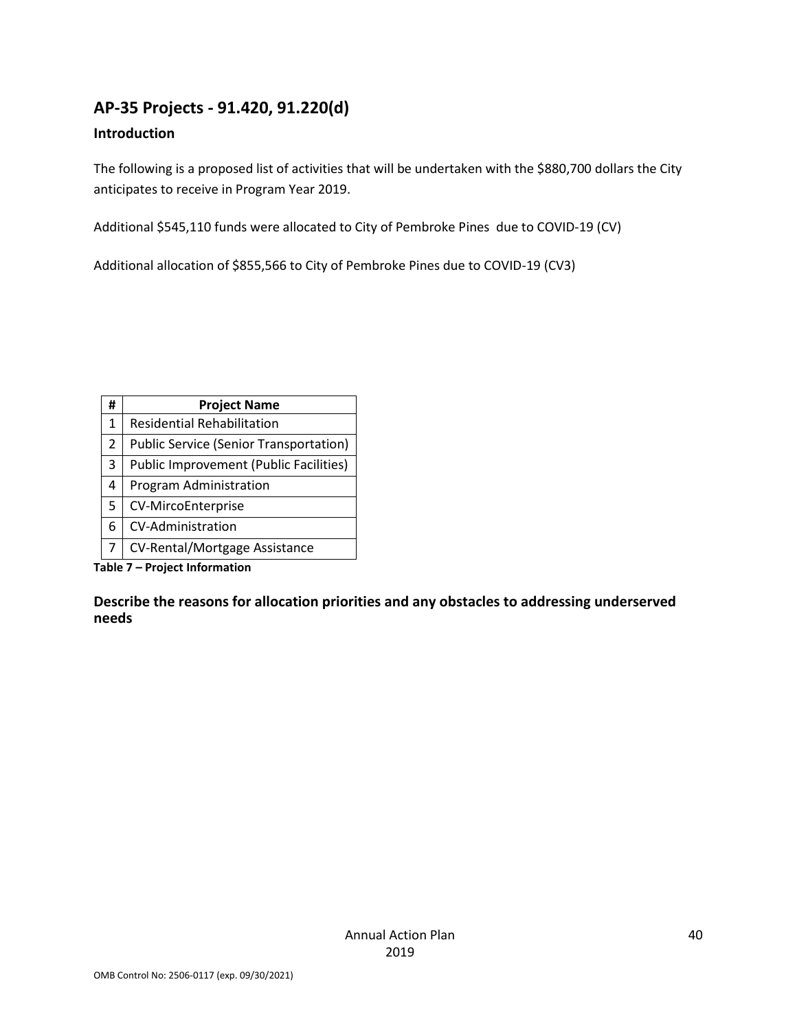## AP-35 Projects - 91.420, 91.220(d)

### Introduction

The following is a proposed list of activities that will be undertaken with the $880,700 dollars the City anticipates to receive in Program Year 2019.

Additional $545,110 funds were allocated to City of Pembroke Pines due to COVID-19 (CV)

Additional allocation of $855,566 to City of Pembroke Pines due to COVID-19 (CV3)

| # | Project Name |
|---|---|
| 1 | Residential Rehabilitation |
| 2 | Public Service (Senior Transportation) |
| 3 | Public Improvement (Public Facilities) |
| 4 | Program Administration |
| 5 | CV-MircoEnterprise |
| 6 | CV-Administration |
| 7 | CV-Rental/Mortgage Assistance |

**Table 7 – Project Information**

### Describe the reasons for allocation priorities and any obstacles to addressing underserved needs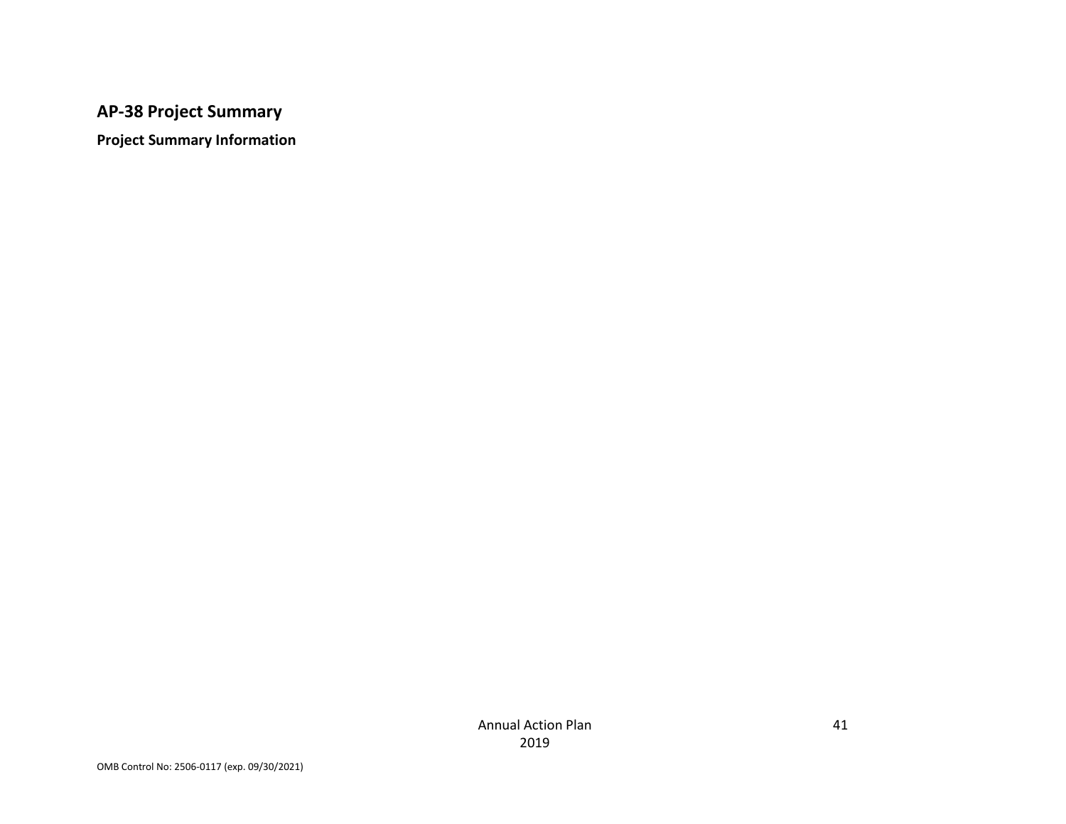## AP-38 Project Summary

**Project Summary Information**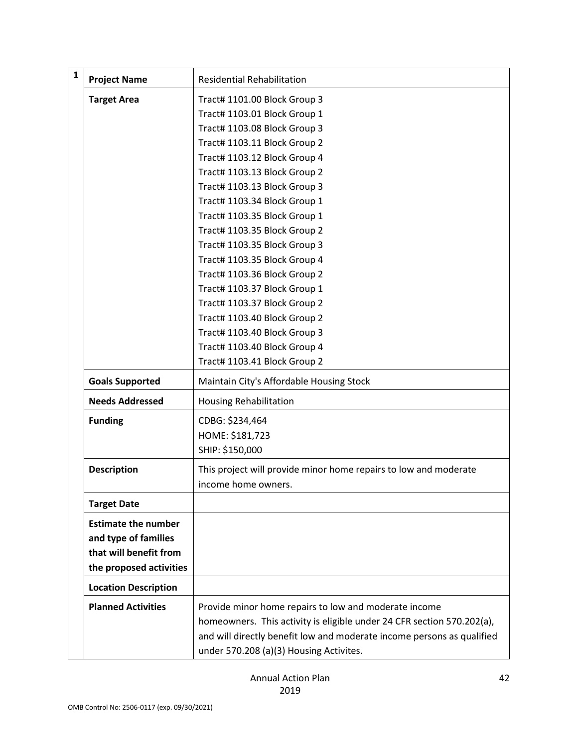| 1 | | |
|---|---|---|
| | **Project Name** | Residential Rehabilitation |
| | **Target Area** | Tract# 1101.00 Block Group 3<br>Tract# 1103.01 Block Group 1<br>Tract# 1103.08 Block Group 3<br>Tract# 1103.11 Block Group 2<br>Tract# 1103.12 Block Group 4<br>Tract# 1103.13 Block Group 2<br>Tract# 1103.13 Block Group 3<br>Tract# 1103.34 Block Group 1<br>Tract# 1103.35 Block Group 1<br>Tract# 1103.35 Block Group 2<br>Tract# 1103.35 Block Group 3<br>Tract# 1103.35 Block Group 4<br>Tract# 1103.36 Block Group 2<br>Tract# 1103.37 Block Group 1<br>Tract# 1103.37 Block Group 2<br>Tract# 1103.40 Block Group 2<br>Tract# 1103.40 Block Group 3<br>Tract# 1103.40 Block Group 4<br>Tract# 1103.41 Block Group 2 |
| | **Goals Supported** | Maintain City's Affordable Housing Stock |
| | **Needs Addressed** | Housing Rehabilitation |
| | **Funding** | CDBG: $234,464<br>HOME: $181,723<br>SHIP: $150,000 |
| | **Description** | This project will provide minor home repairs to low and moderate income home owners. |
| | **Target Date** | |
| | **Estimate the number and type of families that will benefit from the proposed activities** | |
| | **Location Description** | |
| | **Planned Activities** | Provide minor home repairs to low and moderate income homeowners. This activity is eligible under 24 CFR section 570.202(a), and will directly benefit low and moderate income persons as qualified under 570.208 (a)(3) Housing Activites. |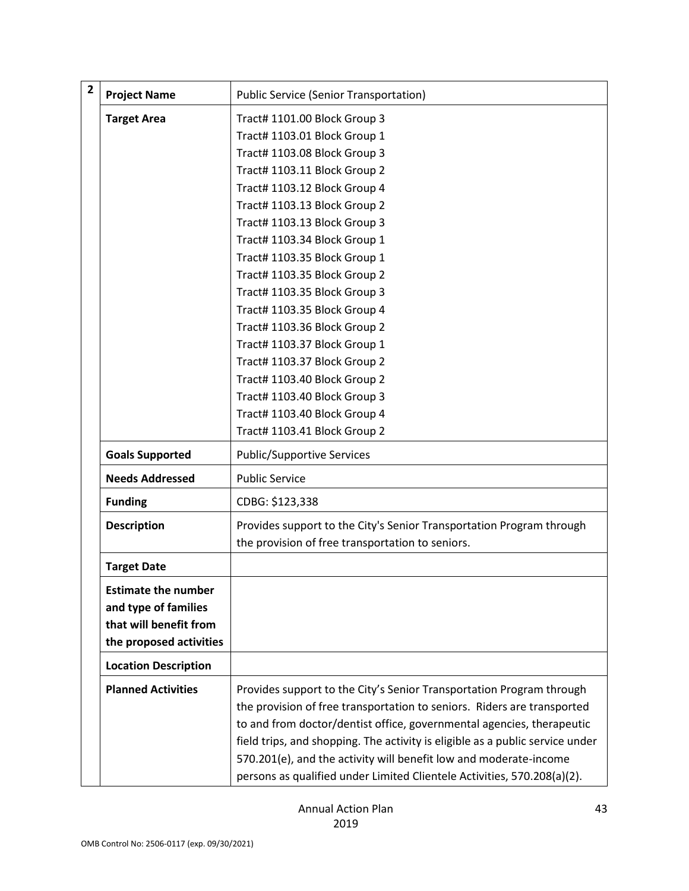| 2 | | |
|---|---|---|
| | **Project Name** | Public Service (Senior Transportation) |
| | **Target Area** | Tract# 1101.00 Block Group 3<br>Tract# 1103.01 Block Group 1<br>Tract# 1103.08 Block Group 3<br>Tract# 1103.11 Block Group 2<br>Tract# 1103.12 Block Group 4<br>Tract# 1103.13 Block Group 2<br>Tract# 1103.13 Block Group 3<br>Tract# 1103.34 Block Group 1<br>Tract# 1103.35 Block Group 1<br>Tract# 1103.35 Block Group 2<br>Tract# 1103.35 Block Group 3<br>Tract# 1103.35 Block Group 4<br>Tract# 1103.36 Block Group 2<br>Tract# 1103.37 Block Group 1<br>Tract# 1103.37 Block Group 2<br>Tract# 1103.40 Block Group 2<br>Tract# 1103.40 Block Group 3<br>Tract# 1103.40 Block Group 4<br>Tract# 1103.41 Block Group 2 |
| | **Goals Supported** | Public/Supportive Services |
| | **Needs Addressed** | Public Service |
| | **Funding** | CDBG: $123,338 |
| | **Description** | Provides support to the City's Senior Transportation Program through the provision of free transportation to seniors. |
| | **Target Date** | |
| | **Estimate the number and type of families that will benefit from the proposed activities** | |
| | **Location Description** | |
| | **Planned Activities** | Provides support to the City's Senior Transportation Program through the provision of free transportation to seniors. Riders are transported to and from doctor/dentist office, governmental agencies, therapeutic field trips, and shopping. The activity is eligible as a public service under 570.201(e), and the activity will benefit low and moderate-income persons as qualified under Limited Clientele Activities, 570.208(a)(2). |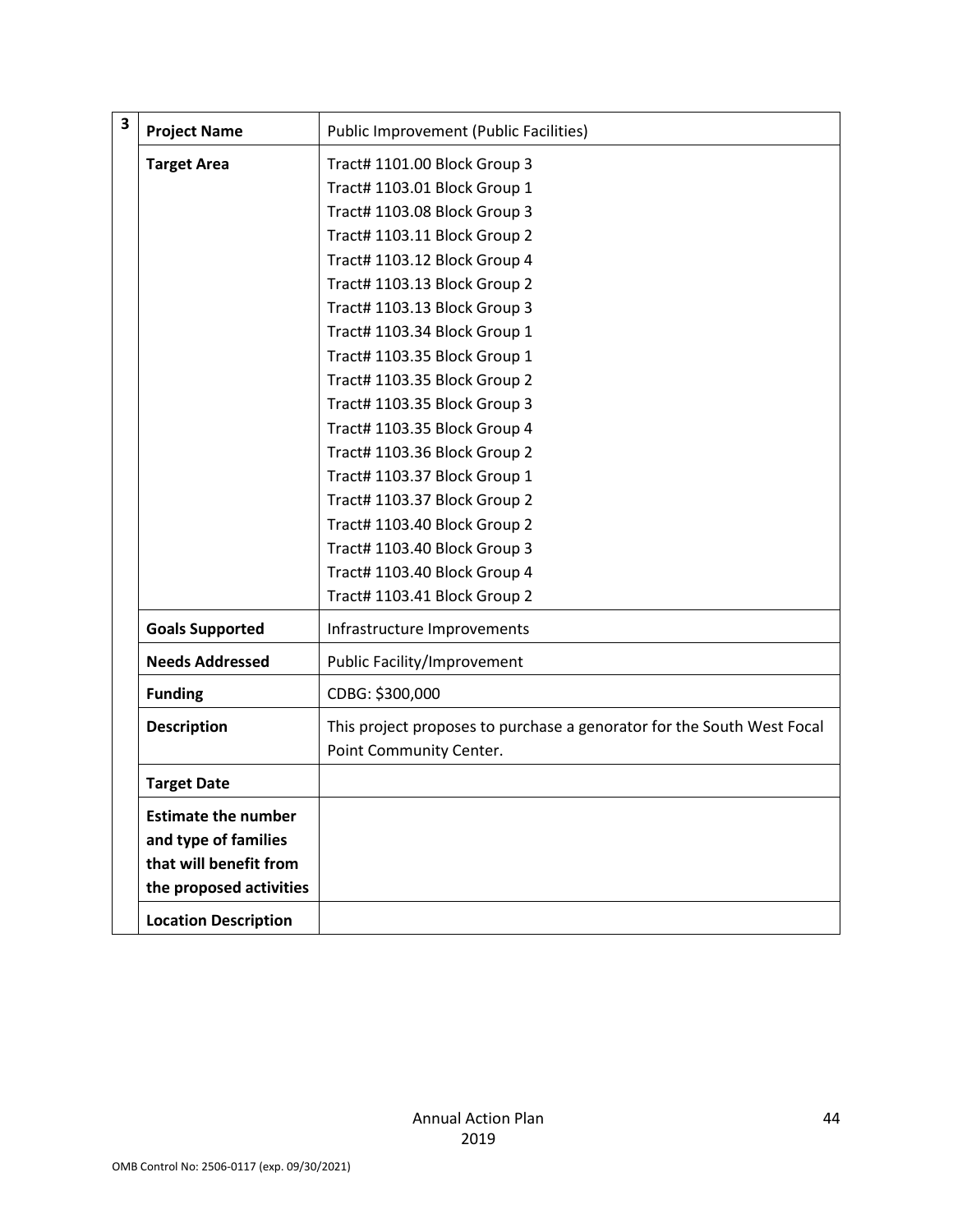| 3 | | |
|---|---|---|
| | **Project Name** | Public Improvement (Public Facilities) |
| | **Target Area** | Tract# 1101.00 Block Group 3<br>Tract# 1103.01 Block Group 1<br>Tract# 1103.08 Block Group 3<br>Tract# 1103.11 Block Group 2<br>Tract# 1103.12 Block Group 4<br>Tract# 1103.13 Block Group 2<br>Tract# 1103.13 Block Group 3<br>Tract# 1103.34 Block Group 1<br>Tract# 1103.35 Block Group 1<br>Tract# 1103.35 Block Group 2<br>Tract# 1103.35 Block Group 3<br>Tract# 1103.35 Block Group 4<br>Tract# 1103.36 Block Group 2<br>Tract# 1103.37 Block Group 1<br>Tract# 1103.37 Block Group 2<br>Tract# 1103.40 Block Group 2<br>Tract# 1103.40 Block Group 3<br>Tract# 1103.40 Block Group 4<br>Tract# 1103.41 Block Group 2 |
| | **Goals Supported** | Infrastructure Improvements |
| | **Needs Addressed** | Public Facility/Improvement |
| | **Funding** | CDBG: $300,000 |
| | **Description** | This project proposes to purchase a genorator for the South West Focal Point Community Center. |
| | **Target Date** | |
| | **Estimate the number and type of families that will benefit from the proposed activities** | |
| | **Location Description** | |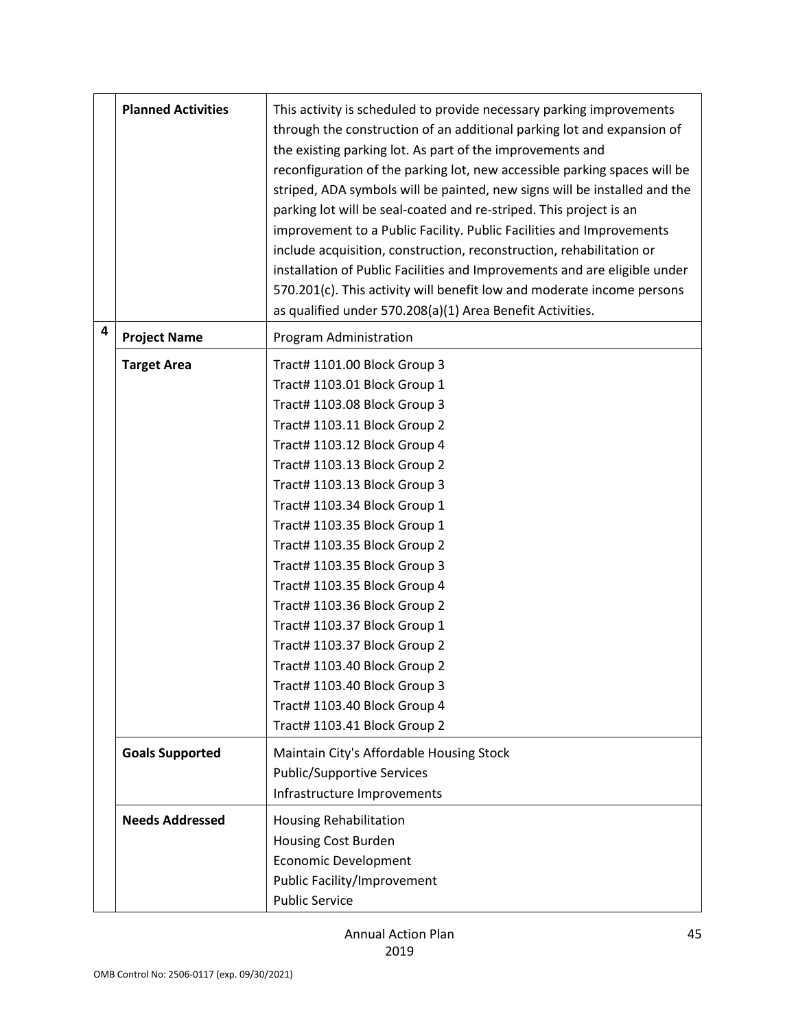| | | |
|---|---|---|
| | **Planned Activities** | This activity is scheduled to provide necessary parking improvements through the construction of an additional parking lot and expansion of the existing parking lot. As part of the improvements and reconfiguration of the parking lot, new accessible parking spaces will be striped, ADA symbols will be painted, new signs will be installed and the parking lot will be seal-coated and re-striped. This project is an improvement to a Public Facility. Public Facilities and Improvements include acquisition, construction, reconstruction, rehabilitation or installation of Public Facilities and Improvements and are eligible under 570.201(c). This activity will benefit low and moderate income persons as qualified under 570.208(a)(1) Area Benefit Activities. |
| **4** | **Project Name** | Program Administration |
| | **Target Area** | Tract# 1101.00 Block Group 3<br>Tract# 1103.01 Block Group 1<br>Tract# 1103.08 Block Group 3<br>Tract# 1103.11 Block Group 2<br>Tract# 1103.12 Block Group 4<br>Tract# 1103.13 Block Group 2<br>Tract# 1103.13 Block Group 3<br>Tract# 1103.34 Block Group 1<br>Tract# 1103.35 Block Group 1<br>Tract# 1103.35 Block Group 2<br>Tract# 1103.35 Block Group 3<br>Tract# 1103.35 Block Group 4<br>Tract# 1103.36 Block Group 2<br>Tract# 1103.37 Block Group 1<br>Tract# 1103.37 Block Group 2<br>Tract# 1103.40 Block Group 2<br>Tract# 1103.40 Block Group 3<br>Tract# 1103.40 Block Group 4<br>Tract# 1103.41 Block Group 2 |
| | **Goals Supported** | Maintain City's Affordable Housing Stock<br>Public/Supportive Services<br>Infrastructure Improvements |
| | **Needs Addressed** | Housing Rehabilitation<br>Housing Cost Burden<br>Economic Development<br>Public Facility/Improvement<br>Public Service |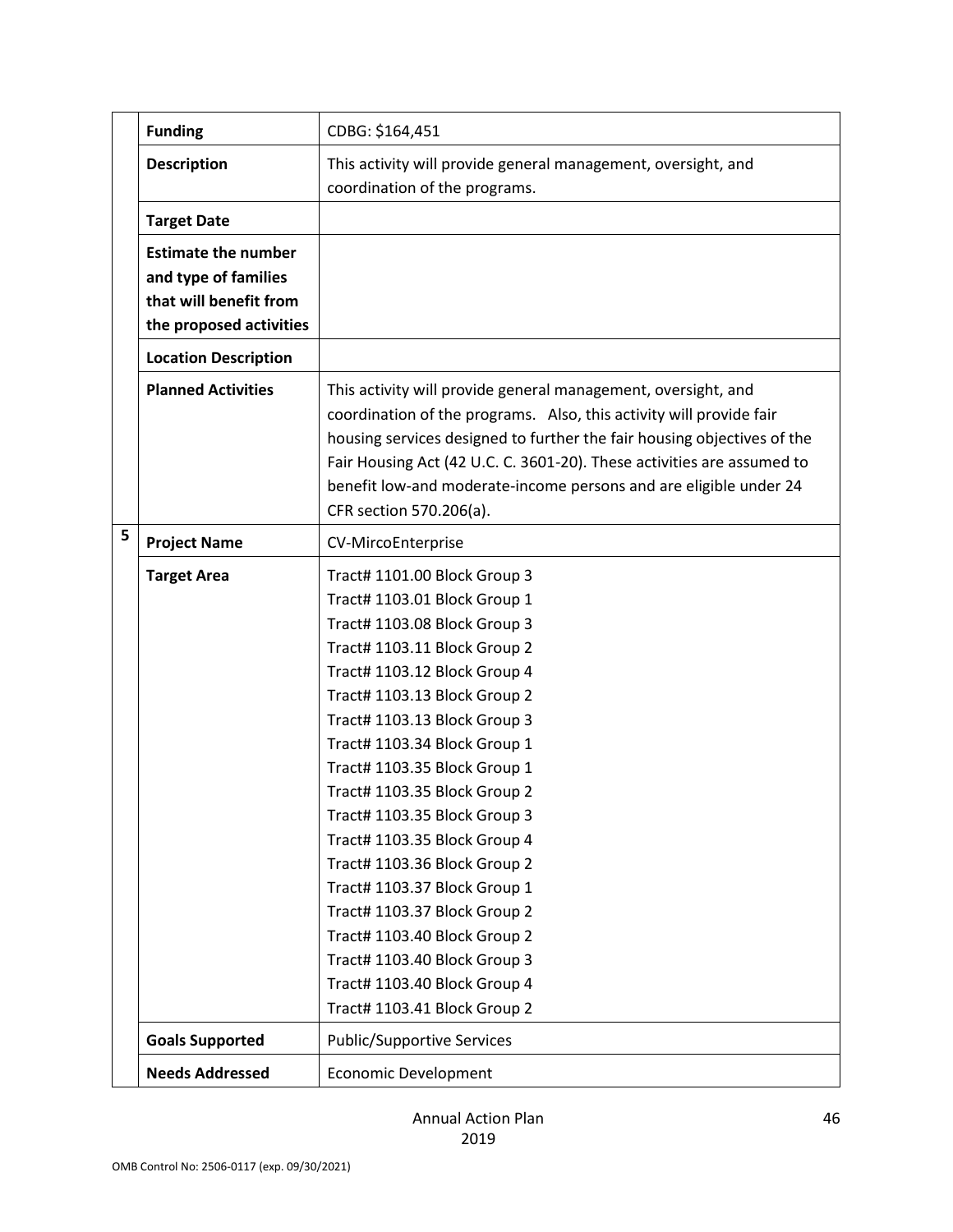| | | |
|---|---|---|
| | **Funding** | CDBG: $164,451 |
| | **Description** | This activity will provide general management, oversight, and coordination of the programs. |
| | **Target Date** | |
| | **Estimate the number and type of families that will benefit from the proposed activities** | |
| | **Location Description** | |
| | **Planned Activities** | This activity will provide general management, oversight, and coordination of the programs. Also, this activity will provide fair housing services designed to further the fair housing objectives of the Fair Housing Act (42 U.C. C. 3601-20). These activities are assumed to benefit low-and moderate-income persons and are eligible under 24 CFR section 570.206(a). |
| 5 | **Project Name** | CV-MircoEnterprise |
| | **Target Area** | Tract# 1101.00 Block Group 3<br>Tract# 1103.01 Block Group 1<br>Tract# 1103.08 Block Group 3<br>Tract# 1103.11 Block Group 2<br>Tract# 1103.12 Block Group 4<br>Tract# 1103.13 Block Group 2<br>Tract# 1103.13 Block Group 3<br>Tract# 1103.34 Block Group 1<br>Tract# 1103.35 Block Group 1<br>Tract# 1103.35 Block Group 2<br>Tract# 1103.35 Block Group 3<br>Tract# 1103.35 Block Group 4<br>Tract# 1103.36 Block Group 2<br>Tract# 1103.37 Block Group 1<br>Tract# 1103.37 Block Group 2<br>Tract# 1103.40 Block Group 2<br>Tract# 1103.40 Block Group 3<br>Tract# 1103.40 Block Group 4<br>Tract# 1103.41 Block Group 2 |
| | **Goals Supported** | Public/Supportive Services |
| | **Needs Addressed** | Economic Development |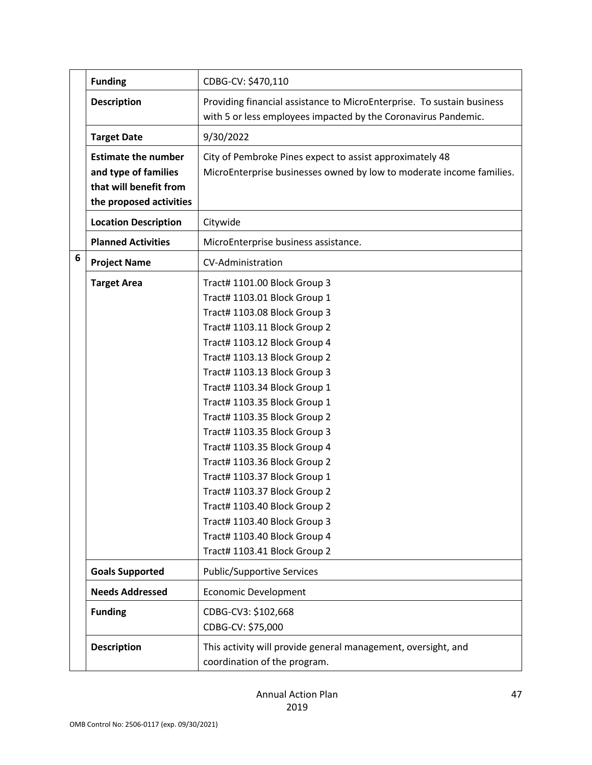| | | |
|---|---|---|
| | **Funding** | CDBG-CV: $470,110 |
| | **Description** | Providing financial assistance to MicroEnterprise. To sustain business with 5 or less employees impacted by the Coronavirus Pandemic. |
| | **Target Date** | 9/30/2022 |
| | **Estimate the number and type of families that will benefit from the proposed activities** | City of Pembroke Pines expect to assist approximately 48 MicroEnterprise businesses owned by low to moderate income families. |
| | **Location Description** | Citywide |
| | **Planned Activities** | MicroEnterprise business assistance. |
| **6** | **Project Name** | CV-Administration |
| | **Target Area** | Tract# 1101.00 Block Group 3<br>Tract# 1103.01 Block Group 1<br>Tract# 1103.08 Block Group 3<br>Tract# 1103.11 Block Group 2<br>Tract# 1103.12 Block Group 4<br>Tract# 1103.13 Block Group 2<br>Tract# 1103.13 Block Group 3<br>Tract# 1103.34 Block Group 1<br>Tract# 1103.35 Block Group 1<br>Tract# 1103.35 Block Group 2<br>Tract# 1103.35 Block Group 3<br>Tract# 1103.35 Block Group 4<br>Tract# 1103.36 Block Group 2<br>Tract# 1103.37 Block Group 1<br>Tract# 1103.37 Block Group 2<br>Tract# 1103.40 Block Group 2<br>Tract# 1103.40 Block Group 3<br>Tract# 1103.40 Block Group 4<br>Tract# 1103.41 Block Group 2 |
| | **Goals Supported** | Public/Supportive Services |
| | **Needs Addressed** | Economic Development |
| | **Funding** | CDBG-CV3: $102,668<br>CDBG-CV: $75,000 |
| | **Description** | This activity will provide general management, oversight, and coordination of the program. |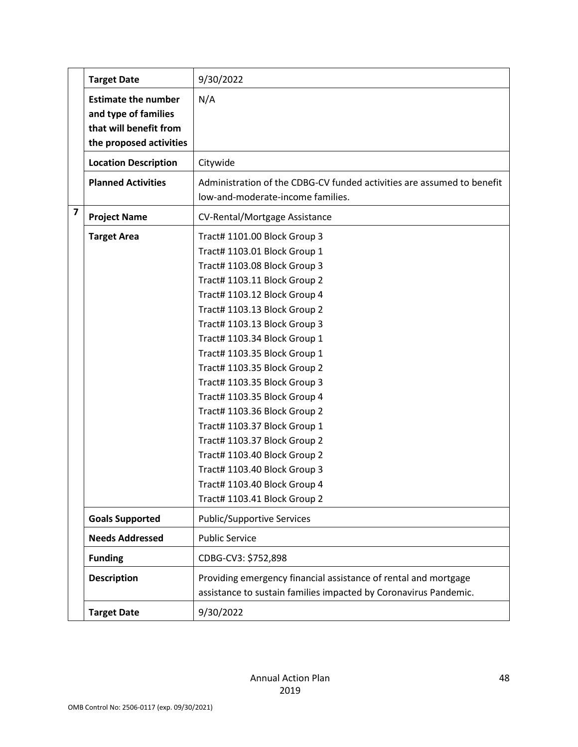| | | |
|---|---|---|
| | **Target Date** | 9/30/2022 |
| | **Estimate the number and type of families that will benefit from the proposed activities** | N/A |
| | **Location Description** | Citywide |
| | **Planned Activities** | Administration of the CDBG-CV funded activities are assumed to benefit low-and-moderate-income families. |
| **7** | **Project Name** | CV-Rental/Mortgage Assistance |
| | **Target Area** | Tract# 1101.00 Block Group 3<br>Tract# 1103.01 Block Group 1<br>Tract# 1103.08 Block Group 3<br>Tract# 1103.11 Block Group 2<br>Tract# 1103.12 Block Group 4<br>Tract# 1103.13 Block Group 2<br>Tract# 1103.13 Block Group 3<br>Tract# 1103.34 Block Group 1<br>Tract# 1103.35 Block Group 1<br>Tract# 1103.35 Block Group 2<br>Tract# 1103.35 Block Group 3<br>Tract# 1103.35 Block Group 4<br>Tract# 1103.36 Block Group 2<br>Tract# 1103.37 Block Group 1<br>Tract# 1103.37 Block Group 2<br>Tract# 1103.40 Block Group 2<br>Tract# 1103.40 Block Group 3<br>Tract# 1103.40 Block Group 4<br>Tract# 1103.41 Block Group 2 |
| | **Goals Supported** | Public/Supportive Services |
| | **Needs Addressed** | Public Service |
| | **Funding** | CDBG-CV3: $752,898 |
| | **Description** | Providing emergency financial assistance of rental and mortgage assistance to sustain families impacted by Coronavirus Pandemic. |
| | **Target Date** | 9/30/2022 |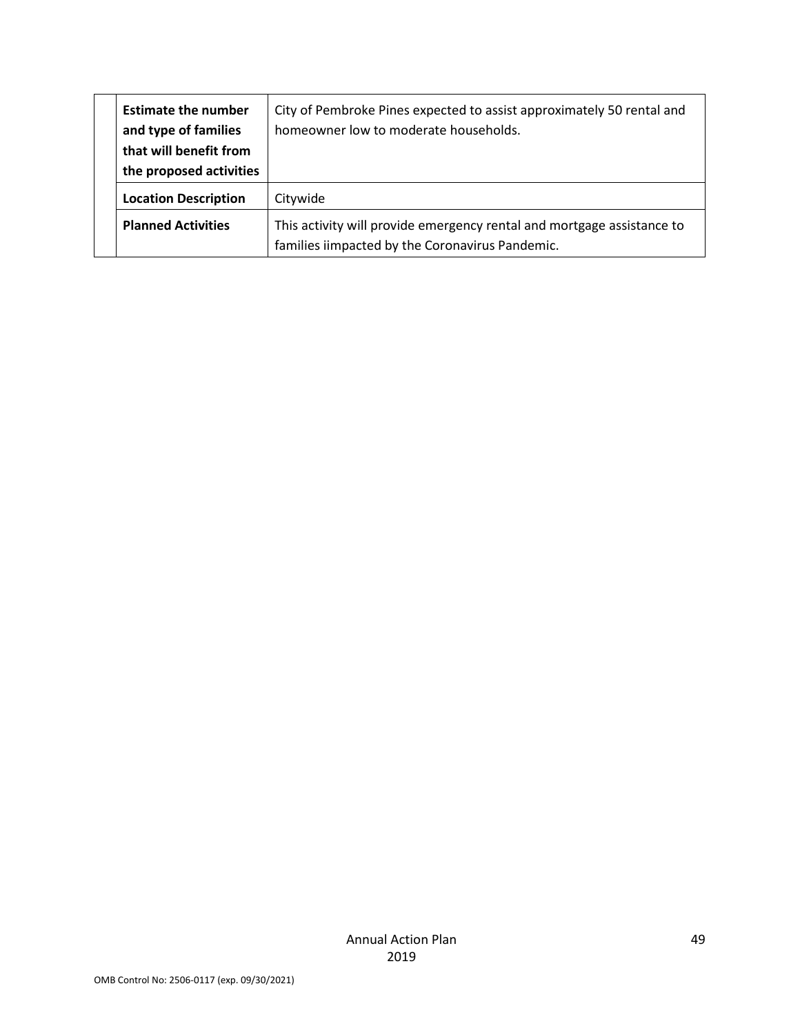| | | |
|---|---|---|
| | **Estimate the number and type of families that will benefit from the proposed activities** | City of Pembroke Pines expected to assist approximately 50 rental and homeowner low to moderate households. |
| | **Location Description** | Citywide |
| | **Planned Activities** | This activity will provide emergency rental and mortgage assistance to families iimpacted by the Coronavirus Pandemic. |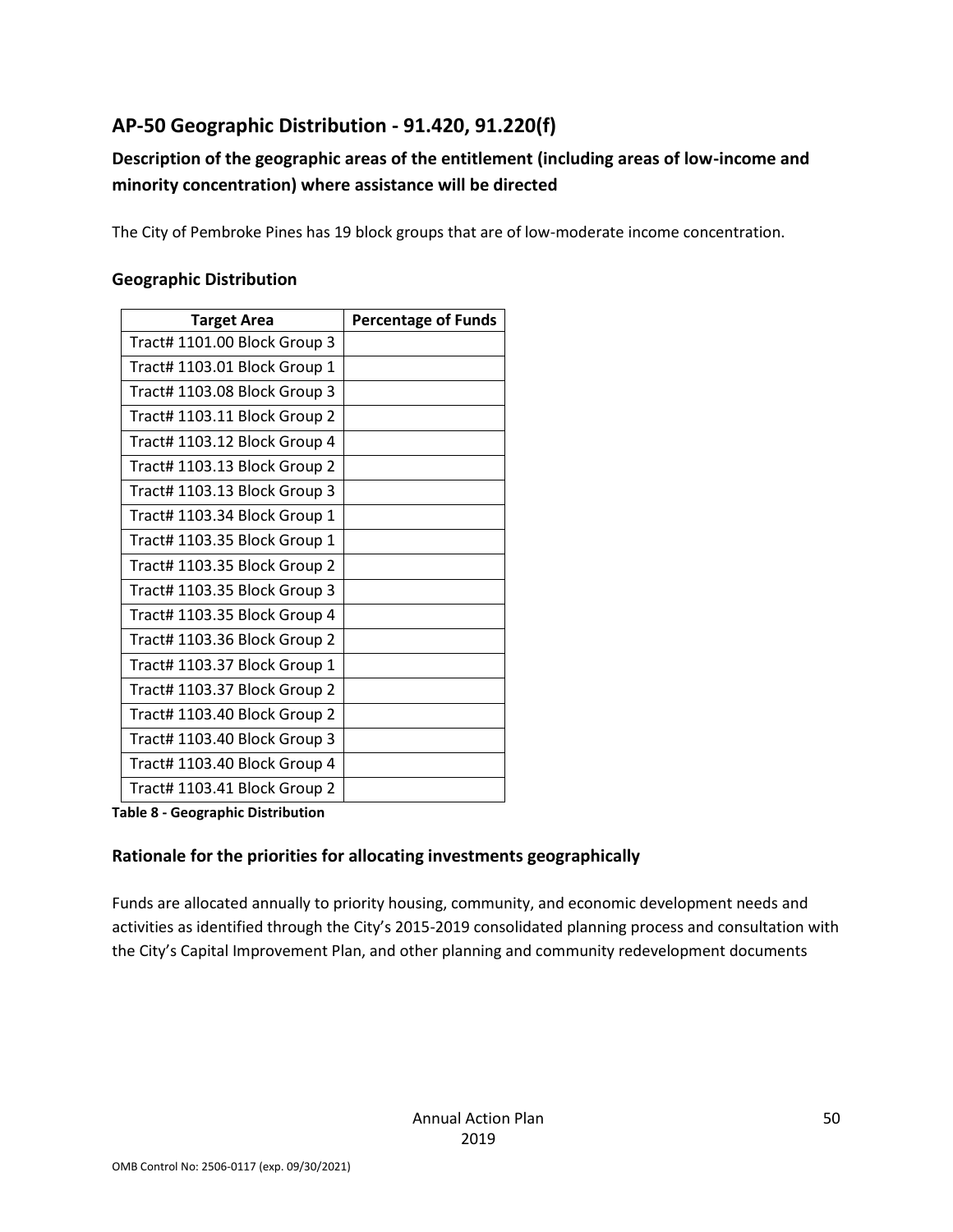## AP-50 Geographic Distribution - 91.420, 91.220(f)

### Description of the geographic areas of the entitlement (including areas of low-income and minority concentration) where assistance will be directed

The City of Pembroke Pines has 19 block groups that are of low-moderate income concentration.

### Geographic Distribution

| Target Area | Percentage of Funds |
|---|---|
| Tract# 1101.00 Block Group 3 | |
| Tract# 1103.01 Block Group 1 | |
| Tract# 1103.08 Block Group 3 | |
| Tract# 1103.11 Block Group 2 | |
| Tract# 1103.12 Block Group 4 | |
| Tract# 1103.13 Block Group 2 | |
| Tract# 1103.13 Block Group 3 | |
| Tract# 1103.34 Block Group 1 | |
| Tract# 1103.35 Block Group 1 | |
| Tract# 1103.35 Block Group 2 | |
| Tract# 1103.35 Block Group 3 | |
| Tract# 1103.35 Block Group 4 | |
| Tract# 1103.36 Block Group 2 | |
| Tract# 1103.37 Block Group 1 | |
| Tract# 1103.37 Block Group 2 | |
| Tract# 1103.40 Block Group 2 | |
| Tract# 1103.40 Block Group 3 | |
| Tract# 1103.40 Block Group 4 | |
| Tract# 1103.41 Block Group 2 | |

**Table 8 - Geographic Distribution**

### Rationale for the priorities for allocating investments geographically

Funds are allocated annually to priority housing, community, and economic development needs and activities as identified through the City's 2015-2019 consolidated planning process and consultation with the City's Capital Improvement Plan, and other planning and community redevelopment documents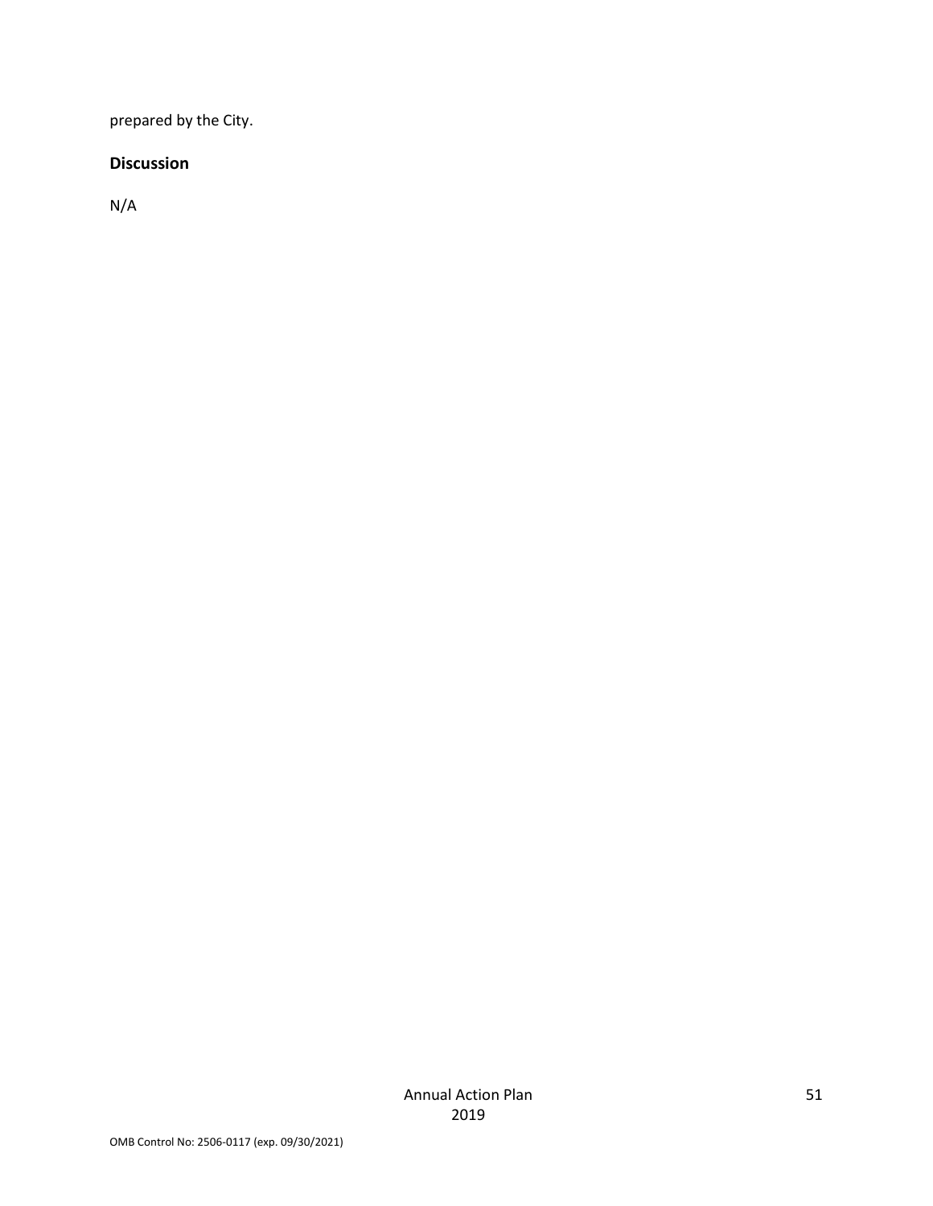prepared by the City.

## Discussion

N/A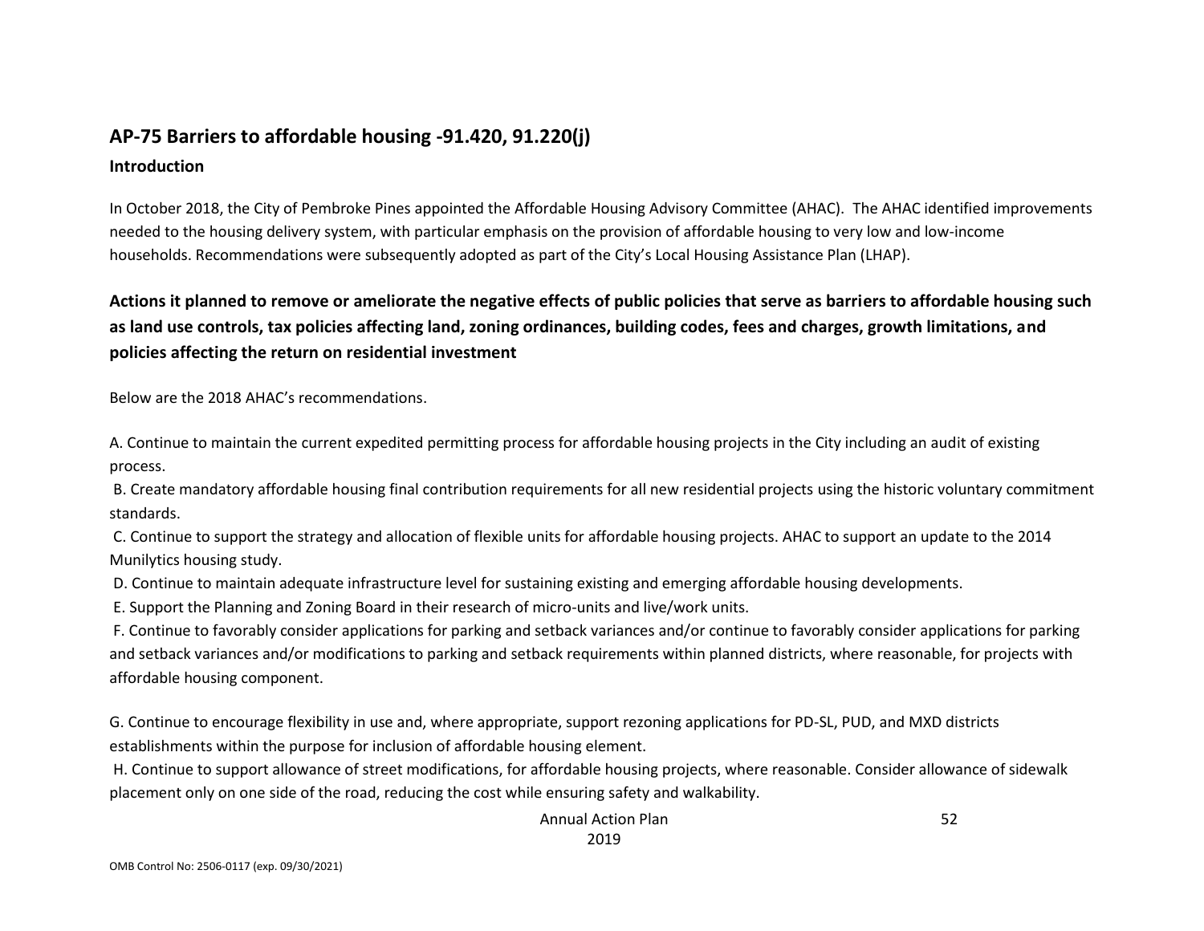## AP-75 Barriers to affordable housing -91.420, 91.220(j)

### Introduction

In October 2018, the City of Pembroke Pines appointed the Affordable Housing Advisory Committee (AHAC). The AHAC identified improvements needed to the housing delivery system, with particular emphasis on the provision of affordable housing to very low and low-income households. Recommendations were subsequently adopted as part of the City's Local Housing Assistance Plan (LHAP).

### Actions it planned to remove or ameliorate the negative effects of public policies that serve as barriers to affordable housing such as land use controls, tax policies affecting land, zoning ordinances, building codes, fees and charges, growth limitations, and policies affecting the return on residential investment

Below are the 2018 AHAC's recommendations.

A. Continue to maintain the current expedited permitting process for affordable housing projects in the City including an audit of existing process.

B. Create mandatory affordable housing final contribution requirements for all new residential projects using the historic voluntary commitment standards.

C. Continue to support the strategy and allocation of flexible units for affordable housing projects. AHAC to support an update to the 2014 Munilytics housing study.

D. Continue to maintain adequate infrastructure level for sustaining existing and emerging affordable housing developments.

E. Support the Planning and Zoning Board in their research of micro-units and live/work units.

F. Continue to favorably consider applications for parking and setback variances and/or continue to favorably consider applications for parking and setback variances and/or modifications to parking and setback requirements within planned districts, where reasonable, for projects with affordable housing component.

G. Continue to encourage flexibility in use and, where appropriate, support rezoning applications for PD-SL, PUD, and MXD districts establishments within the purpose for inclusion of affordable housing element.

H. Continue to support allowance of street modifications, for affordable housing projects, where reasonable. Consider allowance of sidewalk placement only on one side of the road, reducing the cost while ensuring safety and walkability.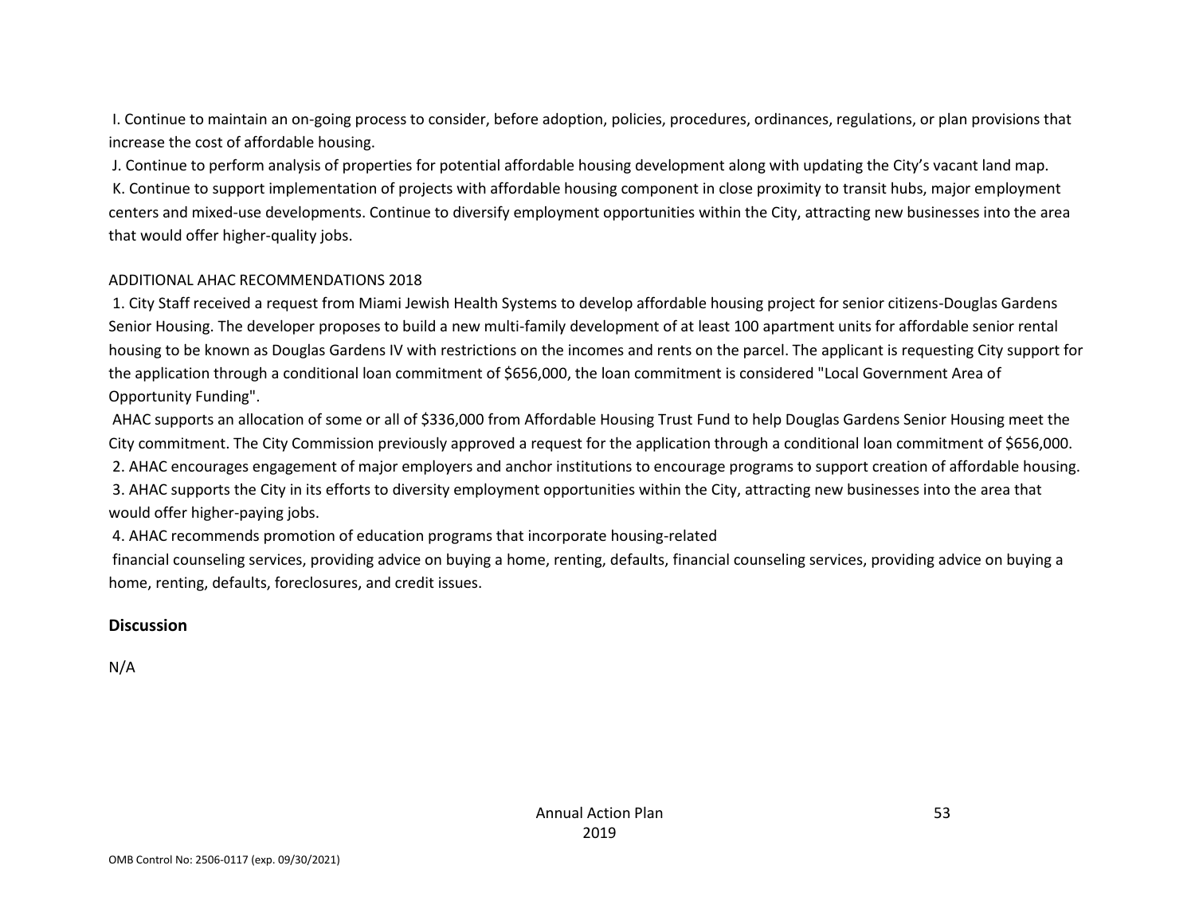I. Continue to maintain an on-going process to consider, before adoption, policies, procedures, ordinances, regulations, or plan provisions that increase the cost of affordable housing.

J. Continue to perform analysis of properties for potential affordable housing development along with updating the City's vacant land map.

K. Continue to support implementation of projects with affordable housing component in close proximity to transit hubs, major employment centers and mixed-use developments. Continue to diversify employment opportunities within the City, attracting new businesses into the area that would offer higher-quality jobs.

ADDITIONAL AHAC RECOMMENDATIONS 2018

1. City Staff received a request from Miami Jewish Health Systems to develop affordable housing project for senior citizens-Douglas Gardens Senior Housing. The developer proposes to build a new multi-family development of at least 100 apartment units for affordable senior rental housing to be known as Douglas Gardens IV with restrictions on the incomes and rents on the parcel. The applicant is requesting City support for the application through a conditional loan commitment of $656,000, the loan commitment is considered "Local Government Area of Opportunity Funding".

AHAC supports an allocation of some or all of $336,000 from Affordable Housing Trust Fund to help Douglas Gardens Senior Housing meet the City commitment. The City Commission previously approved a request for the application through a conditional loan commitment of $656,000.

2. AHAC encourages engagement of major employers and anchor institutions to encourage programs to support creation of affordable housing.

3. AHAC supports the City in its efforts to diversity employment opportunities within the City, attracting new businesses into the area that would offer higher-paying jobs.

4. AHAC recommends promotion of education programs that incorporate housing-related

financial counseling services, providing advice on buying a home, renting, defaults, financial counseling services, providing advice on buying a home, renting, defaults, foreclosures, and credit issues.

## Discussion

N/A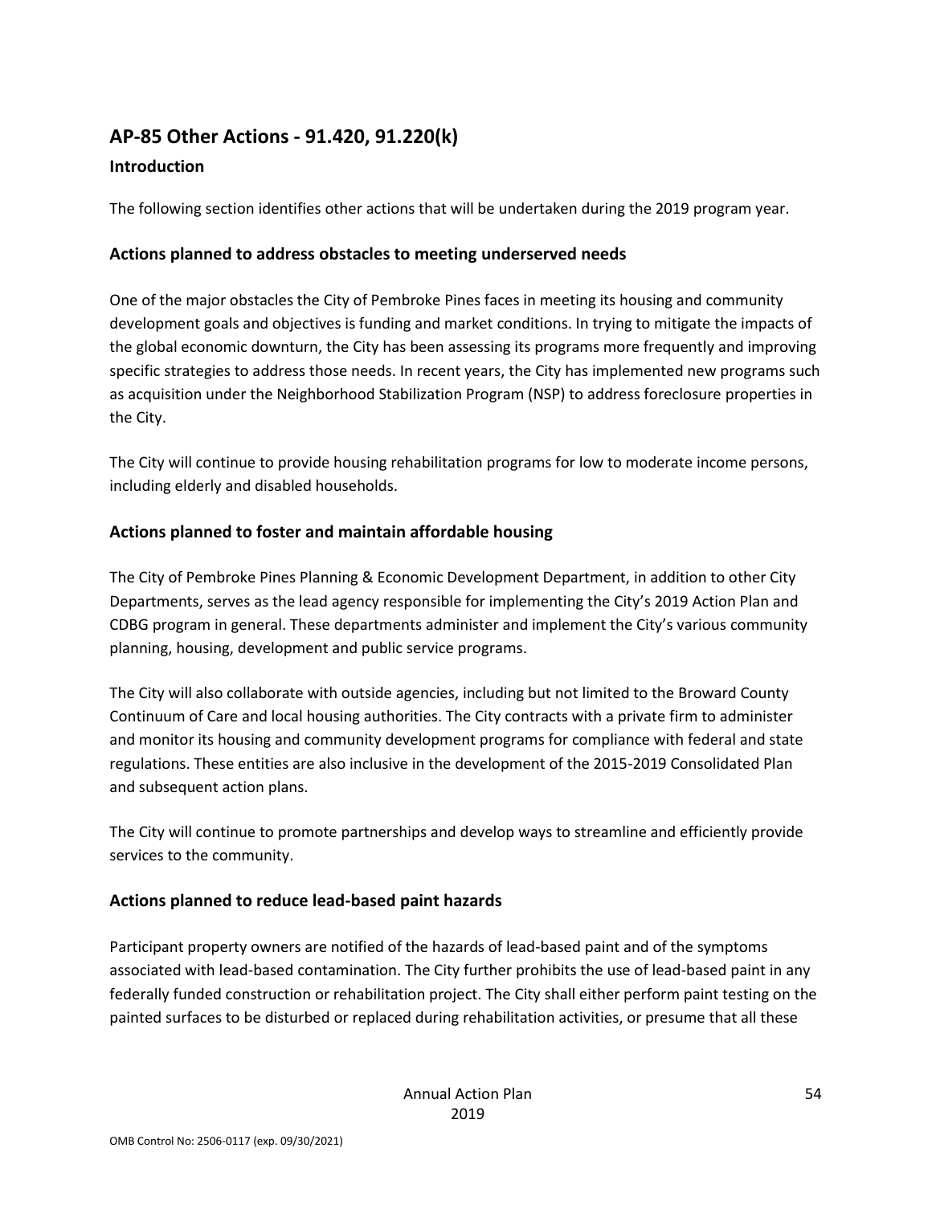## AP-85 Other Actions - 91.420, 91.220(k)

### Introduction

The following section identifies other actions that will be undertaken during the 2019 program year.

### Actions planned to address obstacles to meeting underserved needs

One of the major obstacles the City of Pembroke Pines faces in meeting its housing and community development goals and objectives is funding and market conditions. In trying to mitigate the impacts of the global economic downturn, the City has been assessing its programs more frequently and improving specific strategies to address those needs. In recent years, the City has implemented new programs such as acquisition under the Neighborhood Stabilization Program (NSP) to address foreclosure properties in the City.

The City will continue to provide housing rehabilitation programs for low to moderate income persons, including elderly and disabled households.

### Actions planned to foster and maintain affordable housing

The City of Pembroke Pines Planning & Economic Development Department, in addition to other City Departments, serves as the lead agency responsible for implementing the City's 2019 Action Plan and CDBG program in general. These departments administer and implement the City's various community planning, housing, development and public service programs.

The City will also collaborate with outside agencies, including but not limited to the Broward County Continuum of Care and local housing authorities. The City contracts with a private firm to administer and monitor its housing and community development programs for compliance with federal and state regulations. These entities are also inclusive in the development of the 2015-2019 Consolidated Plan and subsequent action plans.

The City will continue to promote partnerships and develop ways to streamline and efficiently provide services to the community.

### Actions planned to reduce lead-based paint hazards

Participant property owners are notified of the hazards of lead-based paint and of the symptoms associated with lead-based contamination. The City further prohibits the use of lead-based paint in any federally funded construction or rehabilitation project. The City shall either perform paint testing on the painted surfaces to be disturbed or replaced during rehabilitation activities, or presume that all these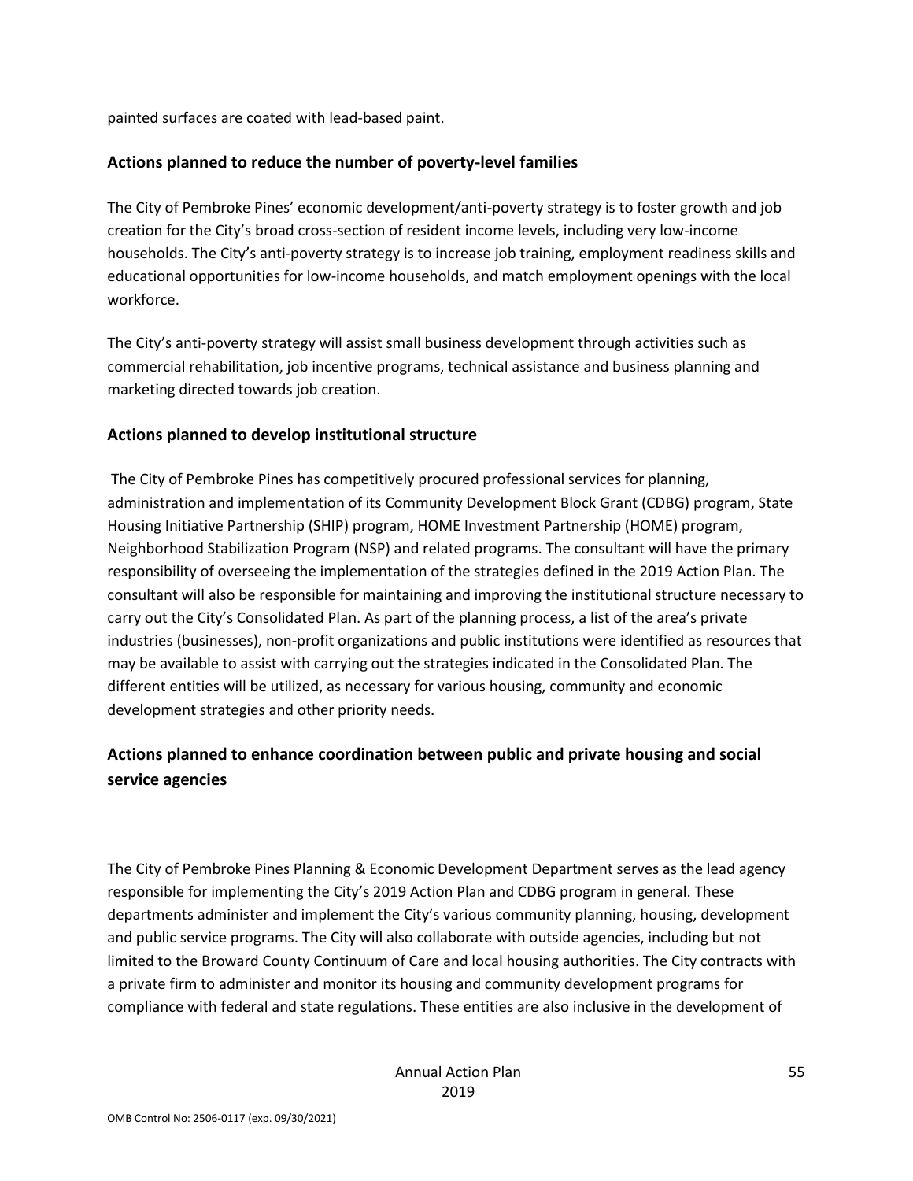painted surfaces are coated with lead-based paint.

## Actions planned to reduce the number of poverty-level families

The City of Pembroke Pines' economic development/anti-poverty strategy is to foster growth and job creation for the City's broad cross-section of resident income levels, including very low-income households. The City's anti-poverty strategy is to increase job training, employment readiness skills and educational opportunities for low-income households, and match employment openings with the local workforce.

The City's anti-poverty strategy will assist small business development through activities such as commercial rehabilitation, job incentive programs, technical assistance and business planning and marketing directed towards job creation.

## Actions planned to develop institutional structure

The City of Pembroke Pines has competitively procured professional services for planning, administration and implementation of its Community Development Block Grant (CDBG) program, State Housing Initiative Partnership (SHIP) program, HOME Investment Partnership (HOME) program, Neighborhood Stabilization Program (NSP) and related programs. The consultant will have the primary responsibility of overseeing the implementation of the strategies defined in the 2019 Action Plan. The consultant will also be responsible for maintaining and improving the institutional structure necessary to carry out the City's Consolidated Plan. As part of the planning process, a list of the area's private industries (businesses), non-profit organizations and public institutions were identified as resources that may be available to assist with carrying out the strategies indicated in the Consolidated Plan. The different entities will be utilized, as necessary for various housing, community and economic development strategies and other priority needs.

## Actions planned to enhance coordination between public and private housing and social service agencies

The City of Pembroke Pines Planning & Economic Development Department serves as the lead agency responsible for implementing the City's 2019 Action Plan and CDBG program in general. These departments administer and implement the City's various community planning, housing, development and public service programs. The City will also collaborate with outside agencies, including but not limited to the Broward County Continuum of Care and local housing authorities. The City contracts with a private firm to administer and monitor its housing and community development programs for compliance with federal and state regulations. These entities are also inclusive in the development of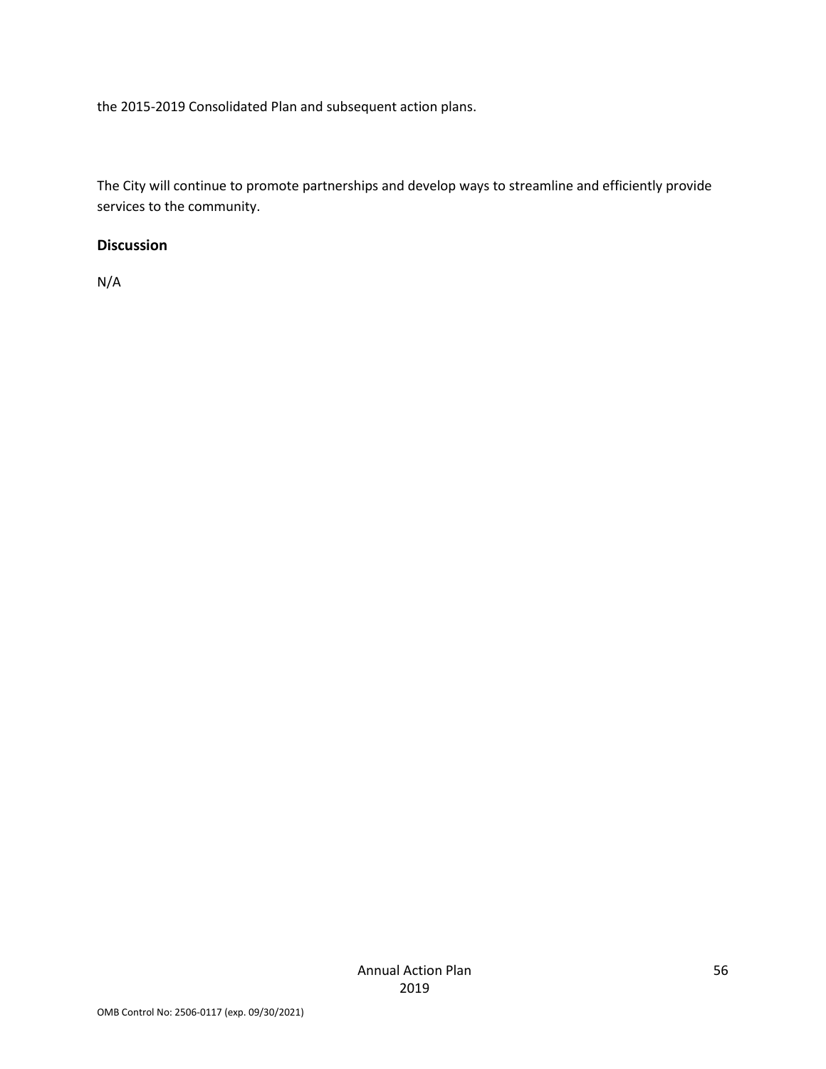the 2015-2019 Consolidated Plan and subsequent action plans.

The City will continue to promote partnerships and develop ways to streamline and efficiently provide services to the community.

## Discussion

N/A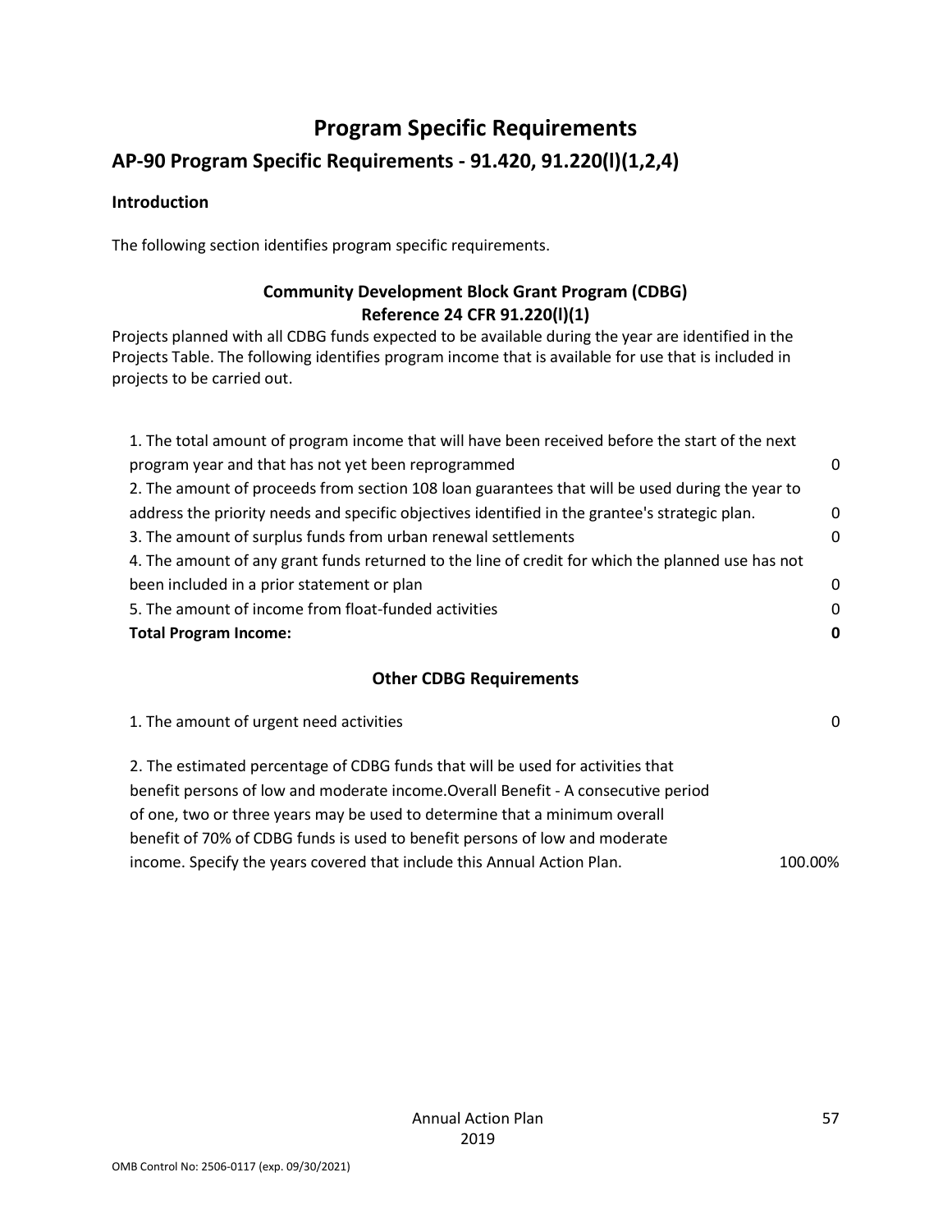# Program Specific Requirements

## AP-90 Program Specific Requirements - 91.420, 91.220(l)(1,2,4)

### Introduction

The following section identifies program specific requirements.

### Community Development Block Grant Program (CDBG)
### Reference 24 CFR 91.220(l)(1)

Projects planned with all CDBG funds expected to be available during the year are identified in the Projects Table. The following identifies program income that is available for use that is included in projects to be carried out.

| | |
|---|---|
| 1. The total amount of program income that will have been received before the start of the next program year and that has not yet been reprogrammed | 0 |
| 2. The amount of proceeds from section 108 loan guarantees that will be used during the year to address the priority needs and specific objectives identified in the grantee's strategic plan. | 0 |
| 3. The amount of surplus funds from urban renewal settlements | 0 |
| 4. The amount of any grant funds returned to the line of credit for which the planned use has not been included in a prior statement or plan | 0 |
| 5. The amount of income from float-funded activities | 0 |
| **Total Program Income:** | **0** |

### Other CDBG Requirements

| | |
|---|---|
| 1. The amount of urgent need activities | 0 |
| 2. The estimated percentage of CDBG funds that will be used for activities that benefit persons of low and moderate income.Overall Benefit - A consecutive period of one, two or three years may be used to determine that a minimum overall benefit of 70% of CDBG funds is used to benefit persons of low and moderate income. Specify the years covered that include this Annual Action Plan. | 100.00% |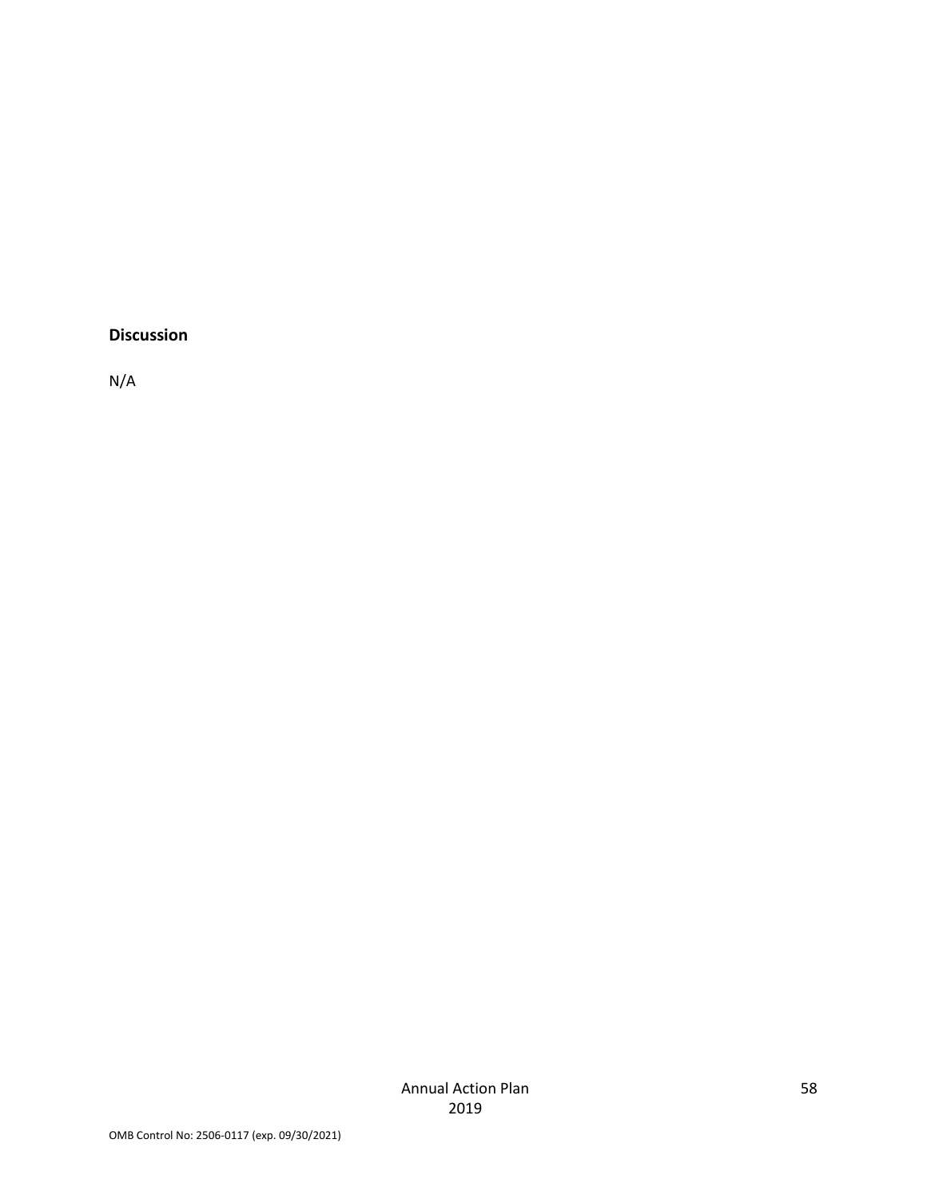**Discussion**

N/A